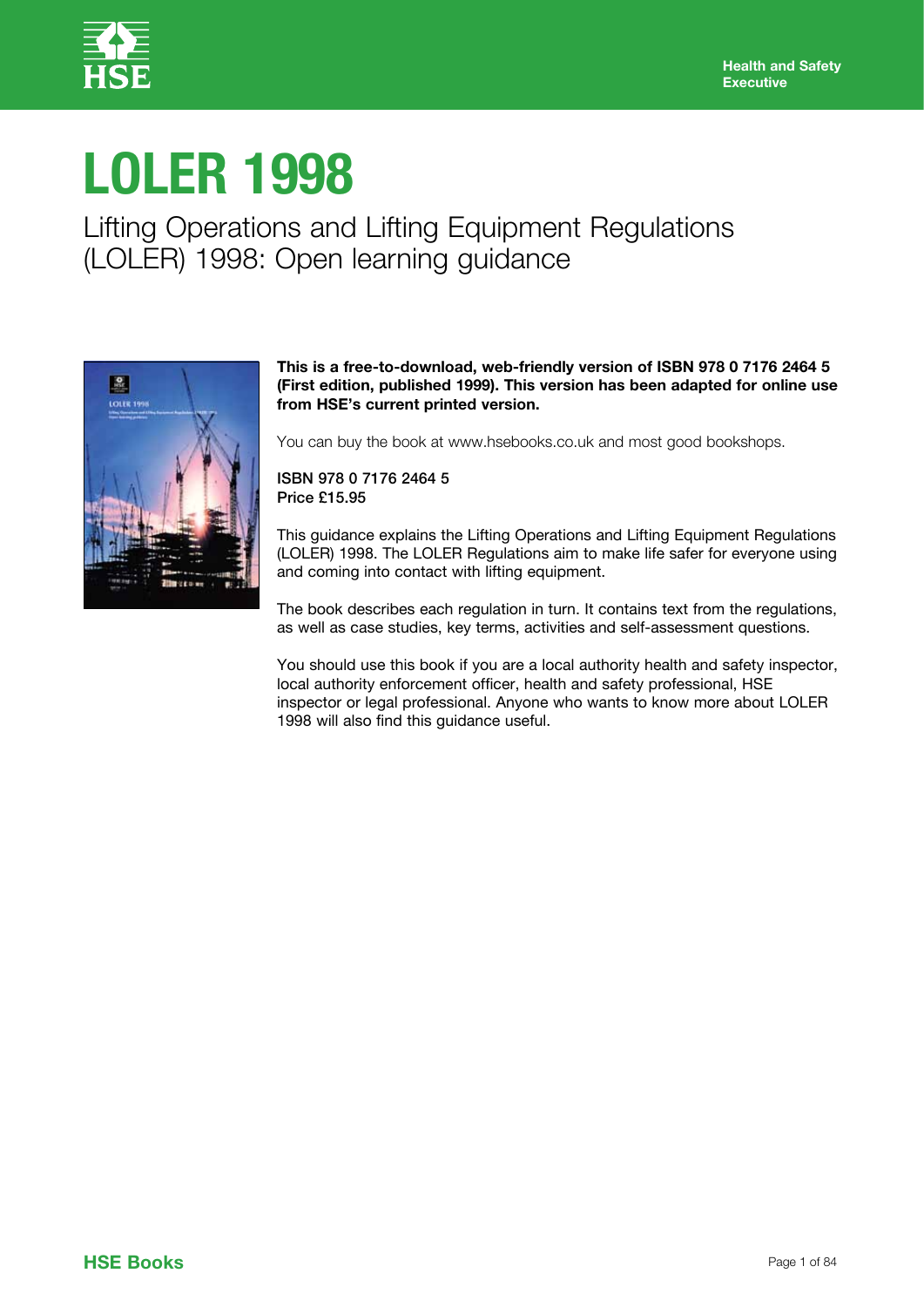Health and Safety Executive

# LOLER 1998

## Lifting Operations and Lifting Equipment Regulations (LOLER) 1998: Open learning guidance

**This is a free-to-download, web-friendly version of ISBN 978 0 7176 2464 5 (First edition, published 1999). This version has been adapted for online use from HSE's current printed version.**

You can buy the book at www.hsebooks.co.uk and most good bookshops.

**ISBN 978 0 7176 2464 5**
**Price £15.95**

This guidance explains the Lifting Operations and Lifting Equipment Regulations (LOLER) 1998. The LOLER Regulations aim to make life safer for everyone using and coming into contact with lifting equipment.

The book describes each regulation in turn. It contains text from the regulations, as well as case studies, key terms, activities and self-assessment questions.

You should use this book if you are a local authority health and safety inspector, local authority enforcement officer, health and safety professional, HSE inspector or legal professional. Anyone who wants to know more about LOLER 1998 will also find this guidance useful.

HSE Books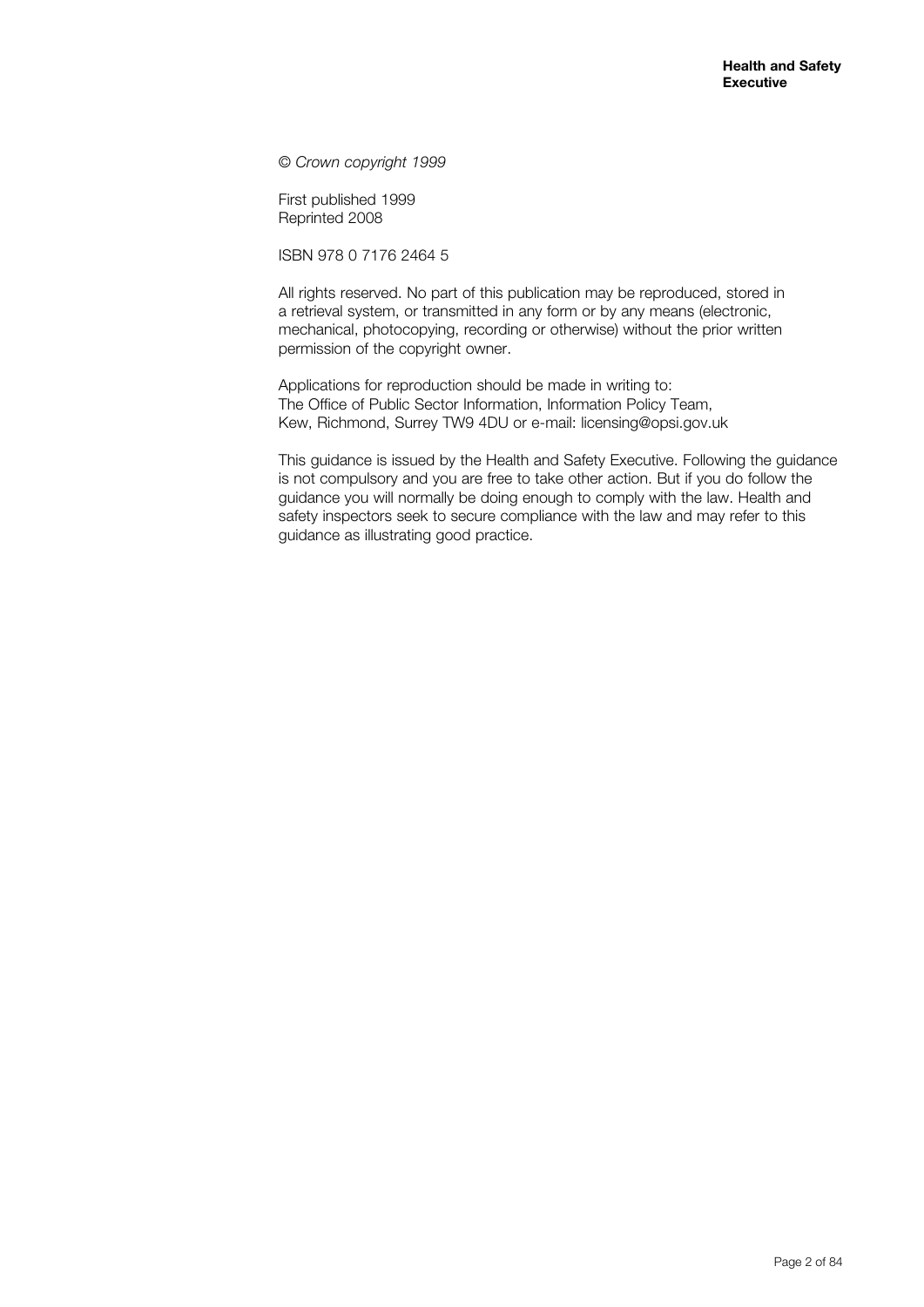*© Crown copyright 1999*

First published 1999
Reprinted 2008

ISBN 978 0 7176 2464 5

All rights reserved. No part of this publication may be reproduced, stored in a retrieval system, or transmitted in any form or by any means (electronic, mechanical, photocopying, recording or otherwise) without the prior written permission of the copyright owner.

Applications for reproduction should be made in writing to:
The Office of Public Sector Information, Information Policy Team, Kew, Richmond, Surrey TW9 4DU or e-mail: licensing@opsi.gov.uk

This guidance is issued by the Health and Safety Executive. Following the guidance is not compulsory and you are free to take other action. But if you do follow the guidance you will normally be doing enough to comply with the law. Health and safety inspectors seek to secure compliance with the law and may refer to this guidance as illustrating good practice.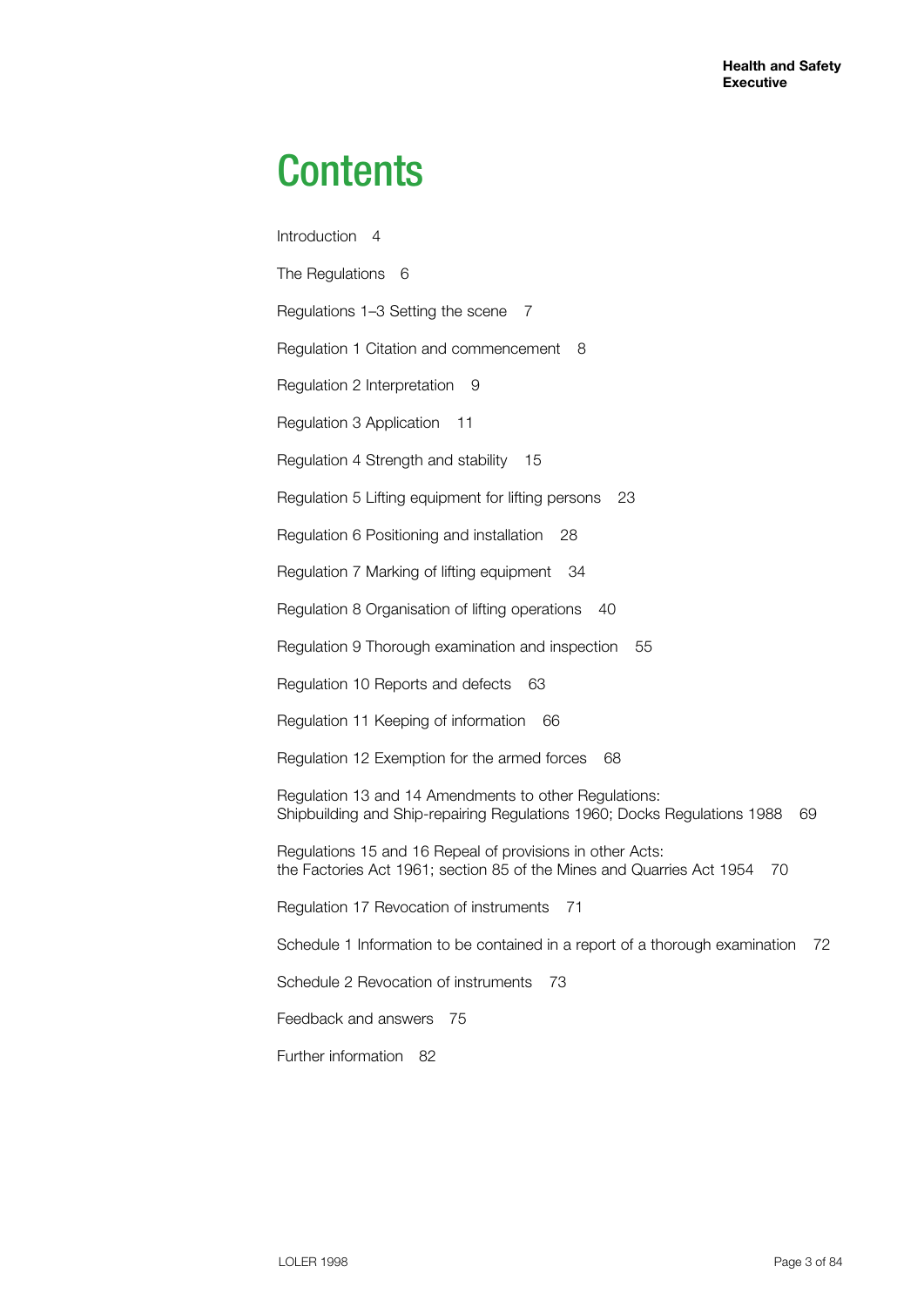# Contents

Introduction 4

The Regulations 6

Regulations 1–3 Setting the scene 7

Regulation 1 Citation and commencement 8

Regulation 2 Interpretation 9

Regulation 3 Application 11

Regulation 4 Strength and stability 15

Regulation 5 Lifting equipment for lifting persons 23

Regulation 6 Positioning and installation 28

Regulation 7 Marking of lifting equipment 34

Regulation 8 Organisation of lifting operations 40

Regulation 9 Thorough examination and inspection 55

Regulation 10 Reports and defects 63

Regulation 11 Keeping of information 66

Regulation 12 Exemption for the armed forces 68

Regulation 13 and 14 Amendments to other Regulations:
Shipbuilding and Ship-repairing Regulations 1960; Docks Regulations 1988 69

Regulations 15 and 16 Repeal of provisions in other Acts:
the Factories Act 1961; section 85 of the Mines and Quarries Act 1954 70

Regulation 17 Revocation of instruments 71

Schedule 1 Information to be contained in a report of a thorough examination 72

Schedule 2 Revocation of instruments 73

Feedback and answers 75

Further information 82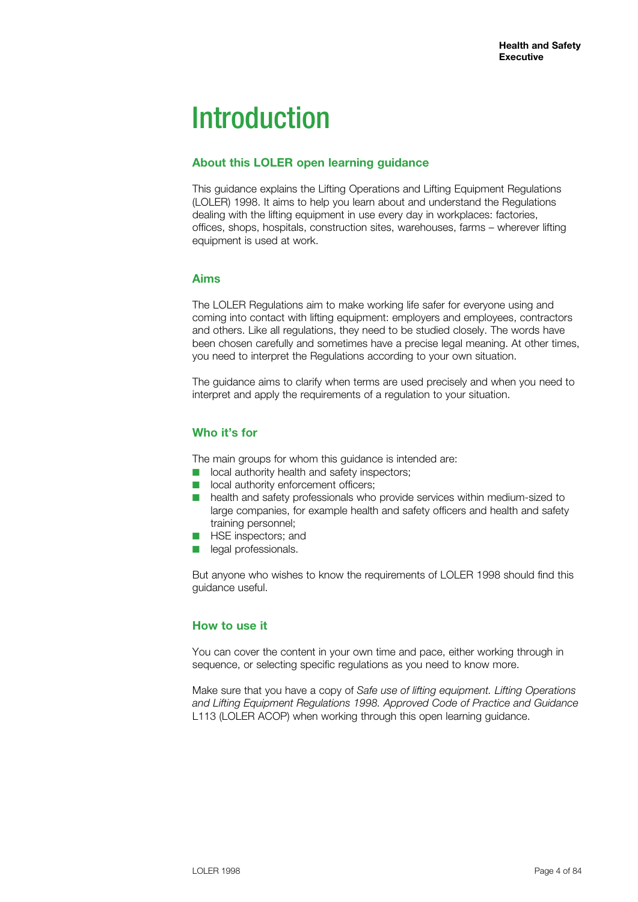# Introduction

## About this LOLER open learning guidance

This guidance explains the Lifting Operations and Lifting Equipment Regulations (LOLER) 1998. It aims to help you learn about and understand the Regulations dealing with the lifting equipment in use every day in workplaces: factories, offices, shops, hospitals, construction sites, warehouses, farms – wherever lifting equipment is used at work.

## Aims

The LOLER Regulations aim to make working life safer for everyone using and coming into contact with lifting equipment: employers and employees, contractors and others. Like all regulations, they need to be studied closely. The words have been chosen carefully and sometimes have a precise legal meaning. At other times, you need to interpret the Regulations according to your own situation.

The guidance aims to clarify when terms are used precisely and when you need to interpret and apply the requirements of a regulation to your situation.

## Who it's for

The main groups for whom this guidance is intended are:

- local authority health and safety inspectors;
- local authority enforcement officers;
- health and safety professionals who provide services within medium-sized to large companies, for example health and safety officers and health and safety training personnel;
- HSE inspectors; and
- legal professionals.

But anyone who wishes to know the requirements of LOLER 1998 should find this guidance useful.

## How to use it

You can cover the content in your own time and pace, either working through in sequence, or selecting specific regulations as you need to know more.

Make sure that you have a copy of *Safe use of lifting equipment. Lifting Operations and Lifting Equipment Regulations 1998. Approved Code of Practice and Guidance* L113 (LOLER ACOP) when working through this open learning guidance.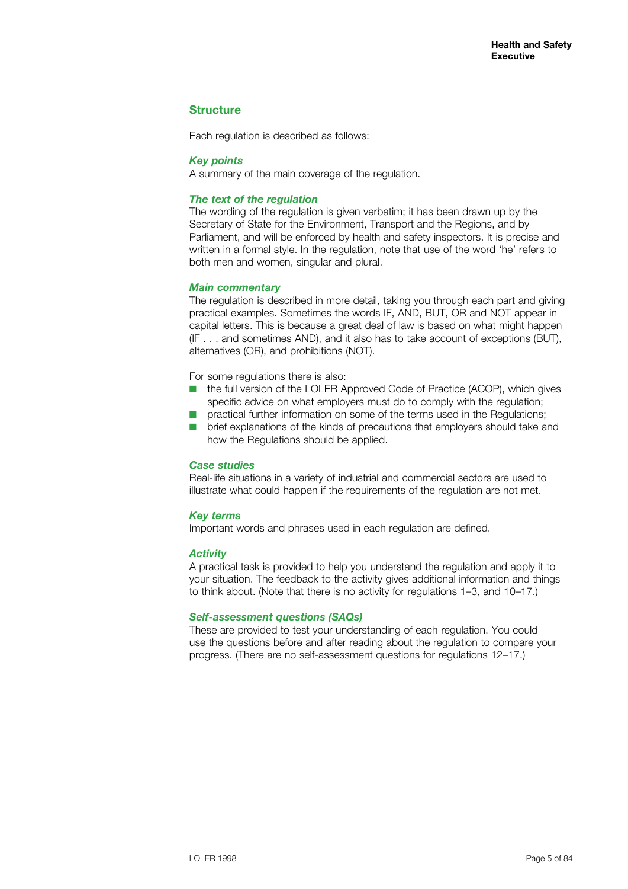## Structure

Each regulation is described as follows:

### *Key points*

A summary of the main coverage of the regulation.

### *The text of the regulation*

The wording of the regulation is given verbatim; it has been drawn up by the Secretary of State for the Environment, Transport and the Regions, and by Parliament, and will be enforced by health and safety inspectors. It is precise and written in a formal style. In the regulation, note that use of the word 'he' refers to both men and women, singular and plural.

### *Main commentary*

The regulation is described in more detail, taking you through each part and giving practical examples. Sometimes the words IF, AND, BUT, OR and NOT appear in capital letters. This is because a great deal of law is based on what might happen (IF . . . and sometimes AND), and it also has to take account of exceptions (BUT), alternatives (OR), and prohibitions (NOT).

For some regulations there is also:

- the full version of the LOLER Approved Code of Practice (ACOP), which gives specific advice on what employers must do to comply with the regulation;
- practical further information on some of the terms used in the Regulations;
- brief explanations of the kinds of precautions that employers should take and how the Regulations should be applied.

### *Case studies*

Real-life situations in a variety of industrial and commercial sectors are used to illustrate what could happen if the requirements of the regulation are not met.

### *Key terms*

Important words and phrases used in each regulation are defined.

### *Activity*

A practical task is provided to help you understand the regulation and apply it to your situation. The feedback to the activity gives additional information and things to think about. (Note that there is no activity for regulations 1–3, and 10–17.)

### *Self-assessment questions (SAQs)*

These are provided to test your understanding of each regulation. You could use the questions before and after reading about the regulation to compare your progress. (There are no self-assessment questions for regulations 12–17.)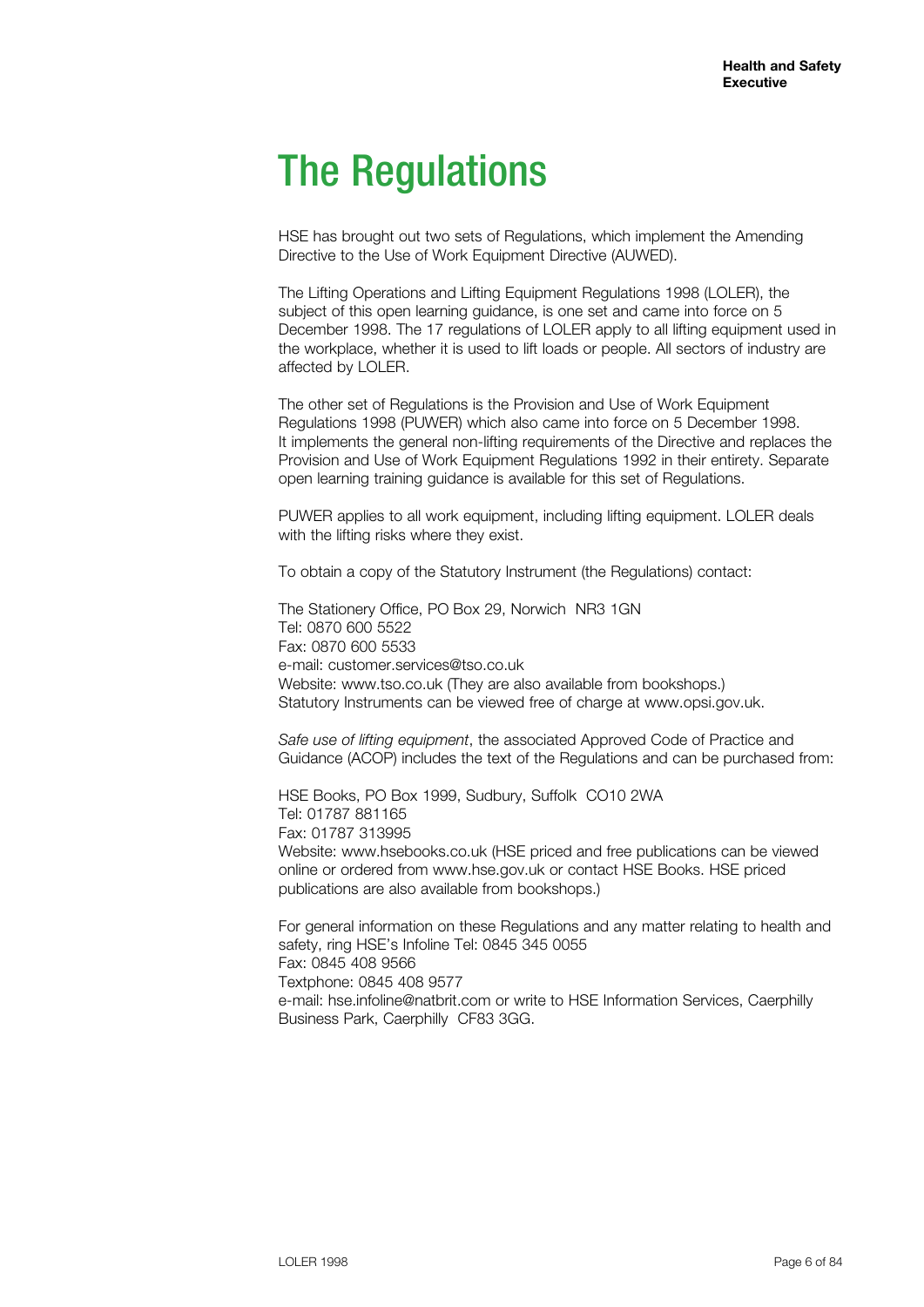# The Regulations

HSE has brought out two sets of Regulations, which implement the Amending Directive to the Use of Work Equipment Directive (AUWED).

The Lifting Operations and Lifting Equipment Regulations 1998 (LOLER), the subject of this open learning guidance, is one set and came into force on 5 December 1998. The 17 regulations of LOLER apply to all lifting equipment used in the workplace, whether it is used to lift loads or people. All sectors of industry are affected by LOLER.

The other set of Regulations is the Provision and Use of Work Equipment Regulations 1998 (PUWER) which also came into force on 5 December 1998. It implements the general non-lifting requirements of the Directive and replaces the Provision and Use of Work Equipment Regulations 1992 in their entirety. Separate open learning training guidance is available for this set of Regulations.

PUWER applies to all work equipment, including lifting equipment. LOLER deals with the lifting risks where they exist.

To obtain a copy of the Statutory Instrument (the Regulations) contact:

The Stationery Office, PO Box 29, Norwich NR3 1GN
Tel: 0870 600 5522
Fax: 0870 600 5533
e-mail: customer.services@tso.co.uk
Website: www.tso.co.uk (They are also available from bookshops.)
Statutory Instruments can be viewed free of charge at www.opsi.gov.uk.

*Safe use of lifting equipment*, the associated Approved Code of Practice and Guidance (ACOP) includes the text of the Regulations and can be purchased from:

HSE Books, PO Box 1999, Sudbury, Suffolk CO10 2WA
Tel: 01787 881165
Fax: 01787 313995
Website: www.hsebooks.co.uk (HSE priced and free publications can be viewed online or ordered from www.hse.gov.uk or contact HSE Books. HSE priced publications are also available from bookshops.)

For general information on these Regulations and any matter relating to health and safety, ring HSE's Infoline Tel: 0845 345 0055
Fax: 0845 408 9566
Textphone: 0845 408 9577
e-mail: hse.infoline@natbrit.com or write to HSE Information Services, Caerphilly Business Park, Caerphilly CF83 3GG.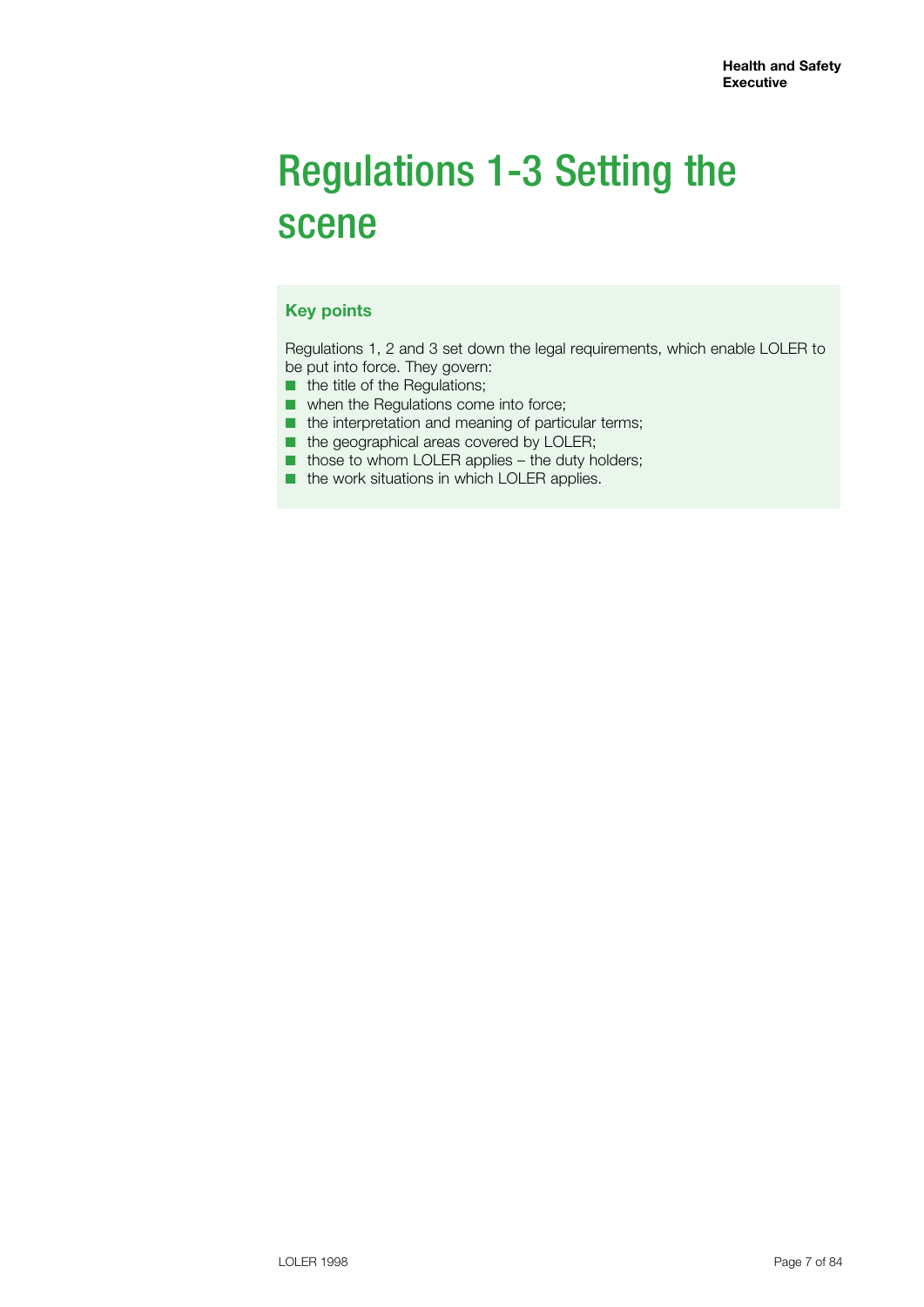# Regulations 1-3 Setting the scene

## Key points

Regulations 1, 2 and 3 set down the legal requirements, which enable LOLER to be put into force. They govern:

- the title of the Regulations;
- when the Regulations come into force;
- the interpretation and meaning of particular terms;
- the geographical areas covered by LOLER;
- those to whom LOLER applies – the duty holders;
- the work situations in which LOLER applies.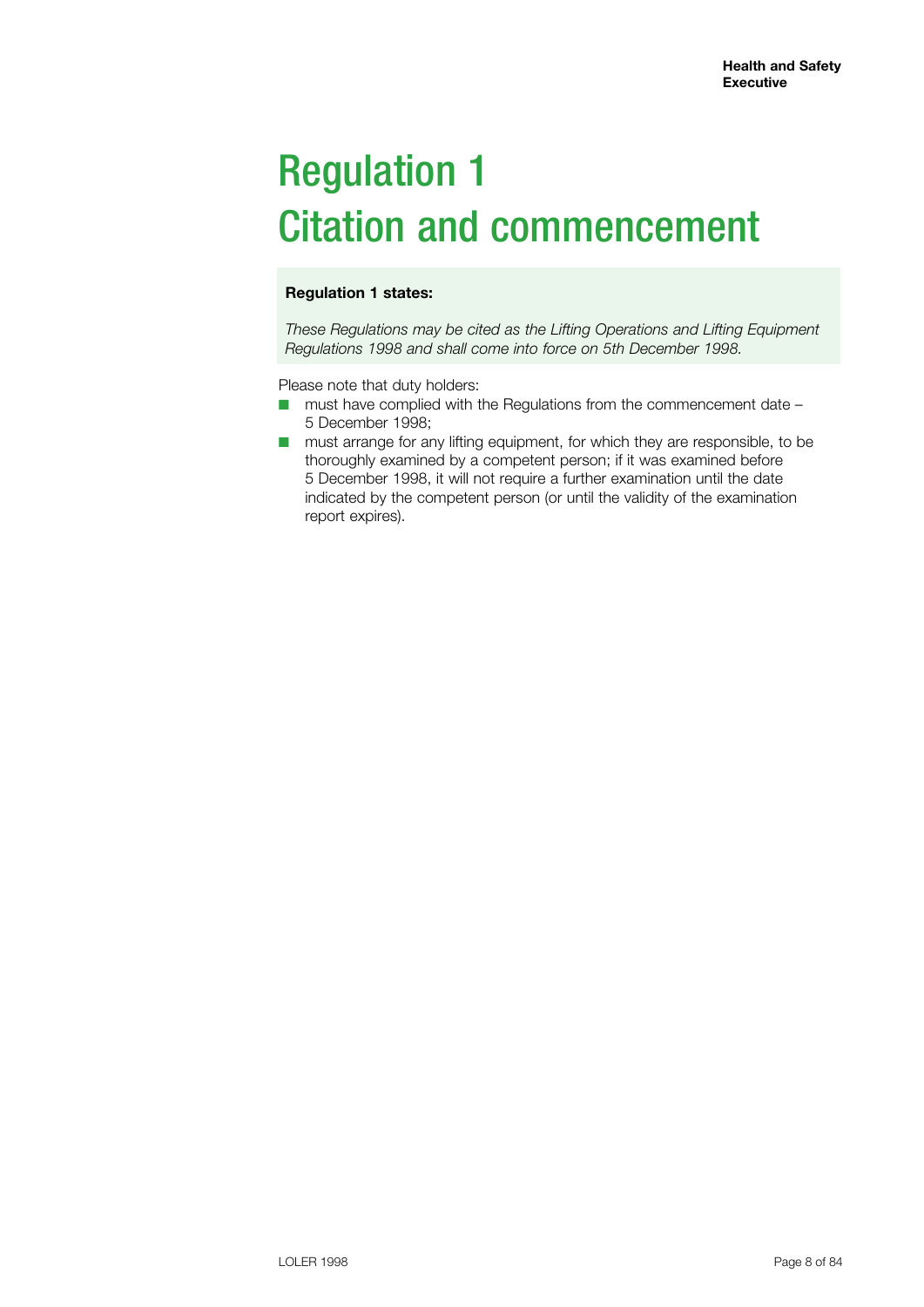# Regulation 1
# Citation and commencement

**Regulation 1 states:**

*These Regulations may be cited as the Lifting Operations and Lifting Equipment Regulations 1998 and shall come into force on 5th December 1998.*

Please note that duty holders:

- must have complied with the Regulations from the commencement date – 5 December 1998;
- must arrange for any lifting equipment, for which they are responsible, to be thoroughly examined by a competent person; if it was examined before 5 December 1998, it will not require a further examination until the date indicated by the competent person (or until the validity of the examination report expires).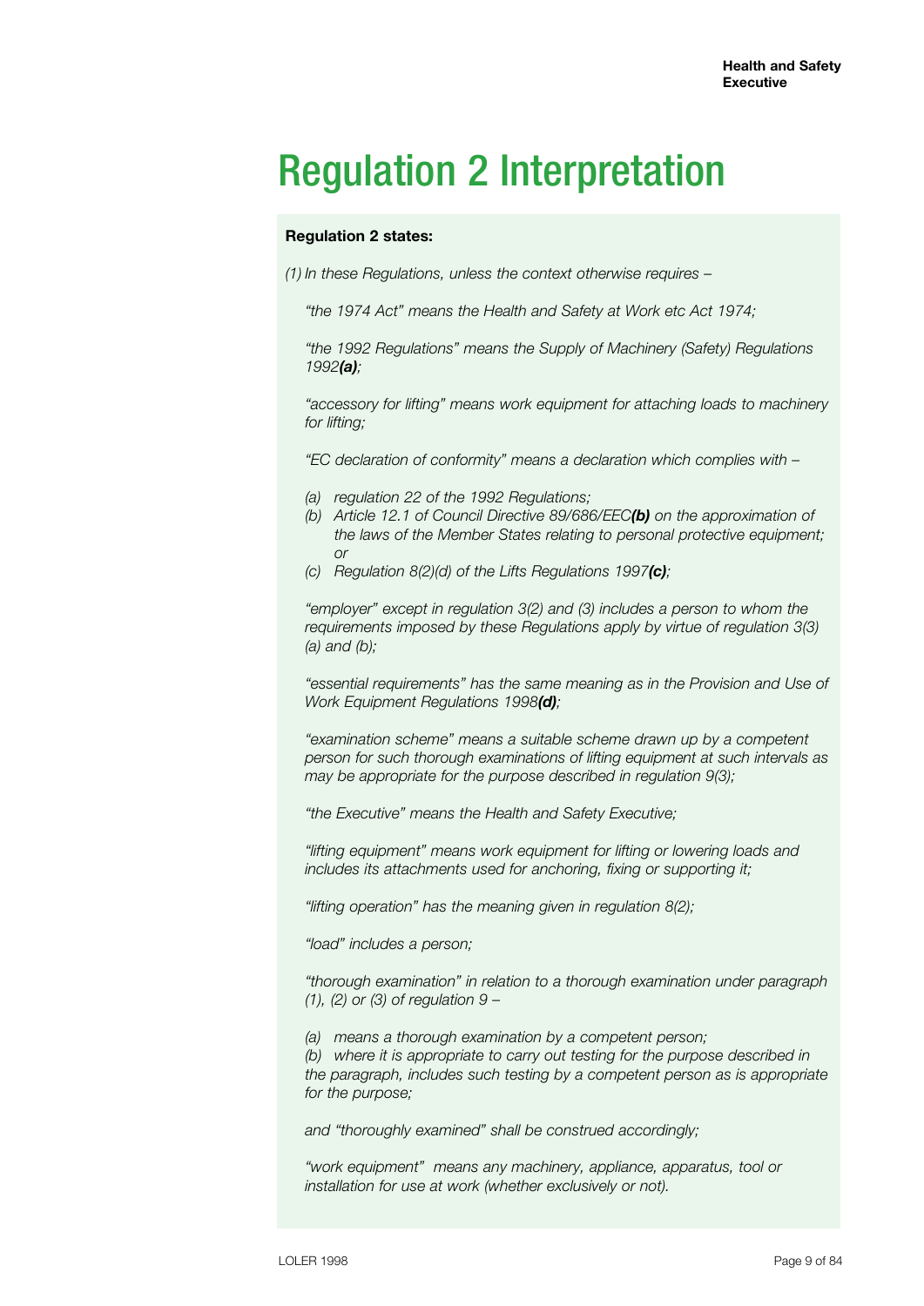# Regulation 2 Interpretation

**Regulation 2 states:**

*(1) In these Regulations, unless the context otherwise requires –*

*"the 1974 Act" means the Health and Safety at Work etc Act 1974;*

*"the 1992 Regulations" means the Supply of Machinery (Safety) Regulations 1992****(a)****;*

*"accessory for lifting" means work equipment for attaching loads to machinery for lifting;*

*"EC declaration of conformity" means a declaration which complies with –*

*(a) regulation 22 of the 1992 Regulations;*
*(b) Article 12.1 of Council Directive 89/686/EEC****(b)*** *on the approximation of the laws of the Member States relating to personal protective equipment; or*
*(c) Regulation 8(2)(d) of the Lifts Regulations 1997****(c)****;*

*"employer" except in regulation 3(2) and (3) includes a person to whom the requirements imposed by these Regulations apply by virtue of regulation 3(3)(a) and (b);*

*"essential requirements" has the same meaning as in the Provision and Use of Work Equipment Regulations 1998****(d)****;*

*"examination scheme" means a suitable scheme drawn up by a competent person for such thorough examinations of lifting equipment at such intervals as may be appropriate for the purpose described in regulation 9(3);*

*"the Executive" means the Health and Safety Executive;*

*"lifting equipment" means work equipment for lifting or lowering loads and includes its attachments used for anchoring, fixing or supporting it;*

*"lifting operation" has the meaning given in regulation 8(2);*

*"load" includes a person;*

*"thorough examination" in relation to a thorough examination under paragraph (1), (2) or (3) of regulation 9 –*

*(a) means a thorough examination by a competent person;*
*(b) where it is appropriate to carry out testing for the purpose described in the paragraph, includes such testing by a competent person as is appropriate for the purpose;*

*and "thoroughly examined" shall be construed accordingly;*

*"work equipment" means any machinery, appliance, apparatus, tool or installation for use at work (whether exclusively or not).*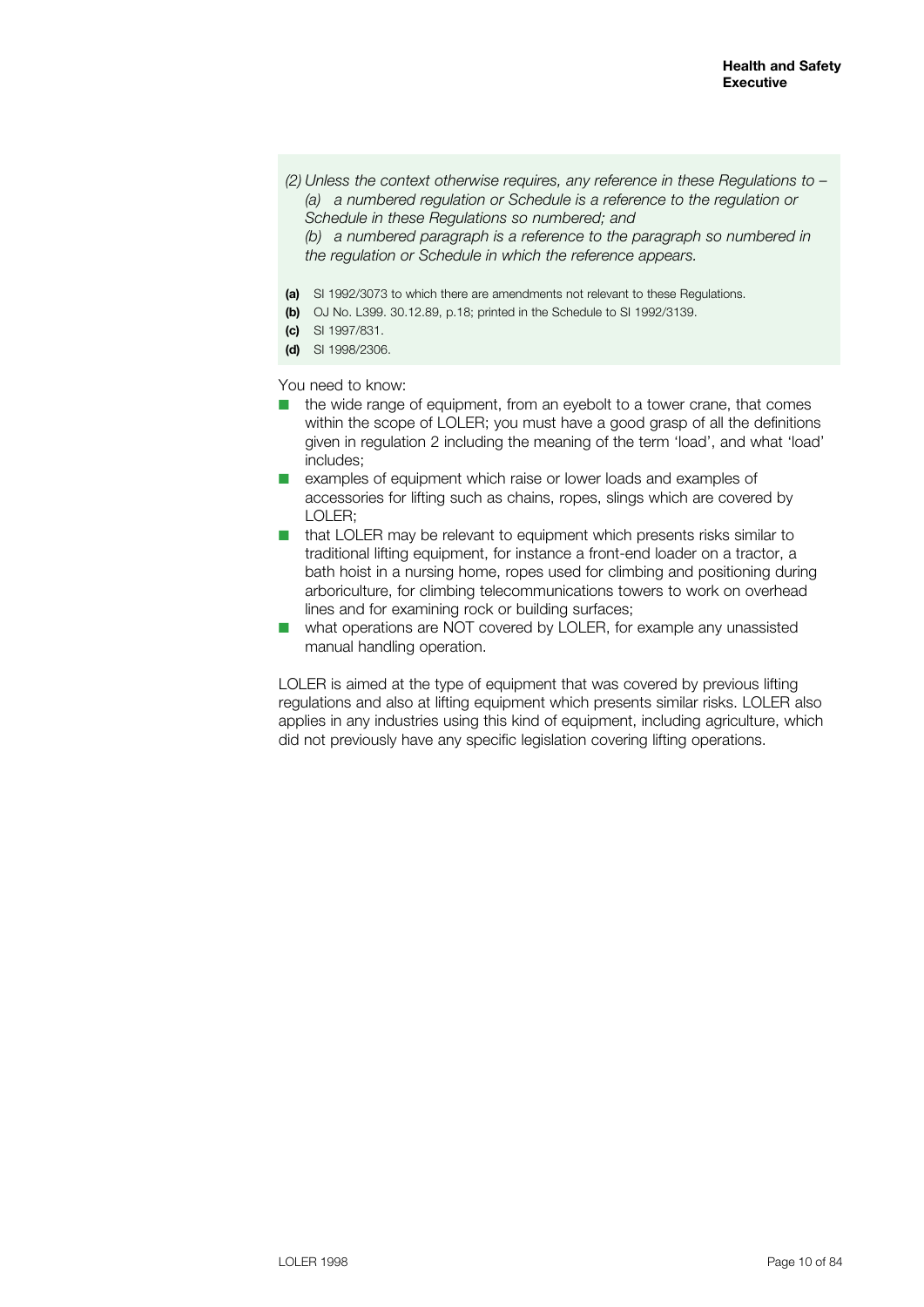*(2) Unless the context otherwise requires, any reference in these Regulations to –*
*(a) a numbered regulation or Schedule is a reference to the regulation or Schedule in these Regulations so numbered; and*
*(b) a numbered paragraph is a reference to the paragraph so numbered in the regulation or Schedule in which the reference appears.*

**(a)** SI 1992/3073 to which there are amendments not relevant to these Regulations.
**(b)** OJ No. L399. 30.12.89, p.18; printed in the Schedule to SI 1992/3139.
**(c)** SI 1997/831.
**(d)** SI 1998/2306.

You need to know:

- the wide range of equipment, from an eyebolt to a tower crane, that comes within the scope of LOLER; you must have a good grasp of all the definitions given in regulation 2 including the meaning of the term 'load', and what 'load' includes;
- examples of equipment which raise or lower loads and examples of accessories for lifting such as chains, ropes, slings which are covered by LOLER;
- that LOLER may be relevant to equipment which presents risks similar to traditional lifting equipment, for instance a front-end loader on a tractor, a bath hoist in a nursing home, ropes used for climbing and positioning during arboriculture, for climbing telecommunications towers to work on overhead lines and for examining rock or building surfaces;
- what operations are NOT covered by LOLER, for example any unassisted manual handling operation.

LOLER is aimed at the type of equipment that was covered by previous lifting regulations and also at lifting equipment which presents similar risks. LOLER also applies in any industries using this kind of equipment, including agriculture, which did not previously have any specific legislation covering lifting operations.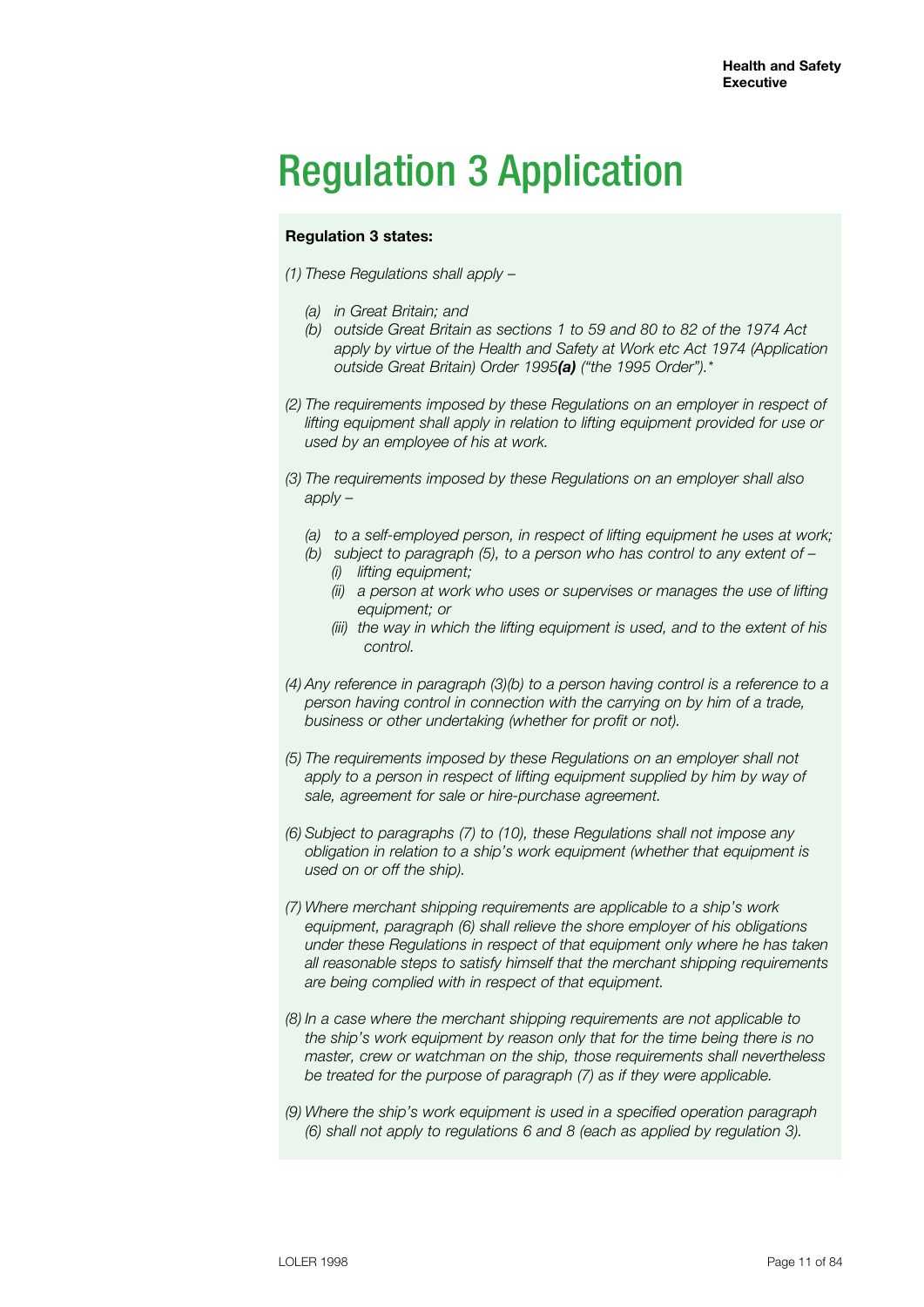# Regulation 3 Application

**Regulation 3 states:**

*(1) These Regulations shall apply –*

- *(a) in Great Britain; and*
- *(b) outside Great Britain as sections 1 to 59 and 80 to 82 of the 1974 Act apply by virtue of the Health and Safety at Work etc Act 1974 (Application outside Great Britain) Order 1995**(a)** ("the 1995 Order").**

*(2) The requirements imposed by these Regulations on an employer in respect of lifting equipment shall apply in relation to lifting equipment provided for use or used by an employee of his at work.*

*(3) The requirements imposed by these Regulations on an employer shall also apply –*

- *(a) to a self-employed person, in respect of lifting equipment he uses at work;*
- *(b) subject to paragraph (5), to a person who has control to any extent of –*
  - *(i) lifting equipment;*
  - *(ii) a person at work who uses or supervises or manages the use of lifting equipment; or*
  - *(iii) the way in which the lifting equipment is used, and to the extent of his control.*

*(4) Any reference in paragraph (3)(b) to a person having control is a reference to a person having control in connection with the carrying on by him of a trade, business or other undertaking (whether for profit or not).*

*(5) The requirements imposed by these Regulations on an employer shall not apply to a person in respect of lifting equipment supplied by him by way of sale, agreement for sale or hire-purchase agreement.*

*(6) Subject to paragraphs (7) to (10), these Regulations shall not impose any obligation in relation to a ship's work equipment (whether that equipment is used on or off the ship).*

*(7) Where merchant shipping requirements are applicable to a ship's work equipment, paragraph (6) shall relieve the shore employer of his obligations under these Regulations in respect of that equipment only where he has taken all reasonable steps to satisfy himself that the merchant shipping requirements are being complied with in respect of that equipment.*

*(8) In a case where the merchant shipping requirements are not applicable to the ship's work equipment by reason only that for the time being there is no master, crew or watchman on the ship, those requirements shall nevertheless be treated for the purpose of paragraph (7) as if they were applicable.*

*(9) Where the ship's work equipment is used in a specified operation paragraph (6) shall not apply to regulations 6 and 8 (each as applied by regulation 3).*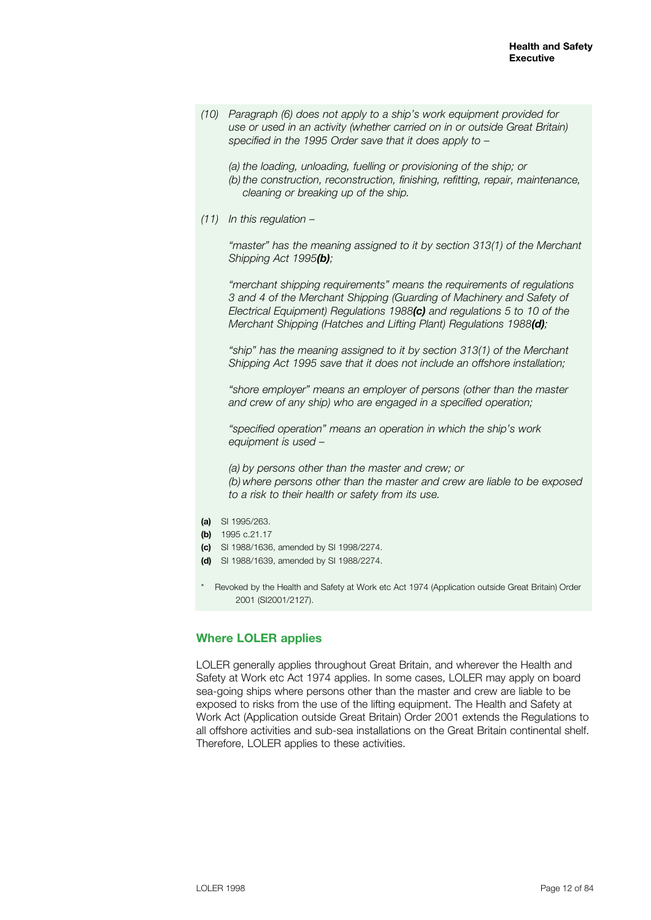*(10) Paragraph (6) does not apply to a ship's work equipment provided for use or used in an activity (whether carried on in or outside Great Britain) specified in the 1995 Order save that it does apply to –*

*(a) the loading, unloading, fuelling or provisioning of the ship; or*
*(b) the construction, reconstruction, finishing, refitting, repair, maintenance, cleaning or breaking up of the ship.*

*(11) In this regulation –*

*"master" has the meaning assigned to it by section 313(1) of the Merchant Shipping Act 1995**(b)**;*

*"merchant shipping requirements" means the requirements of regulations 3 and 4 of the Merchant Shipping (Guarding of Machinery and Safety of Electrical Equipment) Regulations 1988**(c)** and regulations 5 to 10 of the Merchant Shipping (Hatches and Lifting Plant) Regulations 1988**(d)**;*

*"ship" has the meaning assigned to it by section 313(1) of the Merchant Shipping Act 1995 save that it does not include an offshore installation;*

*"shore employer" means an employer of persons (other than the master and crew of any ship) who are engaged in a specified operation;*

*"specified operation" means an operation in which the ship's work equipment is used –*

*(a) by persons other than the master and crew; or*
*(b) where persons other than the master and crew are liable to be exposed to a risk to their health or safety from its use.*

**(a)** SI 1995/263.
**(b)** 1995 c.21.17
**(c)** SI 1988/1636, amended by SI 1998/2274.
**(d)** SI 1988/1639, amended by SI 1988/2274.

\* Revoked by the Health and Safety at Work etc Act 1974 (Application outside Great Britain) Order 2001 (SI2001/2127).

## Where LOLER applies

LOLER generally applies throughout Great Britain, and wherever the Health and Safety at Work etc Act 1974 applies. In some cases, LOLER may apply on board sea-going ships where persons other than the master and crew are liable to be exposed to risks from the use of the lifting equipment. The Health and Safety at Work Act (Application outside Great Britain) Order 2001 extends the Regulations to all offshore activities and sub-sea installations on the Great Britain continental shelf. Therefore, LOLER applies to these activities.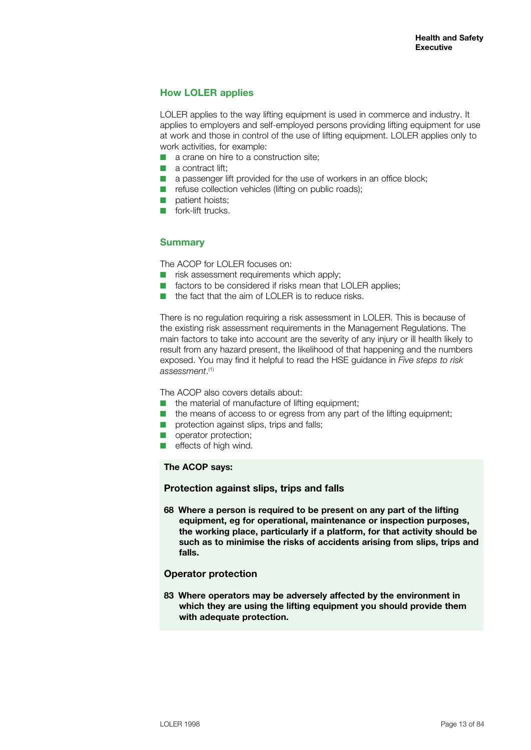## How LOLER applies

LOLER applies to the way lifting equipment is used in commerce and industry. It applies to employers and self-employed persons providing lifting equipment for use at work and those in control of the use of lifting equipment. LOLER applies only to work activities, for example:

- a crane on hire to a construction site;
- a contract lift;
- a passenger lift provided for the use of workers in an office block;
- refuse collection vehicles (lifting on public roads);
- patient hoists;
- fork-lift trucks.

## Summary

The ACOP for LOLER focuses on:

- risk assessment requirements which apply;
- factors to be considered if risks mean that LOLER applies;
- the fact that the aim of LOLER is to reduce risks.

There is no regulation requiring a risk assessment in LOLER. This is because of the existing risk assessment requirements in the Management Regulations. The main factors to take into account are the severity of any injury or ill health likely to result from any hazard present, the likelihood of that happening and the numbers exposed. You may find it helpful to read the HSE guidance in *Five steps to risk assessment*.[1]

The ACOP also covers details about:

- the material of manufacture of lifting equipment;
- the means of access to or egress from any part of the lifting equipment;
- protection against slips, trips and falls;
- operator protection;
- effects of high wind.

**The ACOP says:**

### Protection against slips, trips and falls

**68 Where a person is required to be present on any part of the lifting equipment, eg for operational, maintenance or inspection purposes, the working place, particularly if a platform, for that activity should be such as to minimise the risks of accidents arising from slips, trips and falls.**

### Operator protection

**83 Where operators may be adversely affected by the environment in which they are using the lifting equipment you should provide them with adequate protection.**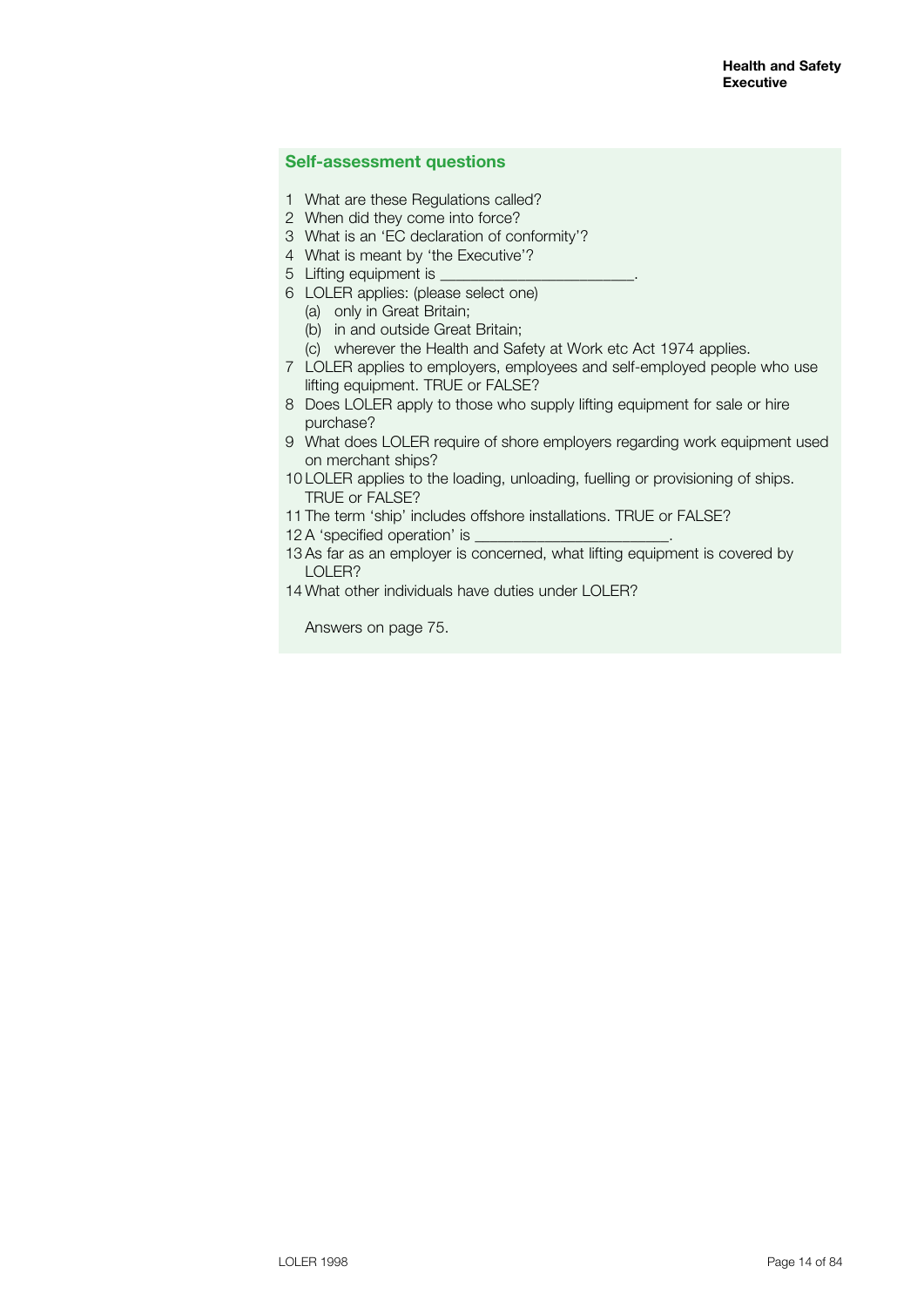### Self-assessment questions

1 What are these Regulations called?
2 When did they come into force?
3 What is an 'EC declaration of conformity'?
4 What is meant by 'the Executive'?
5 Lifting equipment is ________________________.
6 LOLER applies: (please select one)
   (a) only in Great Britain;
   (b) in and outside Great Britain;
   (c) wherever the Health and Safety at Work etc Act 1974 applies.
7 LOLER applies to employers, employees and self-employed people who use lifting equipment. TRUE or FALSE?
8 Does LOLER apply to those who supply lifting equipment for sale or hire purchase?
9 What does LOLER require of shore employers regarding work equipment used on merchant ships?
10 LOLER applies to the loading, unloading, fuelling or provisioning of ships. TRUE or FALSE?
11 The term 'ship' includes offshore installations. TRUE or FALSE?
12 A 'specified operation' is ________________________.
13 As far as an employer is concerned, what lifting equipment is covered by LOLER?
14 What other individuals have duties under LOLER?

Answers on page 75.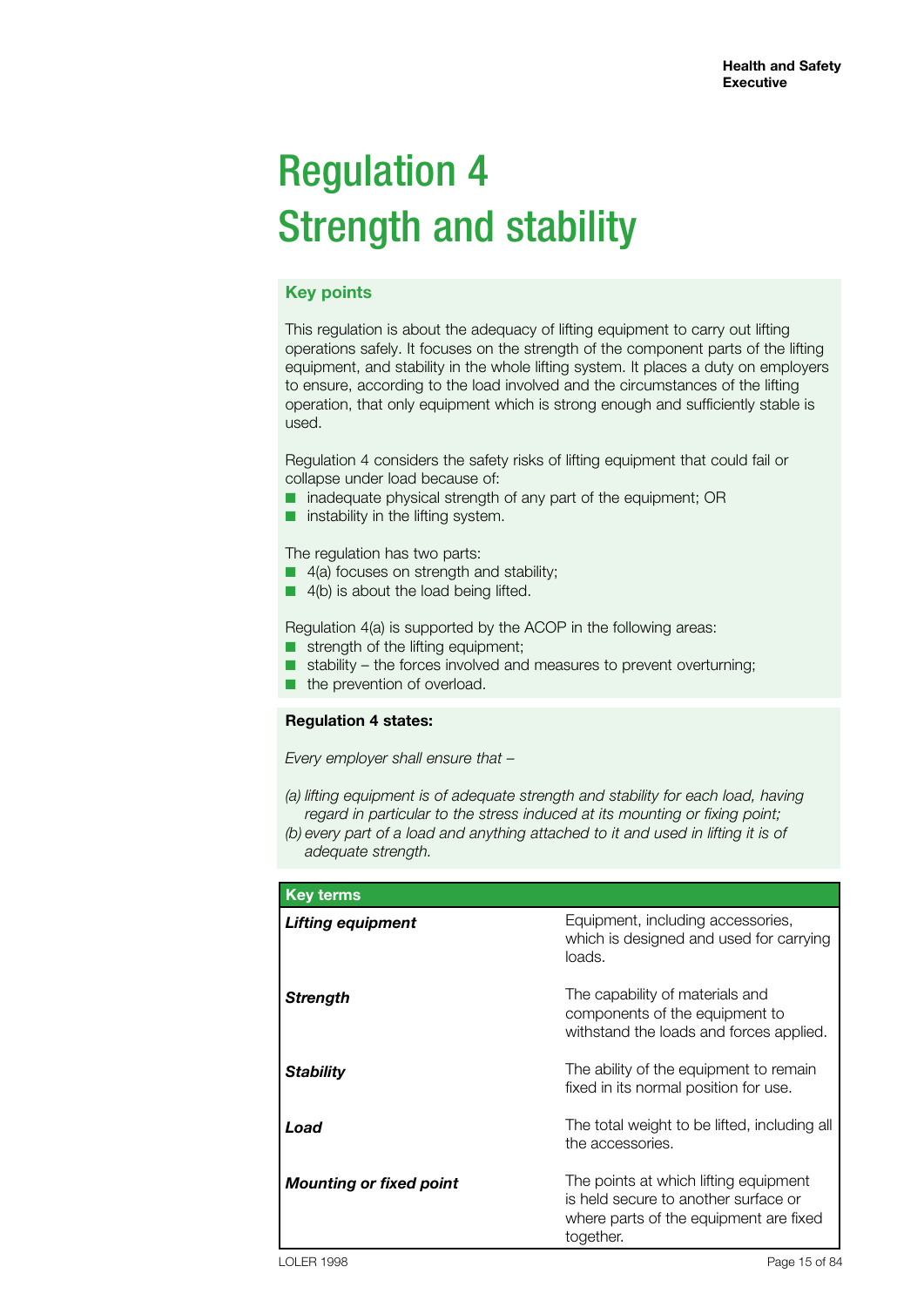# Regulation 4
# Strength and stability

## Key points

This regulation is about the adequacy of lifting equipment to carry out lifting operations safely. It focuses on the strength of the component parts of the lifting equipment, and stability in the whole lifting system. It places a duty on employers to ensure, according to the load involved and the circumstances of the lifting operation, that only equipment which is strong enough and sufficiently stable is used.

Regulation 4 considers the safety risks of lifting equipment that could fail or collapse under load because of:

- inadequate physical strength of any part of the equipment; OR
- instability in the lifting system.

The regulation has two parts:

- 4(a) focuses on strength and stability;
- 4(b) is about the load being lifted.

Regulation 4(a) is supported by the ACOP in the following areas:

- strength of the lifting equipment;
- stability – the forces involved and measures to prevent overturning;
- the prevention of overload.

**Regulation 4 states:**

*Every employer shall ensure that –*

*(a) lifting equipment is of adequate strength and stability for each load, having regard in particular to the stress induced at its mounting or fixing point;*
*(b) every part of a load and anything attached to it and used in lifting it is of adequate strength.*

| Key terms | |
|---|---|
| ***Lifting equipment*** | Equipment, including accessories, which is designed and used for carrying loads. |
| ***Strength*** | The capability of materials and components of the equipment to withstand the loads and forces applied. |
| ***Stability*** | The ability of the equipment to remain fixed in its normal position for use. |
| ***Load*** | The total weight to be lifted, including all the accessories. |
| ***Mounting or fixed point*** | The points at which lifting equipment is held secure to another surface or where parts of the equipment are fixed together. |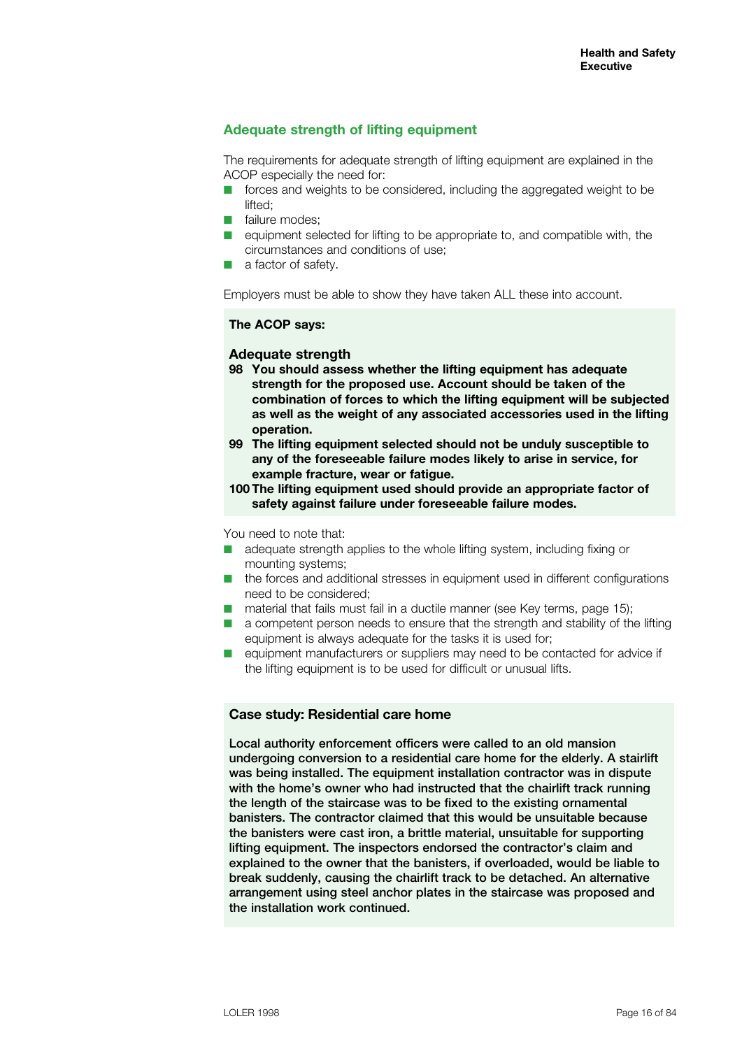## Adequate strength of lifting equipment

The requirements for adequate strength of lifting equipment are explained in the ACOP especially the need for:

- forces and weights to be considered, including the aggregated weight to be lifted;
- failure modes;
- equipment selected for lifting to be appropriate to, and compatible with, the circumstances and conditions of use;
- a factor of safety.

Employers must be able to show they have taken ALL these into account.

**The ACOP says:**

### Adequate strength

**98 You should assess whether the lifting equipment has adequate strength for the proposed use. Account should be taken of the combination of forces to which the lifting equipment will be subjected as well as the weight of any associated accessories used in the lifting operation.**

**99 The lifting equipment selected should not be unduly susceptible to any of the foreseeable failure modes likely to arise in service, for example fracture, wear or fatigue.**

**100 The lifting equipment used should provide an appropriate factor of safety against failure under foreseeable failure modes.**

You need to note that:

- adequate strength applies to the whole lifting system, including fixing or mounting systems;
- the forces and additional stresses in equipment used in different configurations need to be considered;
- material that fails must fail in a ductile manner (see Key terms, page 15);
- a competent person needs to ensure that the strength and stability of the lifting equipment is always adequate for the tasks it is used for;
- equipment manufacturers or suppliers may need to be contacted for advice if the lifting equipment is to be used for difficult or unusual lifts.

**Case study: Residential care home**

**Local authority enforcement officers were called to an old mansion undergoing conversion to a residential care home for the elderly. A stairlift was being installed. The equipment installation contractor was in dispute with the home's owner who had instructed that the chairlift track running the length of the staircase was to be fixed to the existing ornamental banisters. The contractor claimed that this would be unsuitable because the banisters were cast iron, a brittle material, unsuitable for supporting lifting equipment. The inspectors endorsed the contractor's claim and explained to the owner that the banisters, if overloaded, would be liable to break suddenly, causing the chairlift track to be detached. An alternative arrangement using steel anchor plates in the staircase was proposed and the installation work continued.**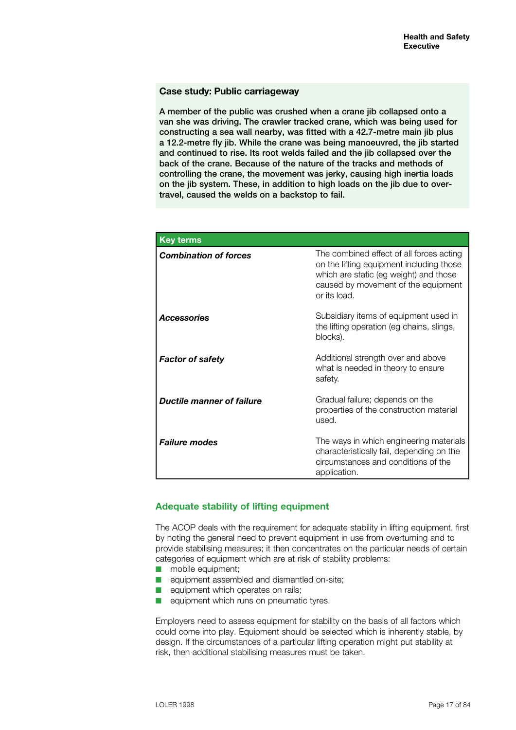### Case study: Public carriageway

**A member of the public was crushed when a crane jib collapsed onto a van she was driving. The crawler tracked crane, which was being used for constructing a sea wall nearby, was fitted with a 42.7-metre main jib plus a 12.2-metre fly jib. While the crane was being manoeuvred, the jib started and continued to rise. Its root welds failed and the jib collapsed over the back of the crane. Because of the nature of the tracks and methods of controlling the crane, the movement was jerky, causing high inertia loads on the jib system. These, in addition to high loads on the jib due to over-travel, caused the welds on a backstop to fail.**

| Key terms | |
|---|---|
| ***Combination of forces*** | The combined effect of all forces acting on the lifting equipment including those which are static (eg weight) and those caused by movement of the equipment or its load. |
| ***Accessories*** | Subsidiary items of equipment used in the lifting operation (eg chains, slings, blocks). |
| ***Factor of safety*** | Additional strength over and above what is needed in theory to ensure safety. |
| ***Ductile manner of failure*** | Gradual failure; depends on the properties of the construction material used. |
| ***Failure modes*** | The ways in which engineering materials characteristically fail, depending on the circumstances and conditions of the application. |

## Adequate stability of lifting equipment

The ACOP deals with the requirement for adequate stability in lifting equipment, first by noting the general need to prevent equipment in use from overturning and to provide stabilising measures; it then concentrates on the particular needs of certain categories of equipment which are at risk of stability problems:

- mobile equipment;
- equipment assembled and dismantled on-site;
- equipment which operates on rails;
- equipment which runs on pneumatic tyres.

Employers need to assess equipment for stability on the basis of all factors which could come into play. Equipment should be selected which is inherently stable, by design. If the circumstances of a particular lifting operation might put stability at risk, then additional stabilising measures must be taken.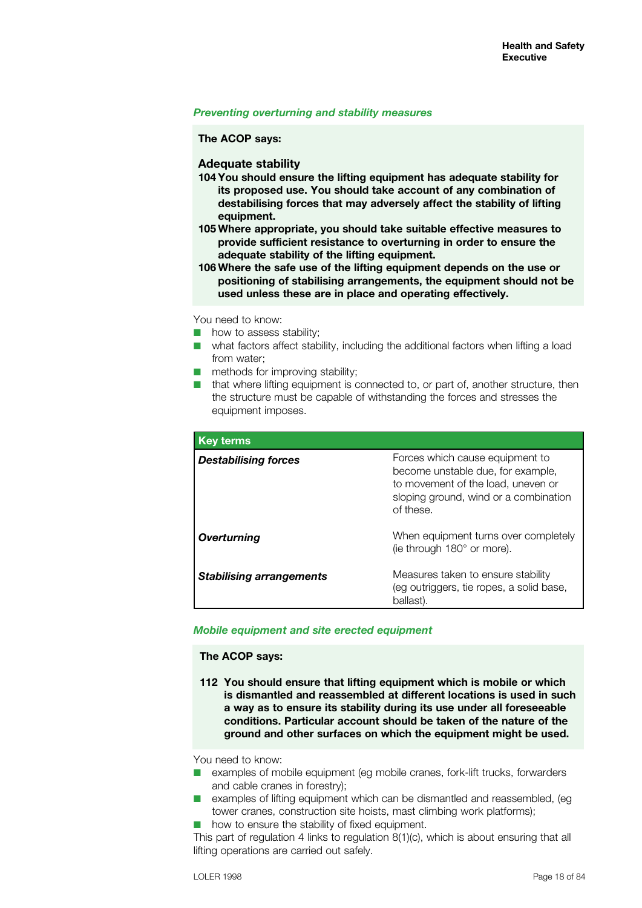### *Preventing overturning and stability measures*

**The ACOP says:**

**Adequate stability**

**104 You should ensure the lifting equipment has adequate stability for its proposed use. You should take account of any combination of destabilising forces that may adversely affect the stability of lifting equipment.**

**105 Where appropriate, you should take suitable effective measures to provide sufficient resistance to overturning in order to ensure the adequate stability of the lifting equipment.**

**106 Where the safe use of the lifting equipment depends on the use or positioning of stabilising arrangements, the equipment should not be used unless these are in place and operating effectively.**

You need to know:

- how to assess stability;
- what factors affect stability, including the additional factors when lifting a load from water;
- methods for improving stability;
- that where lifting equipment is connected to, or part of, another structure, then the structure must be capable of withstanding the forces and stresses the equipment imposes.

| **Key terms** | |
|---|---|
| ***Destabilising forces*** | Forces which cause equipment to become unstable due, for example, to movement of the load, uneven or sloping ground, wind or a combination of these. |
| ***Overturning*** | When equipment turns over completely (ie through 180° or more). |
| ***Stabilising arrangements*** | Measures taken to ensure stability (eg outriggers, tie ropes, a solid base, ballast). |

### *Mobile equipment and site erected equipment*

**The ACOP says:**

**112 You should ensure that lifting equipment which is mobile or which is dismantled and reassembled at different locations is used in such a way as to ensure its stability during its use under all foreseeable conditions. Particular account should be taken of the nature of the ground and other surfaces on which the equipment might be used.**

You need to know:

- examples of mobile equipment (eg mobile cranes, fork-lift trucks, forwarders and cable cranes in forestry);
- examples of lifting equipment which can be dismantled and reassembled, (eg tower cranes, construction site hoists, mast climbing work platforms);
- how to ensure the stability of fixed equipment.

This part of regulation 4 links to regulation 8(1)(c), which is about ensuring that all lifting operations are carried out safely.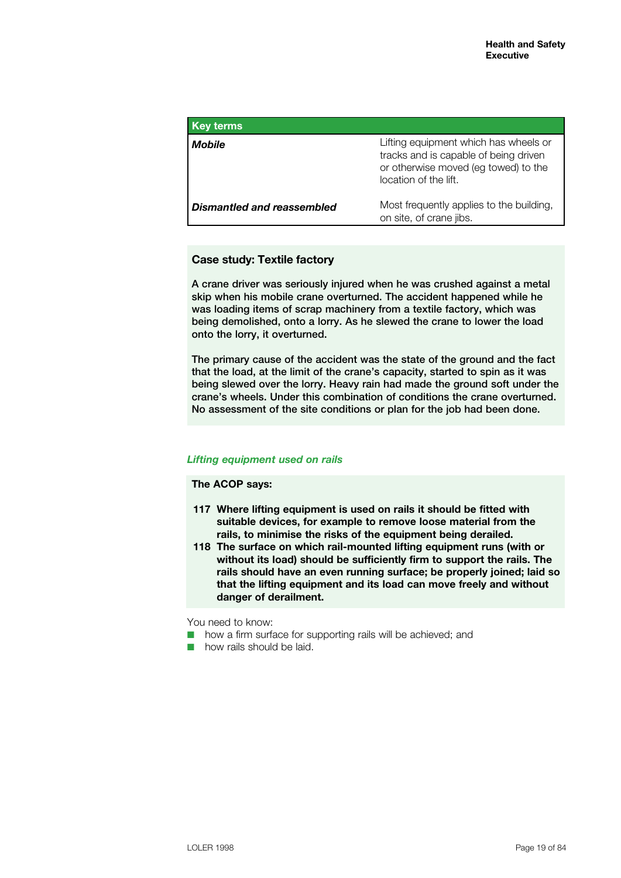| Key terms | |
|---|---|
| ***Mobile*** | Lifting equipment which has wheels or tracks and is capable of being driven or otherwise moved (eg towed) to the location of the lift. |
| ***Dismantled and reassembled*** | Most frequently applies to the building, on site, of crane jibs. |

### Case study: Textile factory

**A crane driver was seriously injured when he was crushed against a metal skip when his mobile crane overturned. The accident happened while he was loading items of scrap machinery from a textile factory, which was being demolished, onto a lorry. As he slewed the crane to lower the load onto the lorry, it overturned.**

**The primary cause of the accident was the state of the ground and the fact that the load, at the limit of the crane's capacity, started to spin as it was being slewed over the lorry. Heavy rain had made the ground soft under the crane's wheels. Under this combination of conditions the crane overturned. No assessment of the site conditions or plan for the job had been done.**

### *Lifting equipment used on rails*

**The ACOP says:**

**117 Where lifting equipment is used on rails it should be fitted with suitable devices, for example to remove loose material from the rails, to minimise the risks of the equipment being derailed.**

**118 The surface on which rail-mounted lifting equipment runs (with or without its load) should be sufficiently firm to support the rails. The rails should have an even running surface; be properly joined; laid so that the lifting equipment and its load can move freely and without danger of derailment.**

You need to know:

- how a firm surface for supporting rails will be achieved; and
- how rails should be laid.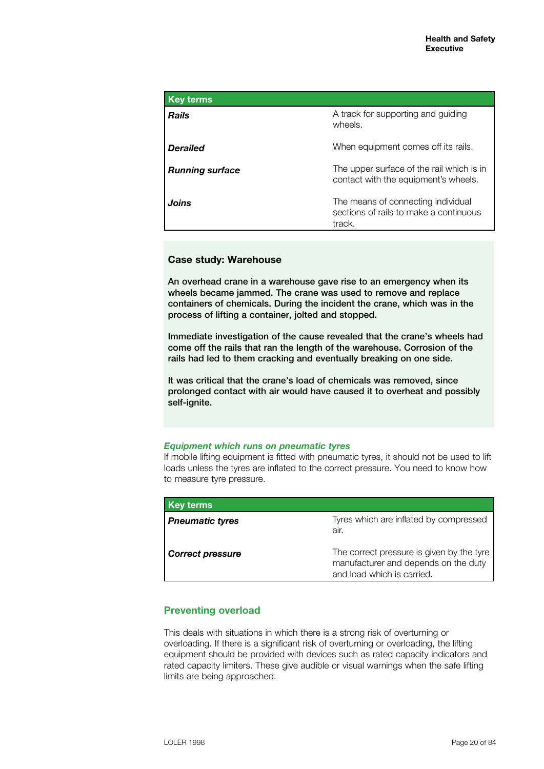| Key terms | |
|---|---|
| ***Rails*** | A track for supporting and guiding wheels. |
| ***Derailed*** | When equipment comes off its rails. |
| ***Running surface*** | The upper surface of the rail which is in contact with the equipment's wheels. |
| ***Joins*** | The means of connecting individual sections of rails to make a continuous track. |

**Case study: Warehouse**

**An overhead crane in a warehouse gave rise to an emergency when its wheels became jammed. The crane was used to remove and replace containers of chemicals. During the incident the crane, which was in the process of lifting a container, jolted and stopped.**

**Immediate investigation of the cause revealed that the crane's wheels had come off the rails that ran the length of the warehouse. Corrosion of the rails had led to them cracking and eventually breaking on one side.**

**It was critical that the crane's load of chemicals was removed, since prolonged contact with air would have caused it to overheat and possibly self-ignite.**

***Equipment which runs on pneumatic tyres***

If mobile lifting equipment is fitted with pneumatic tyres, it should not be used to lift loads unless the tyres are inflated to the correct pressure. You need to know how to measure tyre pressure.

| Key terms | |
|---|---|
| ***Pneumatic tyres*** | Tyres which are inflated by compressed air. |
| ***Correct pressure*** | The correct pressure is given by the tyre manufacturer and depends on the duty and load which is carried. |

## Preventing overload

This deals with situations in which there is a strong risk of overturning or overloading. If there is a significant risk of overturning or overloading, the lifting equipment should be provided with devices such as rated capacity indicators and rated capacity limiters. These give audible or visual warnings when the safe lifting limits are being approached.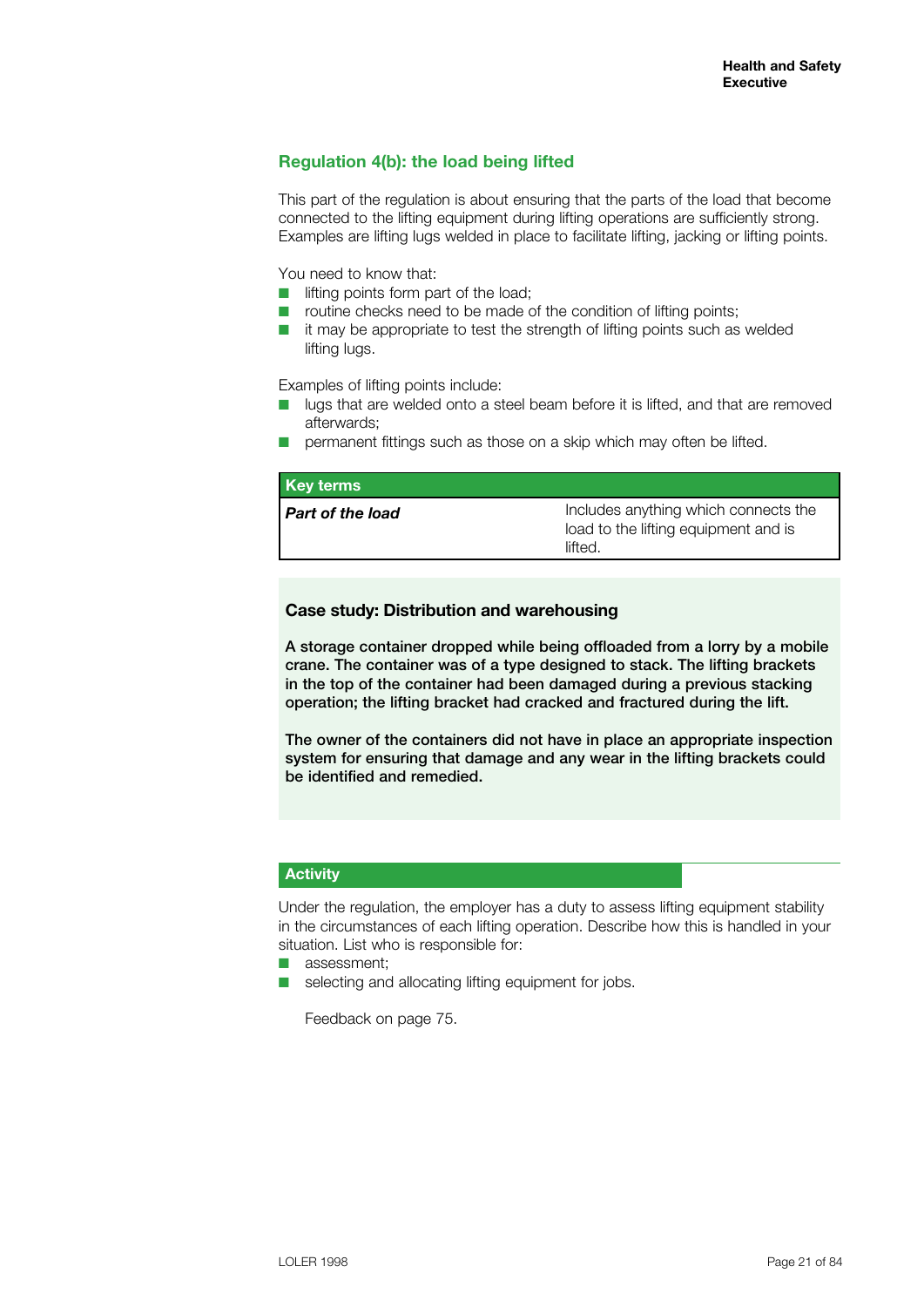## Regulation 4(b): the load being lifted

This part of the regulation is about ensuring that the parts of the load that become connected to the lifting equipment during lifting operations are sufficiently strong. Examples are lifting lugs welded in place to facilitate lifting, jacking or lifting points.

You need to know that:

- lifting points form part of the load;
- routine checks need to be made of the condition of lifting points;
- it may be appropriate to test the strength of lifting points such as welded lifting lugs.

Examples of lifting points include:

- lugs that are welded onto a steel beam before it is lifted, and that are removed afterwards;
- permanent fittings such as those on a skip which may often be lifted.

| Key terms | |
|---|---|
| ***Part of the load*** | Includes anything which connects the load to the lifting equipment and is lifted. |

### Case study: Distribution and warehousing

**A storage container dropped while being offloaded from a lorry by a mobile crane. The container was of a type designed to stack. The lifting brackets in the top of the container had been damaged during a previous stacking operation; the lifting bracket had cracked and fractured during the lift.**

**The owner of the containers did not have in place an appropriate inspection system for ensuring that damage and any wear in the lifting brackets could be identified and remedied.**

### Activity

Under the regulation, the employer has a duty to assess lifting equipment stability in the circumstances of each lifting operation. Describe how this is handled in your situation. List who is responsible for:

- assessment;
- selecting and allocating lifting equipment for jobs.

Feedback on page 75.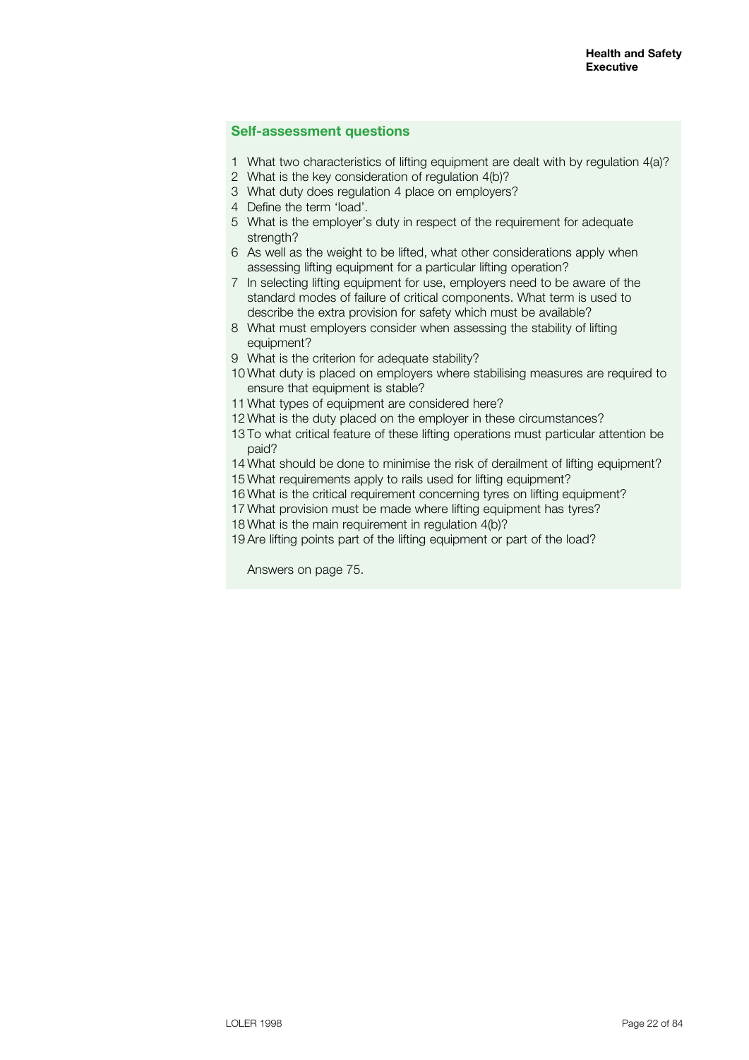## Self-assessment questions

1. What two characteristics of lifting equipment are dealt with by regulation 4(a)?
2. What is the key consideration of regulation 4(b)?
3. What duty does regulation 4 place on employers?
4. Define the term 'load'.
5. What is the employer's duty in respect of the requirement for adequate strength?
6. As well as the weight to be lifted, what other considerations apply when assessing lifting equipment for a particular lifting operation?
7. In selecting lifting equipment for use, employers need to be aware of the standard modes of failure of critical components. What term is used to describe the extra provision for safety which must be available?
8. What must employers consider when assessing the stability of lifting equipment?
9. What is the criterion for adequate stability?
10. What duty is placed on employers where stabilising measures are required to ensure that equipment is stable?
11. What types of equipment are considered here?
12. What is the duty placed on the employer in these circumstances?
13. To what critical feature of these lifting operations must particular attention be paid?
14. What should be done to minimise the risk of derailment of lifting equipment?
15. What requirements apply to rails used for lifting equipment?
16. What is the critical requirement concerning tyres on lifting equipment?
17. What provision must be made where lifting equipment has tyres?
18. What is the main requirement in regulation 4(b)?
19. Are lifting points part of the lifting equipment or part of the load?

Answers on page 75.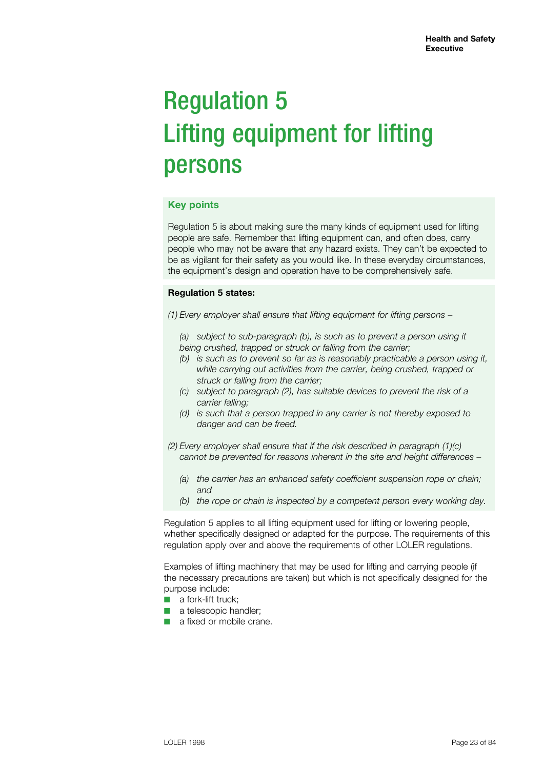# Regulation 5 Lifting equipment for lifting persons

### Key points

Regulation 5 is about making sure the many kinds of equipment used for lifting people are safe. Remember that lifting equipment can, and often does, carry people who may not be aware that any hazard exists. They can't be expected to be as vigilant for their safety as you would like. In these everyday circumstances, the equipment's design and operation have to be comprehensively safe.

**Regulation 5 states:**

*(1) Every employer shall ensure that lifting equipment for lifting persons –*

- *(a) subject to sub-paragraph (b), is such as to prevent a person using it being crushed, trapped or struck or falling from the carrier;*
- *(b) is such as to prevent so far as is reasonably practicable a person using it, while carrying out activities from the carrier, being crushed, trapped or struck or falling from the carrier;*
- *(c) subject to paragraph (2), has suitable devices to prevent the risk of a carrier falling;*
- *(d) is such that a person trapped in any carrier is not thereby exposed to danger and can be freed.*

*(2) Every employer shall ensure that if the risk described in paragraph (1)(c) cannot be prevented for reasons inherent in the site and height differences –*

- *(a) the carrier has an enhanced safety coefficient suspension rope or chain; and*
- *(b) the rope or chain is inspected by a competent person every working day.*

Regulation 5 applies to all lifting equipment used for lifting or lowering people, whether specifically designed or adapted for the purpose. The requirements of this regulation apply over and above the requirements of other LOLER regulations.

Examples of lifting machinery that may be used for lifting and carrying people (if the necessary precautions are taken) but which is not specifically designed for the purpose include:

- a fork-lift truck;
- a telescopic handler;
- a fixed or mobile crane.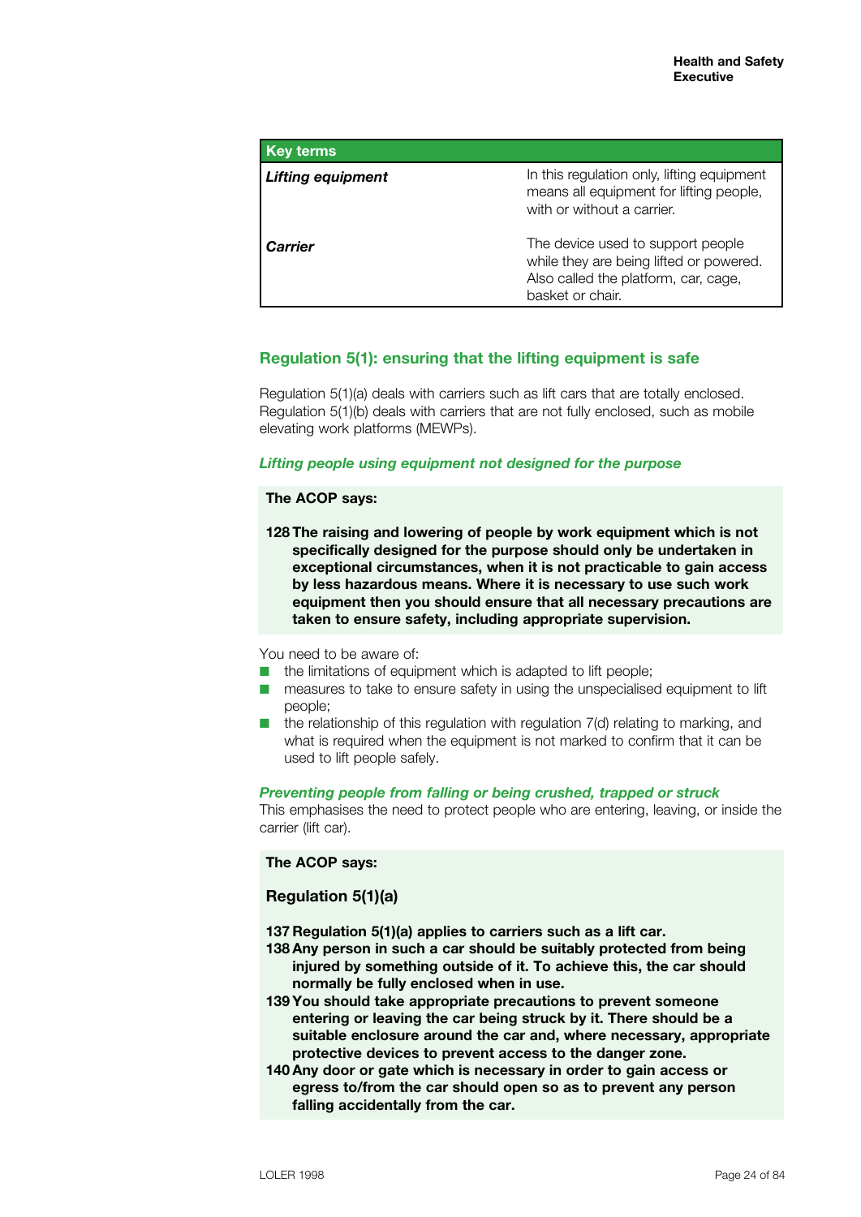| Key terms | |
|---|---|
| ***Lifting equipment*** | In this regulation only, lifting equipment means all equipment for lifting people, with or without a carrier. |
| ***Carrier*** | The device used to support people while they are being lifted or powered. Also called the platform, car, cage, basket or chair. |

## Regulation 5(1): ensuring that the lifting equipment is safe

Regulation 5(1)(a) deals with carriers such as lift cars that are totally enclosed. Regulation 5(1)(b) deals with carriers that are not fully enclosed, such as mobile elevating work platforms (MEWPs).

### *Lifting people using equipment not designed for the purpose*

**The ACOP says:**

**128 The raising and lowering of people by work equipment which is not specifically designed for the purpose should only be undertaken in exceptional circumstances, when it is not practicable to gain access by less hazardous means. Where it is necessary to use such work equipment then you should ensure that all necessary precautions are taken to ensure safety, including appropriate supervision.**

You need to be aware of:

- the limitations of equipment which is adapted to lift people;
- measures to take to ensure safety in using the unspecialised equipment to lift people;
- the relationship of this regulation with regulation 7(d) relating to marking, and what is required when the equipment is not marked to confirm that it can be used to lift people safely.

### *Preventing people from falling or being crushed, trapped or struck*

This emphasises the need to protect people who are entering, leaving, or inside the carrier (lift car).

**The ACOP says:**

**Regulation 5(1)(a)**

**137 Regulation 5(1)(a) applies to carriers such as a lift car.**

**138 Any person in such a car should be suitably protected from being injured by something outside of it. To achieve this, the car should normally be fully enclosed when in use.**

**139 You should take appropriate precautions to prevent someone entering or leaving the car being struck by it. There should be a suitable enclosure around the car and, where necessary, appropriate protective devices to prevent access to the danger zone.**

**140 Any door or gate which is necessary in order to gain access or egress to/from the car should open so as to prevent any person falling accidentally from the car.**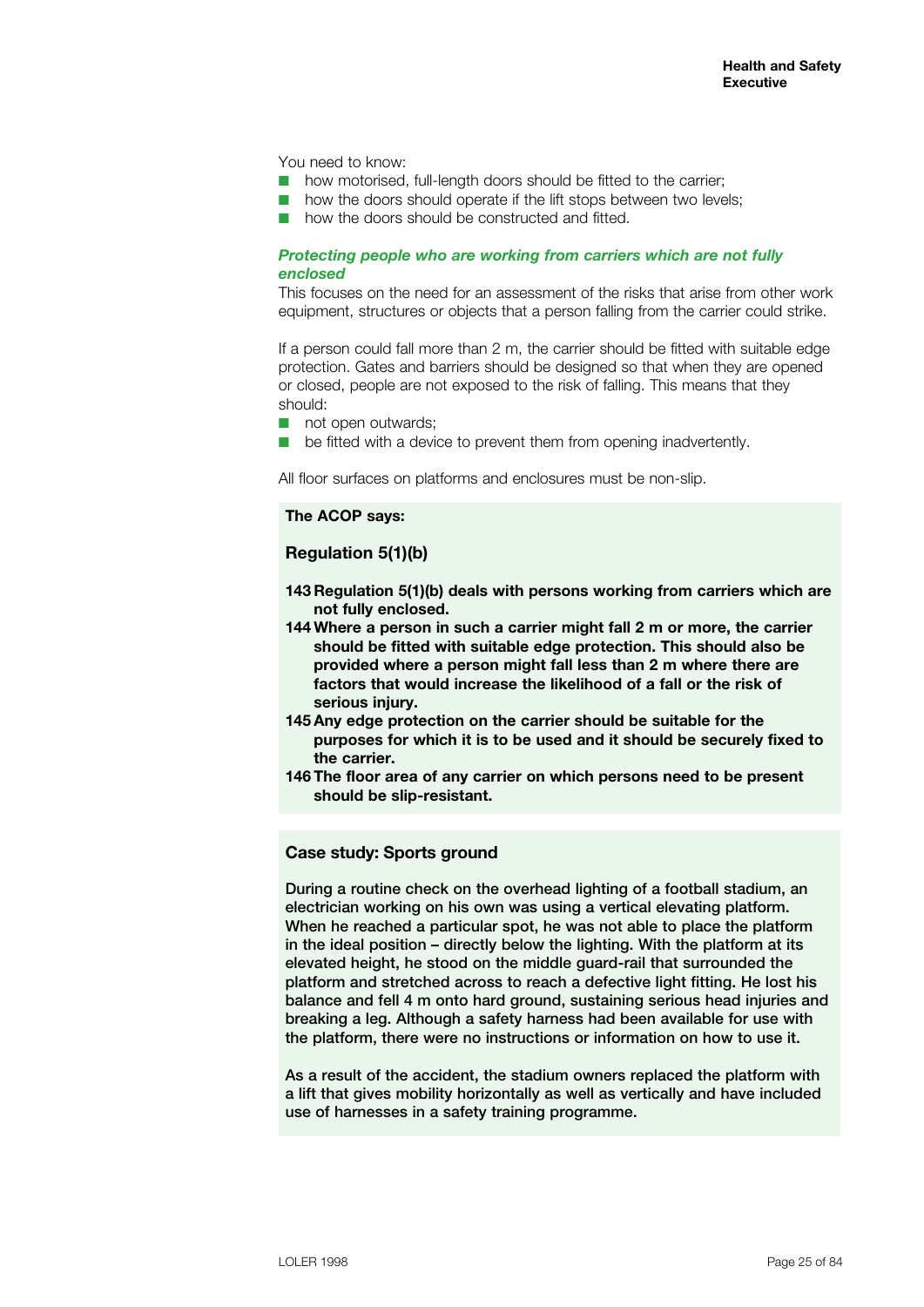You need to know:

- how motorised, full-length doors should be fitted to the carrier;
- how the doors should operate if the lift stops between two levels;
- how the doors should be constructed and fitted.

### *Protecting people who are working from carriers which are not fully enclosed*

This focuses on the need for an assessment of the risks that arise from other work equipment, structures or objects that a person falling from the carrier could strike.

If a person could fall more than 2 m, the carrier should be fitted with suitable edge protection. Gates and barriers should be designed so that when they are opened or closed, people are not exposed to the risk of falling. This means that they should:

- not open outwards;
- be fitted with a device to prevent them from opening inadvertently.

All floor surfaces on platforms and enclosures must be non-slip.

**The ACOP says:**

**Regulation 5(1)(b)**

**143 Regulation 5(1)(b) deals with persons working from carriers which are not fully enclosed.**

**144 Where a person in such a carrier might fall 2 m or more, the carrier should be fitted with suitable edge protection. This should also be provided where a person might fall less than 2 m where there are factors that would increase the likelihood of a fall or the risk of serious injury.**

**145 Any edge protection on the carrier should be suitable for the purposes for which it is to be used and it should be securely fixed to the carrier.**

**146 The floor area of any carrier on which persons need to be present should be slip-resistant.**

**Case study: Sports ground**

During a routine check on the overhead lighting of a football stadium, an electrician working on his own was using a vertical elevating platform. When he reached a particular spot, he was not able to place the platform in the ideal position – directly below the lighting. With the platform at its elevated height, he stood on the middle guard-rail that surrounded the platform and stretched across to reach a defective light fitting. He lost his balance and fell 4 m onto hard ground, sustaining serious head injuries and breaking a leg. Although a safety harness had been available for use with the platform, there were no instructions or information on how to use it.

As a result of the accident, the stadium owners replaced the platform with a lift that gives mobility horizontally as well as vertically and have included use of harnesses in a safety training programme.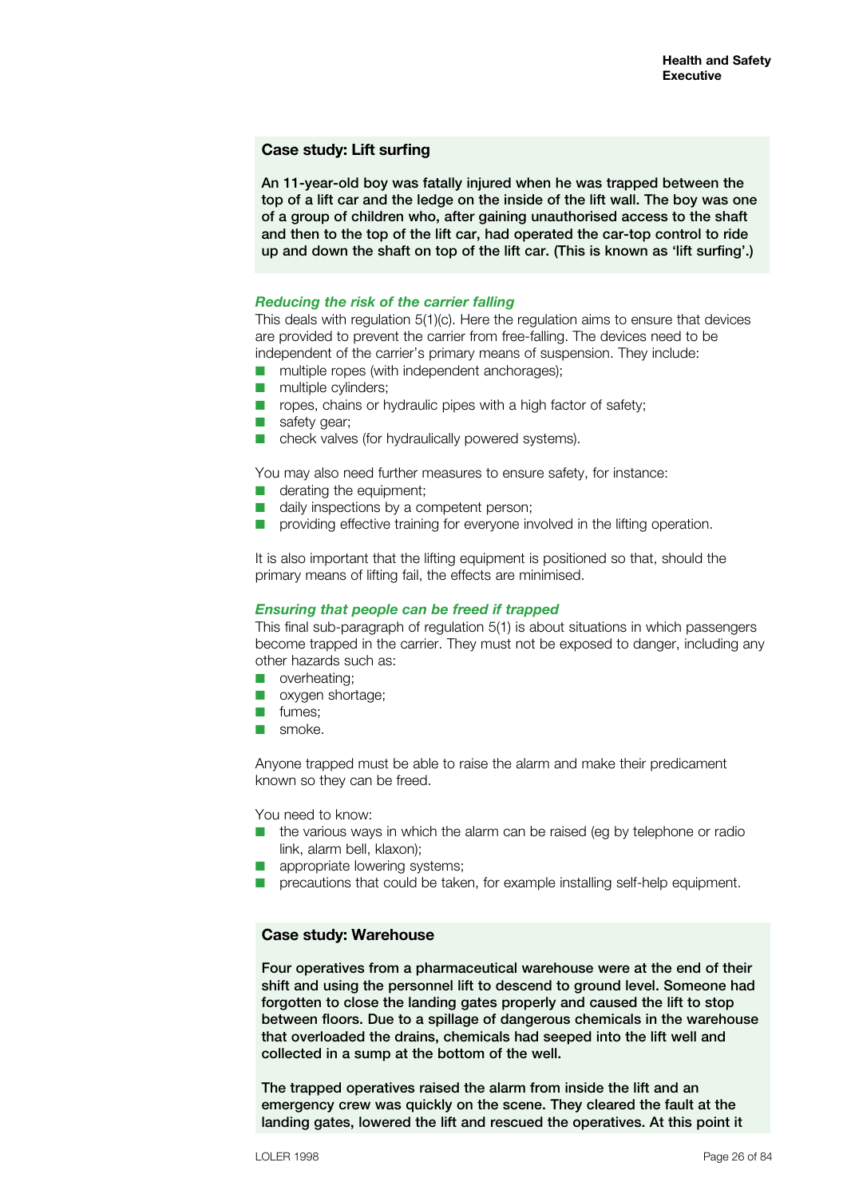**Case study: Lift surfing**

**An 11-year-old boy was fatally injured when he was trapped between the top of a lift car and the ledge on the inside of the lift wall. The boy was one of a group of children who, after gaining unauthorised access to the shaft and then to the top of the lift car, had operated the car-top control to ride up and down the shaft on top of the lift car. (This is known as 'lift surfing'.)**

### *Reducing the risk of the carrier falling*

This deals with regulation 5(1)(c). Here the regulation aims to ensure that devices are provided to prevent the carrier from free-falling. The devices need to be independent of the carrier's primary means of suspension. They include:

- multiple ropes (with independent anchorages);
- multiple cylinders;
- ropes, chains or hydraulic pipes with a high factor of safety;
- safety gear;
- check valves (for hydraulically powered systems).

You may also need further measures to ensure safety, for instance:

- derating the equipment;
- daily inspections by a competent person;
- providing effective training for everyone involved in the lifting operation.

It is also important that the lifting equipment is positioned so that, should the primary means of lifting fail, the effects are minimised.

### *Ensuring that people can be freed if trapped*

This final sub-paragraph of regulation 5(1) is about situations in which passengers become trapped in the carrier. They must not be exposed to danger, including any other hazards such as:

- overheating;
- oxygen shortage;
- fumes;
- smoke.

Anyone trapped must be able to raise the alarm and make their predicament known so they can be freed.

You need to know:

- the various ways in which the alarm can be raised (eg by telephone or radio link, alarm bell, klaxon);
- appropriate lowering systems;
- precautions that could be taken, for example installing self-help equipment.

**Case study: Warehouse**

**Four operatives from a pharmaceutical warehouse were at the end of their shift and using the personnel lift to descend to ground level. Someone had forgotten to close the landing gates properly and caused the lift to stop between floors. Due to a spillage of dangerous chemicals in the warehouse that overloaded the drains, chemicals had seeped into the lift well and collected in a sump at the bottom of the well.**

**The trapped operatives raised the alarm from inside the lift and an emergency crew was quickly on the scene. They cleared the fault at the landing gates, lowered the lift and rescued the operatives. At this point it**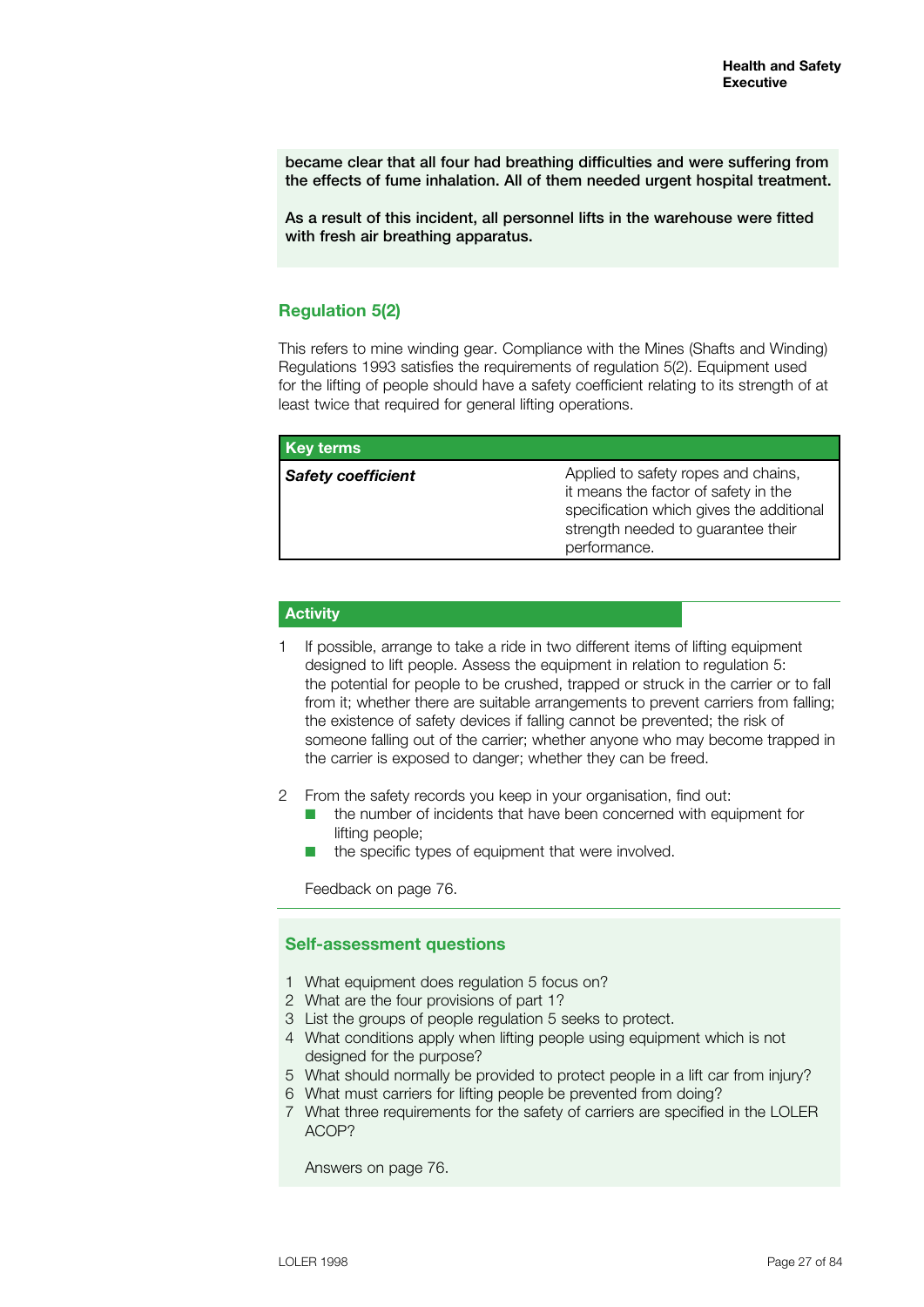**became clear that all four had breathing difficulties and were suffering from the effects of fume inhalation. All of them needed urgent hospital treatment.**

**As a result of this incident, all personnel lifts in the warehouse were fitted with fresh air breathing apparatus.**

## Regulation 5(2)

This refers to mine winding gear. Compliance with the Mines (Shafts and Winding) Regulations 1993 satisfies the requirements of regulation 5(2). Equipment used for the lifting of people should have a safety coefficient relating to its strength of at least twice that required for general lifting operations.

| Key terms | |
|---|---|
| ***Safety coefficient*** | Applied to safety ropes and chains, it means the factor of safety in the specification which gives the additional strength needed to guarantee their performance. |

### Activity

1. If possible, arrange to take a ride in two different items of lifting equipment designed to lift people. Assess the equipment in relation to regulation 5: the potential for people to be crushed, trapped or struck in the carrier or to fall from it; whether there are suitable arrangements to prevent carriers from falling; the existence of safety devices if falling cannot be prevented; the risk of someone falling out of the carrier; whether anyone who may become trapped in the carrier is exposed to danger; whether they can be freed.

2. From the safety records you keep in your organisation, find out:
   - the number of incidents that have been concerned with equipment for lifting people;
   - the specific types of equipment that were involved.

   Feedback on page 76.

### Self-assessment questions

1. What equipment does regulation 5 focus on?
2. What are the four provisions of part 1?
3. List the groups of people regulation 5 seeks to protect.
4. What conditions apply when lifting people using equipment which is not designed for the purpose?
5. What should normally be provided to protect people in a lift car from injury?
6. What must carriers for lifting people be prevented from doing?
7. What three requirements for the safety of carriers are specified in the LOLER ACOP?

   Answers on page 76.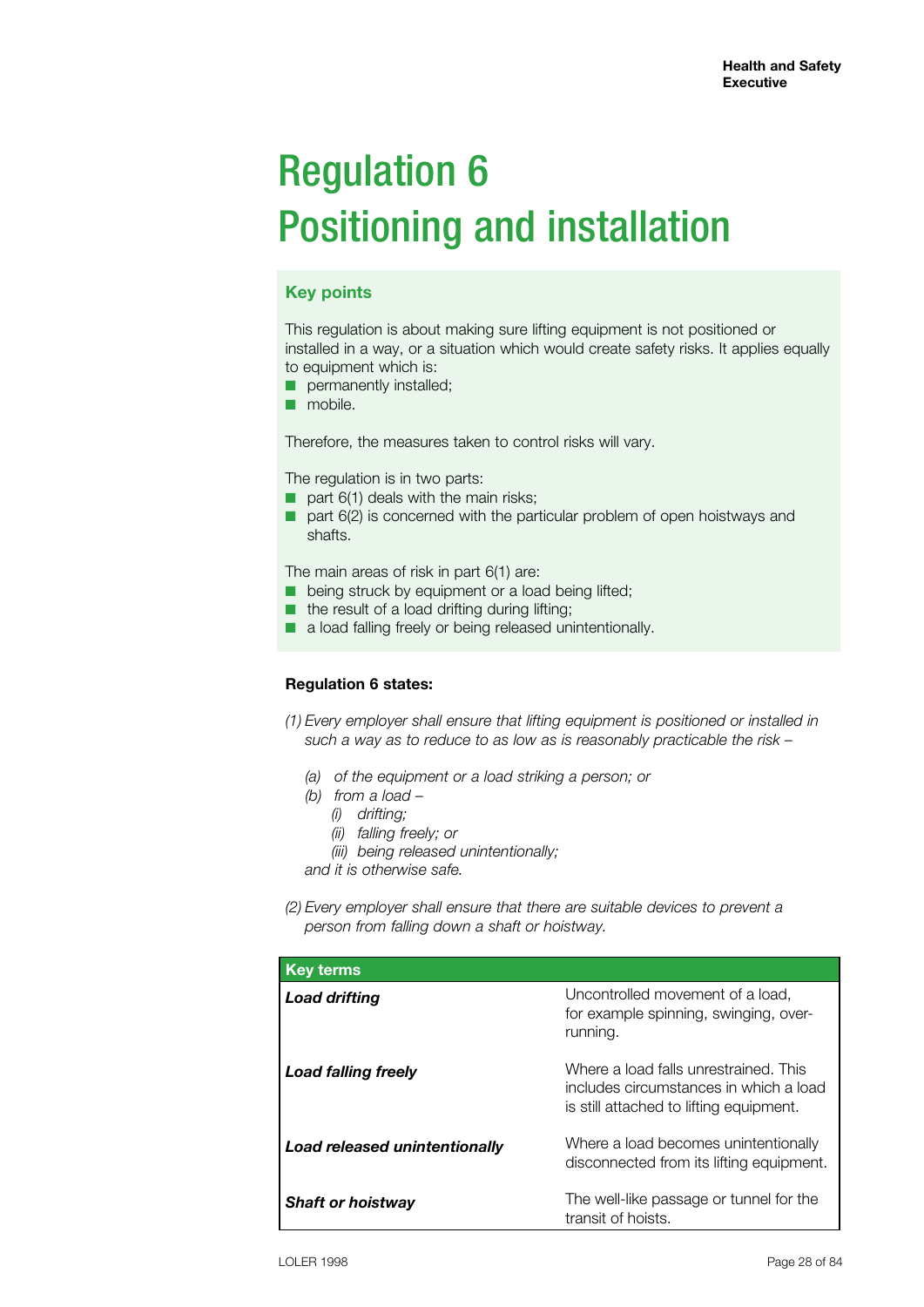# Regulation 6
# Positioning and installation

### Key points

This regulation is about making sure lifting equipment is not positioned or installed in a way, or a situation which would create safety risks. It applies equally to equipment which is:

- permanently installed;
- mobile.

Therefore, the measures taken to control risks will vary.

The regulation is in two parts:

- part 6(1) deals with the main risks;
- part 6(2) is concerned with the particular problem of open hoistways and shafts.

The main areas of risk in part 6(1) are:

- being struck by equipment or a load being lifted;
- the result of a load drifting during lifting;
- a load falling freely or being released unintentionally.

**Regulation 6 states:**

*(1) Every employer shall ensure that lifting equipment is positioned or installed in such a way as to reduce to as low as is reasonably practicable the risk –*

*(a) of the equipment or a load striking a person; or*

*(b) from a load –*

*(i) drifting;*

*(ii) falling freely; or*

*(iii) being released unintentionally;*

*and it is otherwise safe.*

*(2) Every employer shall ensure that there are suitable devices to prevent a person from falling down a shaft or hoistway.*

| Key terms | |
|---|---|
| ***Load drifting*** | Uncontrolled movement of a load, for example spinning, swinging, over-running. |
| ***Load falling freely*** | Where a load falls unrestrained. This includes circumstances in which a load is still attached to lifting equipment. |
| ***Load released unintentionally*** | Where a load becomes unintentionally disconnected from its lifting equipment. |
| ***Shaft or hoistway*** | The well-like passage or tunnel for the transit of hoists. |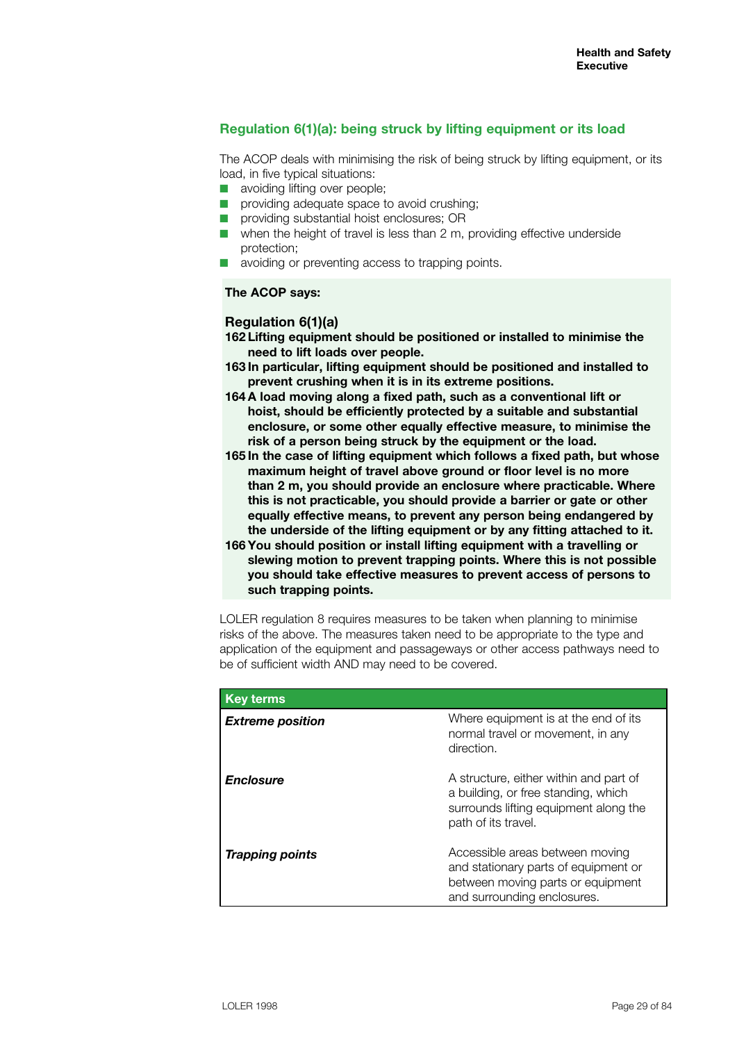## Regulation 6(1)(a): being struck by lifting equipment or its load

The ACOP deals with minimising the risk of being struck by lifting equipment, or its load, in five typical situations:

- avoiding lifting over people;
- providing adequate space to avoid crushing;
- providing substantial hoist enclosures; OR
- when the height of travel is less than 2 m, providing effective underside protection;
- avoiding or preventing access to trapping points.

**The ACOP says:**

### Regulation 6(1)(a)

**162 Lifting equipment should be positioned or installed to minimise the need to lift loads over people.**

**163 In particular, lifting equipment should be positioned and installed to prevent crushing when it is in its extreme positions.**

**164 A load moving along a fixed path, such as a conventional lift or hoist, should be efficiently protected by a suitable and substantial enclosure, or some other equally effective measure, to minimise the risk of a person being struck by the equipment or the load.**

**165 In the case of lifting equipment which follows a fixed path, but whose maximum height of travel above ground or floor level is no more than 2 m, you should provide an enclosure where practicable. Where this is not practicable, you should provide a barrier or gate or other equally effective means, to prevent any person being endangered by the underside of the lifting equipment or by any fitting attached to it.**

**166 You should position or install lifting equipment with a travelling or slewing motion to prevent trapping points. Where this is not possible you should take effective measures to prevent access of persons to such trapping points.**

LOLER regulation 8 requires measures to be taken when planning to minimise risks of the above. The measures taken need to be appropriate to the type and application of the equipment and passageways or other access pathways need to be of sufficient width AND may need to be covered.

| Key terms | |
|---|---|
| ***Extreme position*** | Where equipment is at the end of its normal travel or movement, in any direction. |
| ***Enclosure*** | A structure, either within and part of a building, or free standing, which surrounds lifting equipment along the path of its travel. |
| ***Trapping points*** | Accessible areas between moving and stationary parts of equipment or between moving parts or equipment and surrounding enclosures. |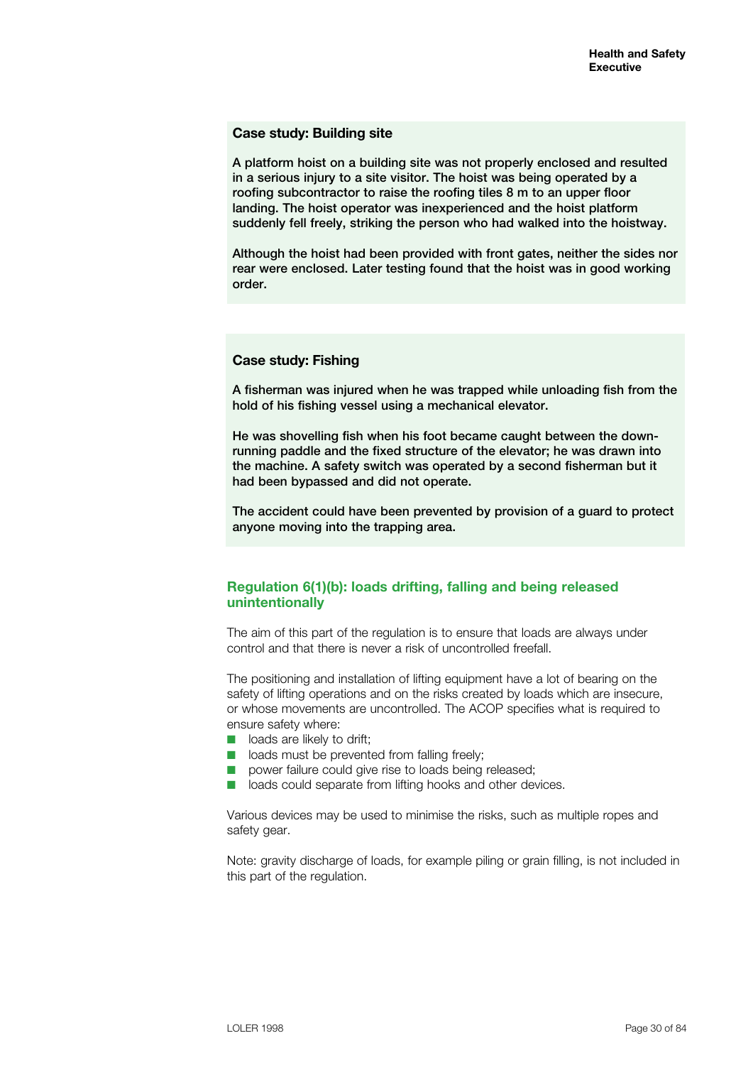**Case study: Building site**

A platform hoist on a building site was not properly enclosed and resulted in a serious injury to a site visitor. The hoist was being operated by a roofing subcontractor to raise the roofing tiles 8 m to an upper floor landing. The hoist operator was inexperienced and the hoist platform suddenly fell freely, striking the person who had walked into the hoistway.

Although the hoist had been provided with front gates, neither the sides nor rear were enclosed. Later testing found that the hoist was in good working order.

**Case study: Fishing**

A fisherman was injured when he was trapped while unloading fish from the hold of his fishing vessel using a mechanical elevator.

He was shovelling fish when his foot became caught between the down-running paddle and the fixed structure of the elevator; he was drawn into the machine. A safety switch was operated by a second fisherman but it had been bypassed and did not operate.

The accident could have been prevented by provision of a guard to protect anyone moving into the trapping area.

## Regulation 6(1)(b): loads drifting, falling and being released unintentionally

The aim of this part of the regulation is to ensure that loads are always under control and that there is never a risk of uncontrolled freefall.

The positioning and installation of lifting equipment have a lot of bearing on the safety of lifting operations and on the risks created by loads which are insecure, or whose movements are uncontrolled. The ACOP specifies what is required to ensure safety where:

- loads are likely to drift;
- loads must be prevented from falling freely;
- power failure could give rise to loads being released;
- loads could separate from lifting hooks and other devices.

Various devices may be used to minimise the risks, such as multiple ropes and safety gear.

Note: gravity discharge of loads, for example piling or grain filling, is not included in this part of the regulation.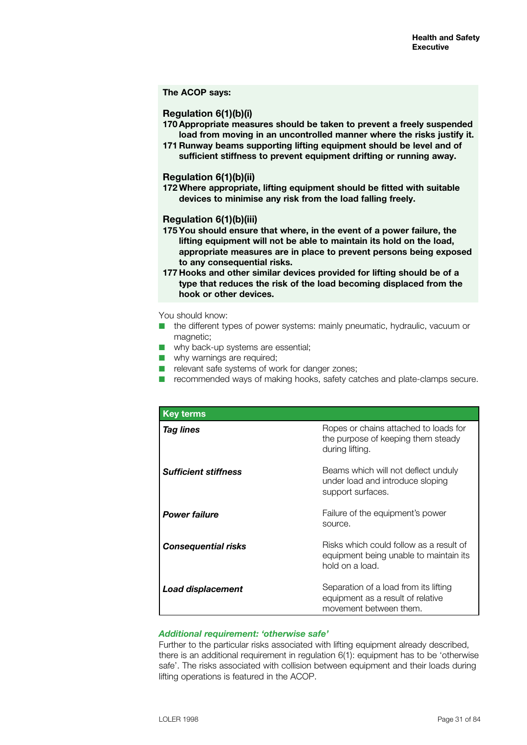**The ACOP says:**

**Regulation 6(1)(b)(i)**

**170 Appropriate measures should be taken to prevent a freely suspended load from moving in an uncontrolled manner where the risks justify it.**

**171 Runway beams supporting lifting equipment should be level and of sufficient stiffness to prevent equipment drifting or running away.**

**Regulation 6(1)(b)(ii)**

**172 Where appropriate, lifting equipment should be fitted with suitable devices to minimise any risk from the load falling freely.**

**Regulation 6(1)(b)(iii)**

**175 You should ensure that where, in the event of a power failure, the lifting equipment will not be able to maintain its hold on the load, appropriate measures are in place to prevent persons being exposed to any consequential risks.**

**177 Hooks and other similar devices provided for lifting should be of a type that reduces the risk of the load becoming displaced from the hook or other devices.**

You should know:

- the different types of power systems: mainly pneumatic, hydraulic, vacuum or magnetic;
- why back-up systems are essential;
- why warnings are required;
- relevant safe systems of work for danger zones;
- recommended ways of making hooks, safety catches and plate-clamps secure.

| Key terms | |
|---|---|
| ***Tag lines*** | Ropes or chains attached to loads for the purpose of keeping them steady during lifting. |
| ***Sufficient stiffness*** | Beams which will not deflect unduly under load and introduce sloping support surfaces. |
| ***Power failure*** | Failure of the equipment's power source. |
| ***Consequential risks*** | Risks which could follow as a result of equipment being unable to maintain its hold on a load. |
| ***Load displacement*** | Separation of a load from its lifting equipment as a result of relative movement between them. |

### *Additional requirement: 'otherwise safe'*

Further to the particular risks associated with lifting equipment already described, there is an additional requirement in regulation 6(1): equipment has to be 'otherwise safe'. The risks associated with collision between equipment and their loads during lifting operations is featured in the ACOP.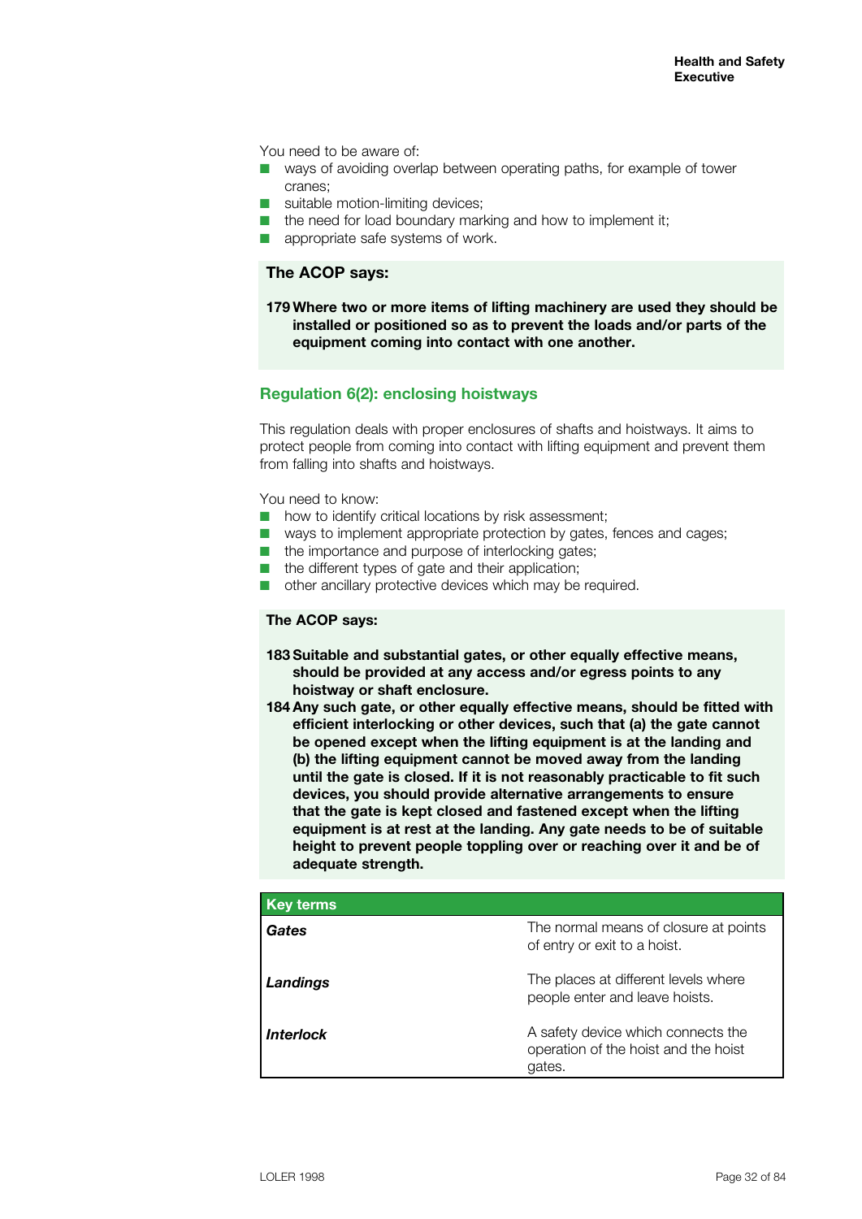You need to be aware of:

- ways of avoiding overlap between operating paths, for example of tower cranes;
- suitable motion-limiting devices;
- the need for load boundary marking and how to implement it;
- appropriate safe systems of work.

**The ACOP says:**

**179 Where two or more items of lifting machinery are used they should be installed or positioned so as to prevent the loads and/or parts of the equipment coming into contact with one another.**

## Regulation 6(2): enclosing hoistways

This regulation deals with proper enclosures of shafts and hoistways. It aims to protect people from coming into contact with lifting equipment and prevent them from falling into shafts and hoistways.

You need to know:

- how to identify critical locations by risk assessment;
- ways to implement appropriate protection by gates, fences and cages;
- the importance and purpose of interlocking gates;
- the different types of gate and their application;
- other ancillary protective devices which may be required.

**The ACOP says:**

**183 Suitable and substantial gates, or other equally effective means, should be provided at any access and/or egress points to any hoistway or shaft enclosure.**

**184 Any such gate, or other equally effective means, should be fitted with efficient interlocking or other devices, such that (a) the gate cannot be opened except when the lifting equipment is at the landing and (b) the lifting equipment cannot be moved away from the landing until the gate is closed. If it is not reasonably practicable to fit such devices, you should provide alternative arrangements to ensure that the gate is kept closed and fastened except when the lifting equipment is at rest at the landing. Any gate needs to be of suitable height to prevent people toppling over or reaching over it and be of adequate strength.**

| Key terms | |
|---|---|
| ***Gates*** | The normal means of closure at points of entry or exit to a hoist. |
| ***Landings*** | The places at different levels where people enter and leave hoists. |
| ***Interlock*** | A safety device which connects the operation of the hoist and the hoist gates. |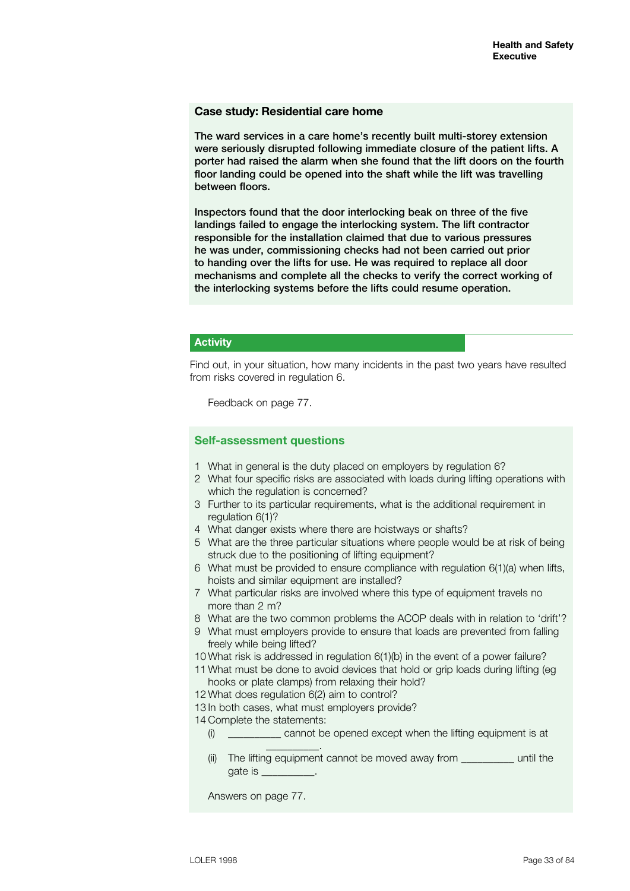### Case study: Residential care home

**The ward services in a care home's recently built multi-storey extension were seriously disrupted following immediate closure of the patient lifts. A porter had raised the alarm when she found that the lift doors on the fourth floor landing could be opened into the shaft while the lift was travelling between floors.**

**Inspectors found that the door interlocking beak on three of the five landings failed to engage the interlocking system. The lift contractor responsible for the installation claimed that due to various pressures he was under, commissioning checks had not been carried out prior to handing over the lifts for use. He was required to replace all door mechanisms and complete all the checks to verify the correct working of the interlocking systems before the lifts could resume operation.**

### Activity

Find out, in your situation, how many incidents in the past two years have resulted from risks covered in regulation 6.

Feedback on page 77.

### Self-assessment questions

1. What in general is the duty placed on employers by regulation 6?
2. What four specific risks are associated with loads during lifting operations with which the regulation is concerned?
3. Further to its particular requirements, what is the additional requirement in regulation 6(1)?
4. What danger exists where there are hoistways or shafts?
5. What are the three particular situations where people would be at risk of being struck due to the positioning of lifting equipment?
6. What must be provided to ensure compliance with regulation 6(1)(a) when lifts, hoists and similar equipment are installed?
7. What particular risks are involved where this type of equipment travels no more than 2 m?
8. What are the two common problems the ACOP deals with in relation to 'drift'?
9. What must employers provide to ensure that loads are prevented from falling freely while being lifted?
10. What risk is addressed in regulation 6(1)(b) in the event of a power failure?
11. What must be done to avoid devices that hold or grip loads during lifting (eg hooks or plate clamps) from relaxing their hold?
12. What does regulation 6(2) aim to control?
13. In both cases, what must employers provide?
14. Complete the statements:
    (i) __________ cannot be opened except when the lifting equipment is at __________.
    (ii) The lifting equipment cannot be moved away from __________ until the gate is __________.

Answers on page 77.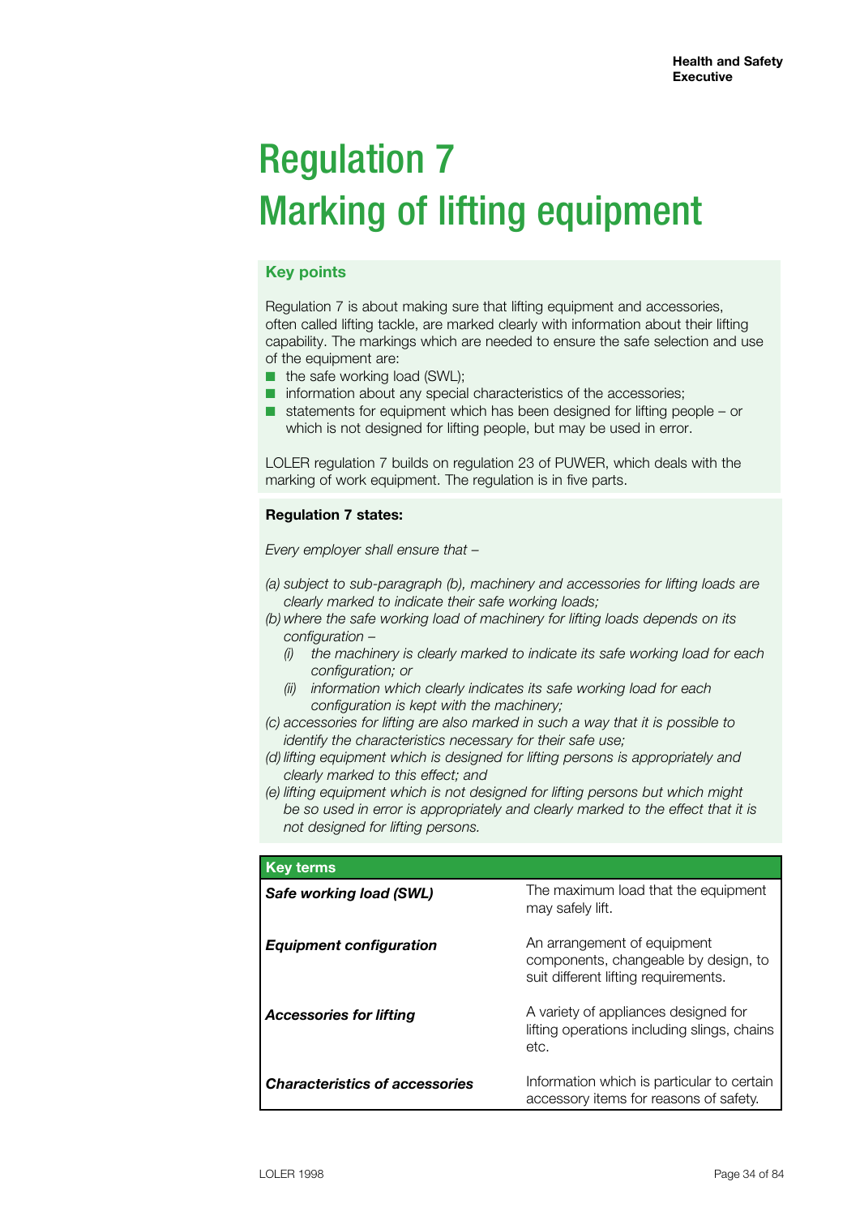# Regulation 7
# Marking of lifting equipment

### Key points

Regulation 7 is about making sure that lifting equipment and accessories, often called lifting tackle, are marked clearly with information about their lifting capability. The markings which are needed to ensure the safe selection and use of the equipment are:

- the safe working load (SWL);
- information about any special characteristics of the accessories;
- statements for equipment which has been designed for lifting people – or which is not designed for lifting people, but may be used in error.

LOLER regulation 7 builds on regulation 23 of PUWER, which deals with the marking of work equipment. The regulation is in five parts.

**Regulation 7 states:**

*Every employer shall ensure that –*

*(a) subject to sub-paragraph (b), machinery and accessories for lifting loads are clearly marked to indicate their safe working loads;*

*(b) where the safe working load of machinery for lifting loads depends on its configuration –*

*(i) the machinery is clearly marked to indicate its safe working load for each configuration; or*

*(ii) information which clearly indicates its safe working load for each configuration is kept with the machinery;*

*(c) accessories for lifting are also marked in such a way that it is possible to identify the characteristics necessary for their safe use;*

*(d) lifting equipment which is designed for lifting persons is appropriately and clearly marked to this effect; and*

*(e) lifting equipment which is not designed for lifting persons but which might be so used in error is appropriately and clearly marked to the effect that it is not designed for lifting persons.*

| Key terms | |
|---|---|
| ***Safe working load (SWL)*** | The maximum load that the equipment may safely lift. |
| ***Equipment configuration*** | An arrangement of equipment components, changeable by design, to suit different lifting requirements. |
| ***Accessories for lifting*** | A variety of appliances designed for lifting operations including slings, chains etc. |
| ***Characteristics of accessories*** | Information which is particular to certain accessory items for reasons of safety. |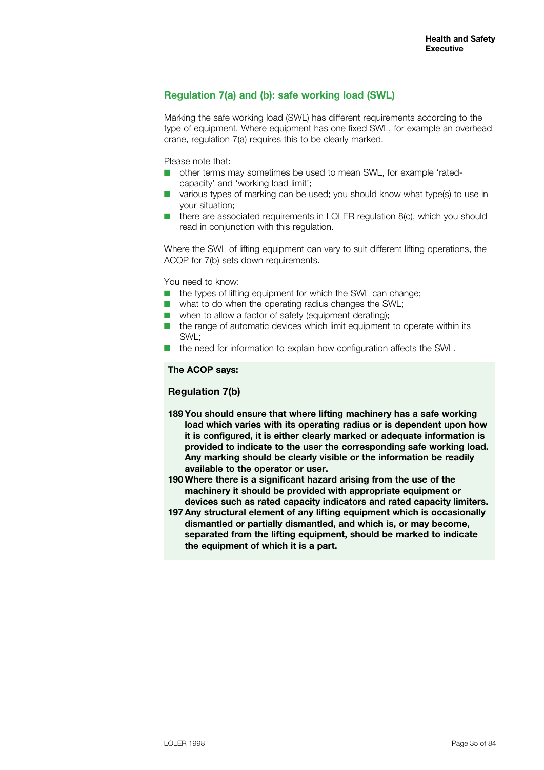## Regulation 7(a) and (b): safe working load (SWL)

Marking the safe working load (SWL) has different requirements according to the type of equipment. Where equipment has one fixed SWL, for example an overhead crane, regulation 7(a) requires this to be clearly marked.

Please note that:

- other terms may sometimes be used to mean SWL, for example 'rated-capacity' and 'working load limit';
- various types of marking can be used; you should know what type(s) to use in your situation;
- there are associated requirements in LOLER regulation 8(c), which you should read in conjunction with this regulation.

Where the SWL of lifting equipment can vary to suit different lifting operations, the ACOP for 7(b) sets down requirements.

You need to know:

- the types of lifting equipment for which the SWL can change;
- what to do when the operating radius changes the SWL;
- when to allow a factor of safety (equipment derating);
- the range of automatic devices which limit equipment to operate within its SWL;
- the need for information to explain how configuration affects the SWL.

**The ACOP says:**

### Regulation 7(b)

**189 You should ensure that where lifting machinery has a safe working load which varies with its operating radius or is dependent upon how it is configured, it is either clearly marked or adequate information is provided to indicate to the user the corresponding safe working load. Any marking should be clearly visible or the information be readily available to the operator or user.**

**190 Where there is a significant hazard arising from the use of the machinery it should be provided with appropriate equipment or devices such as rated capacity indicators and rated capacity limiters.**

**197 Any structural element of any lifting equipment which is occasionally dismantled or partially dismantled, and which is, or may become, separated from the lifting equipment, should be marked to indicate the equipment of which it is a part.**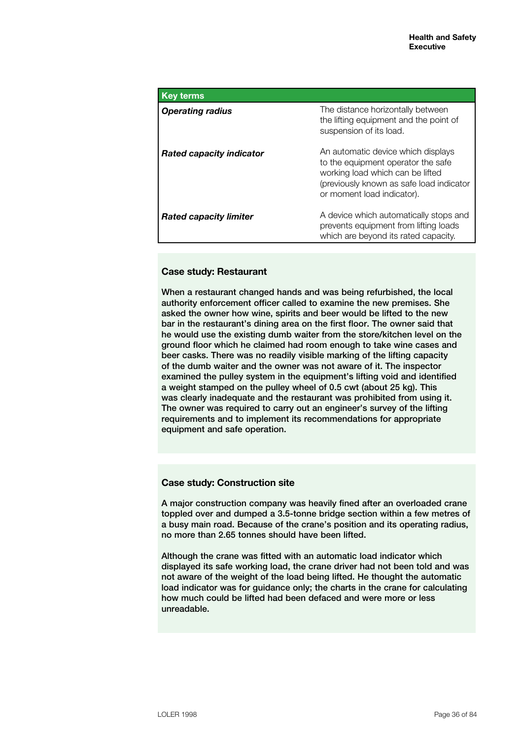| Key terms | |
|---|---|
| ***Operating radius*** | The distance horizontally between the lifting equipment and the point of suspension of its load. |
| ***Rated capacity indicator*** | An automatic device which displays to the equipment operator the safe working load which can be lifted (previously known as safe load indicator or moment load indicator). |
| ***Rated capacity limiter*** | A device which automatically stops and prevents equipment from lifting loads which are beyond its rated capacity. |

**Case study: Restaurant**

When a restaurant changed hands and was being refurbished, the local authority enforcement officer called to examine the new premises. She asked the owner how wine, spirits and beer would be lifted to the new bar in the restaurant's dining area on the first floor. The owner said that he would use the existing dumb waiter from the store/kitchen level on the ground floor which he claimed had room enough to take wine cases and beer casks. There was no readily visible marking of the lifting capacity of the dumb waiter and the owner was not aware of it. The inspector examined the pulley system in the equipment's lifting void and identified a weight stamped on the pulley wheel of 0.5 cwt (about 25 kg). This was clearly inadequate and the restaurant was prohibited from using it. The owner was required to carry out an engineer's survey of the lifting requirements and to implement its recommendations for appropriate equipment and safe operation.

**Case study: Construction site**

A major construction company was heavily fined after an overloaded crane toppled over and dumped a 3.5-tonne bridge section within a few metres of a busy main road. Because of the crane's position and its operating radius, no more than 2.65 tonnes should have been lifted.

Although the crane was fitted with an automatic load indicator which displayed its safe working load, the crane driver had not been told and was not aware of the weight of the load being lifted. He thought the automatic load indicator was for guidance only; the charts in the crane for calculating how much could be lifted had been defaced and were more or less unreadable.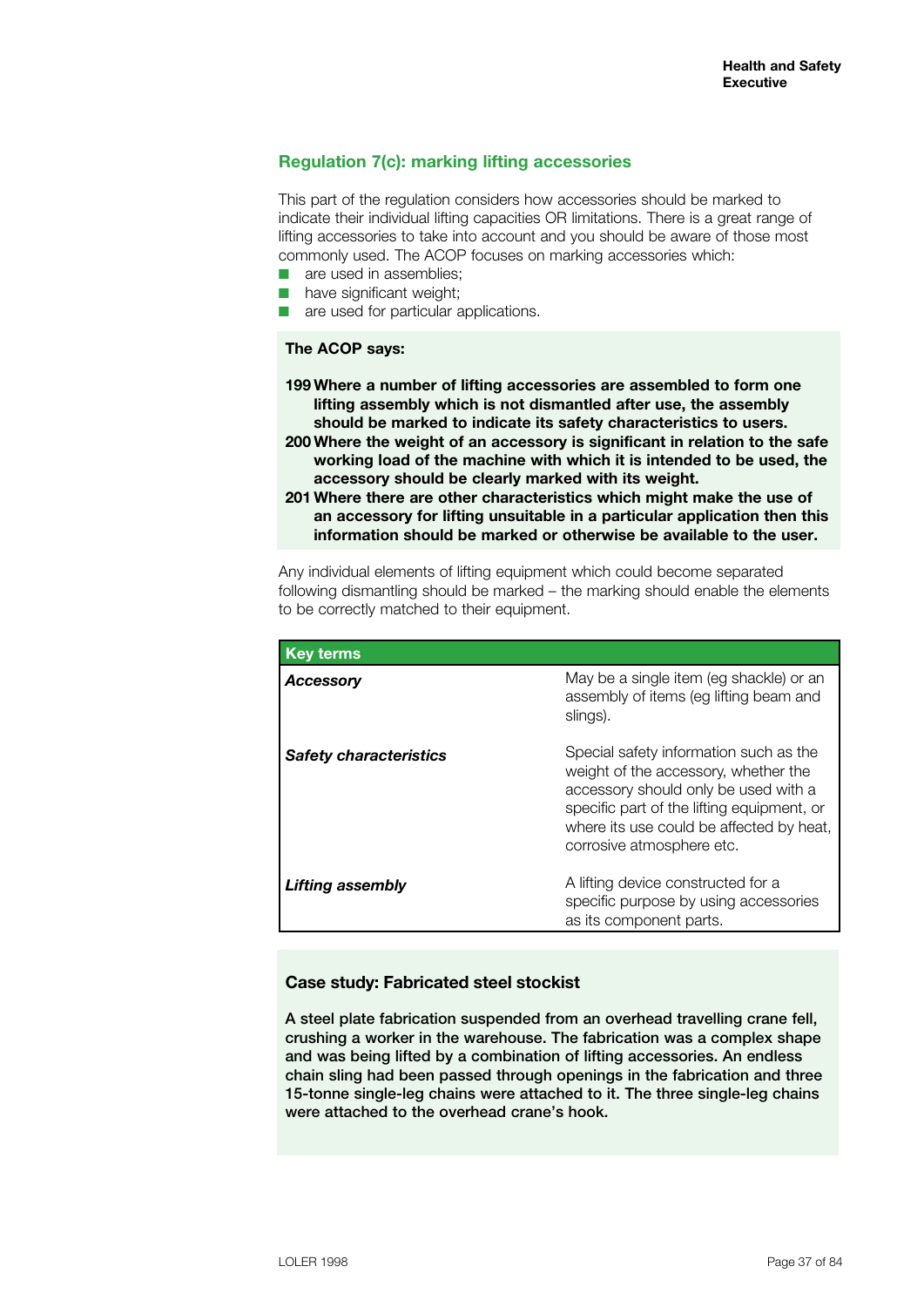## Regulation 7(c): marking lifting accessories

This part of the regulation considers how accessories should be marked to indicate their individual lifting capacities OR limitations. There is a great range of lifting accessories to take into account and you should be aware of those most commonly used. The ACOP focuses on marking accessories which:

- are used in assemblies;
- have significant weight;
- are used for particular applications.

**The ACOP says:**

**199 Where a number of lifting accessories are assembled to form one lifting assembly which is not dismantled after use, the assembly should be marked to indicate its safety characteristics to users.**

**200 Where the weight of an accessory is significant in relation to the safe working load of the machine with which it is intended to be used, the accessory should be clearly marked with its weight.**

**201 Where there are other characteristics which might make the use of an accessory for lifting unsuitable in a particular application then this information should be marked or otherwise be available to the user.**

Any individual elements of lifting equipment which could become separated following dismantling should be marked – the marking should enable the elements to be correctly matched to their equipment.

| Key terms | |
|---|---|
| ***Accessory*** | May be a single item (eg shackle) or an assembly of items (eg lifting beam and slings). |
| ***Safety characteristics*** | Special safety information such as the weight of the accessory, whether the accessory should only be used with a specific part of the lifting equipment, or where its use could be affected by heat, corrosive atmosphere etc. |
| ***Lifting assembly*** | A lifting device constructed for a specific purpose by using accessories as its component parts. |

**Case study: Fabricated steel stockist**

**A steel plate fabrication suspended from an overhead travelling crane fell, crushing a worker in the warehouse. The fabrication was a complex shape and was being lifted by a combination of lifting accessories. An endless chain sling had been passed through openings in the fabrication and three 15-tonne single-leg chains were attached to it. The three single-leg chains were attached to the overhead crane's hook.**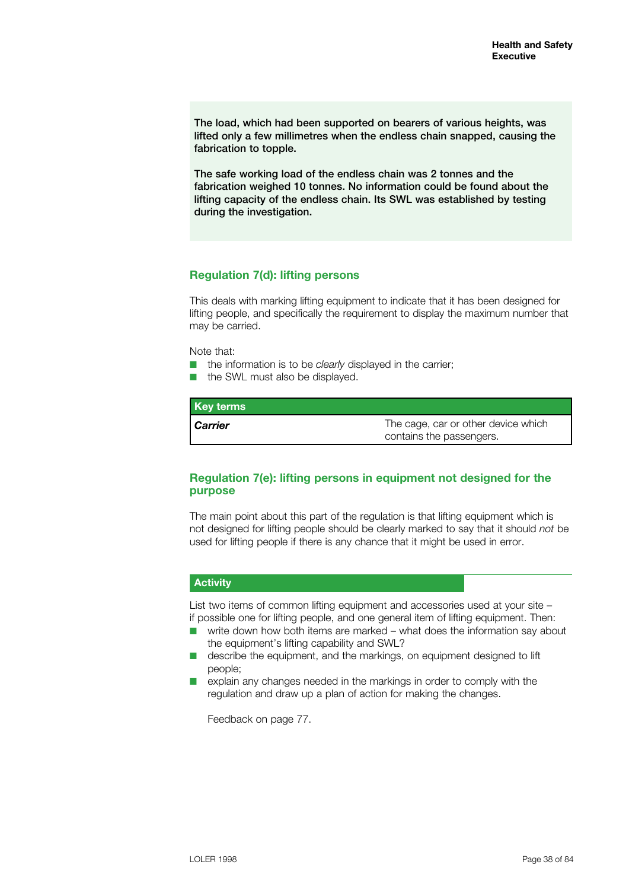**The load, which had been supported on bearers of various heights, was lifted only a few millimetres when the endless chain snapped, causing the fabrication to topple.**

**The safe working load of the endless chain was 2 tonnes and the fabrication weighed 10 tonnes. No information could be found about the lifting capacity of the endless chain. Its SWL was established by testing during the investigation.**

## Regulation 7(d): lifting persons

This deals with marking lifting equipment to indicate that it has been designed for lifting people, and specifically the requirement to display the maximum number that may be carried.

Note that:

- the information is to be *clearly* displayed in the carrier;
- the SWL must also be displayed.

| Key terms | |
|---|---|
| ***Carrier*** | The cage, car or other device which contains the passengers. |

## Regulation 7(e): lifting persons in equipment not designed for the purpose

The main point about this part of the regulation is that lifting equipment which is not designed for lifting people should be clearly marked to say that it should *not* be used for lifting people if there is any chance that it might be used in error.

### Activity

List two items of common lifting equipment and accessories used at your site – if possible one for lifting people, and one general item of lifting equipment. Then:

- write down how both items are marked – what does the information say about the equipment's lifting capability and SWL?
- describe the equipment, and the markings, on equipment designed to lift people;
- explain any changes needed in the markings in order to comply with the regulation and draw up a plan of action for making the changes.

Feedback on page 77.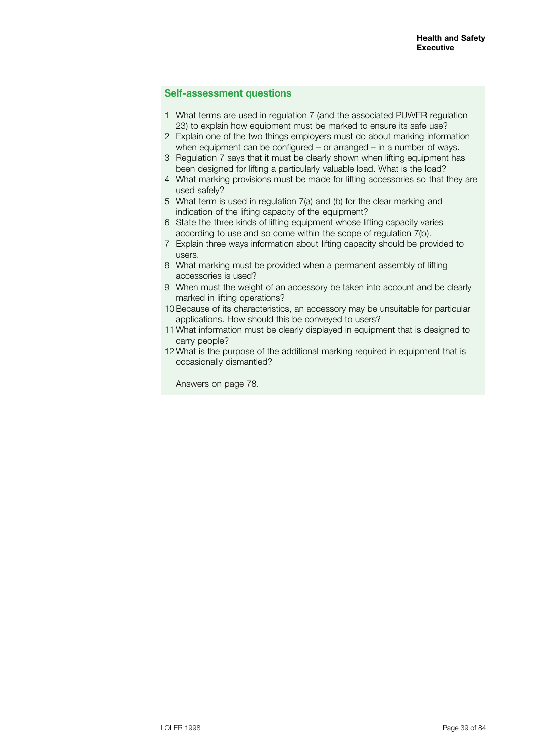### Self-assessment questions

1. What terms are used in regulation 7 (and the associated PUWER regulation 23) to explain how equipment must be marked to ensure its safe use?
2. Explain one of the two things employers must do about marking information when equipment can be configured – or arranged – in a number of ways.
3. Regulation 7 says that it must be clearly shown when lifting equipment has been designed for lifting a particularly valuable load. What is the load?
4. What marking provisions must be made for lifting accessories so that they are used safely?
5. What term is used in regulation 7(a) and (b) for the clear marking and indication of the lifting capacity of the equipment?
6. State the three kinds of lifting equipment whose lifting capacity varies according to use and so come within the scope of regulation 7(b).
7. Explain three ways information about lifting capacity should be provided to users.
8. What marking must be provided when a permanent assembly of lifting accessories is used?
9. When must the weight of an accessory be taken into account and be clearly marked in lifting operations?
10. Because of its characteristics, an accessory may be unsuitable for particular applications. How should this be conveyed to users?
11. What information must be clearly displayed in equipment that is designed to carry people?
12. What is the purpose of the additional marking required in equipment that is occasionally dismantled?

Answers on page 78.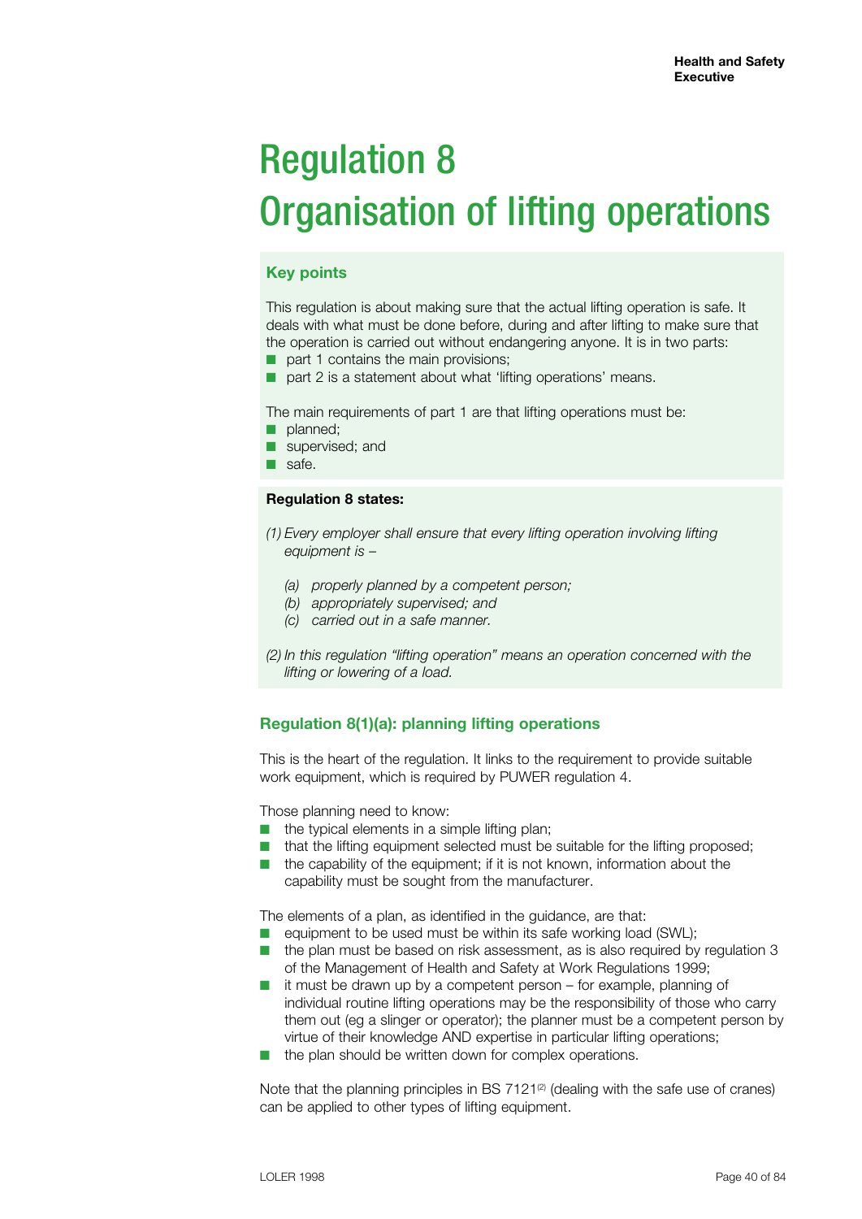# Regulation 8
# Organisation of lifting operations

### Key points

This regulation is about making sure that the actual lifting operation is safe. It deals with what must be done before, during and after lifting to make sure that the operation is carried out without endangering anyone. It is in two parts:

- part 1 contains the main provisions;
- part 2 is a statement about what 'lifting operations' means.

The main requirements of part 1 are that lifting operations must be:

- planned;
- supervised; and
- safe.

**Regulation 8 states:**

*(1) Every employer shall ensure that every lifting operation involving lifting equipment is –*

*(a) properly planned by a competent person;*
*(b) appropriately supervised; and*
*(c) carried out in a safe manner.*

*(2) In this regulation "lifting operation" means an operation concerned with the lifting or lowering of a load.*

## Regulation 8(1)(a): planning lifting operations

This is the heart of the regulation. It links to the requirement to provide suitable work equipment, which is required by PUWER regulation 4.

Those planning need to know:

- the typical elements in a simple lifting plan;
- that the lifting equipment selected must be suitable for the lifting proposed;
- the capability of the equipment; if it is not known, information about the capability must be sought from the manufacturer.

The elements of a plan, as identified in the guidance, are that:

- equipment to be used must be within its safe working load (SWL);
- the plan must be based on risk assessment, as is also required by regulation 3 of the Management of Health and Safety at Work Regulations 1999;
- it must be drawn up by a competent person – for example, planning of individual routine lifting operations may be the responsibility of those who carry them out (eg a slinger or operator); the planner must be a competent person by virtue of their knowledge AND expertise in particular lifting operations;
- the plan should be written down for complex operations.

Note that the planning principles in BS 7121[2] (dealing with the safe use of cranes) can be applied to other types of lifting equipment.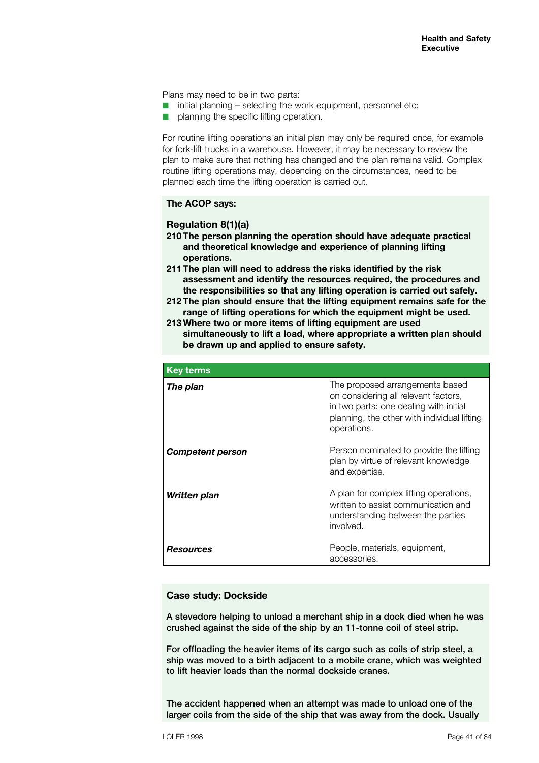Plans may need to be in two parts:

- initial planning – selecting the work equipment, personnel etc;
- planning the specific lifting operation.

For routine lifting operations an initial plan may only be required once, for example for fork-lift trucks in a warehouse. However, it may be necessary to review the plan to make sure that nothing has changed and the plan remains valid. Complex routine lifting operations may, depending on the circumstances, need to be planned each time the lifting operation is carried out.

**The ACOP says:**

### Regulation 8(1)(a)

**210 The person planning the operation should have adequate practical and theoretical knowledge and experience of planning lifting operations.**

**211 The plan will need to address the risks identified by the risk assessment and identify the resources required, the procedures and the responsibilities so that any lifting operation is carried out safely.**

**212 The plan should ensure that the lifting equipment remains safe for the range of lifting operations for which the equipment might be used.**

**213 Where two or more items of lifting equipment are used simultaneously to lift a load, where appropriate a written plan should be drawn up and applied to ensure safety.**

| Key terms | |
|---|---|
| ***The plan*** | The proposed arrangements based on considering all relevant factors, in two parts: one dealing with initial planning, the other with individual lifting operations. |
| ***Competent person*** | Person nominated to provide the lifting plan by virtue of relevant knowledge and expertise. |
| ***Written plan*** | A plan for complex lifting operations, written to assist communication and understanding between the parties involved. |
| ***Resources*** | People, materials, equipment, accessories. |

### Case study: Dockside

**A stevedore helping to unload a merchant ship in a dock died when he was crushed against the side of the ship by an 11-tonne coil of steel strip.**

**For offloading the heavier items of its cargo such as coils of strip steel, a ship was moved to a birth adjacent to a mobile crane, which was weighted to lift heavier loads than the normal dockside cranes.**

**The accident happened when an attempt was made to unload one of the larger coils from the side of the ship that was away from the dock. Usually**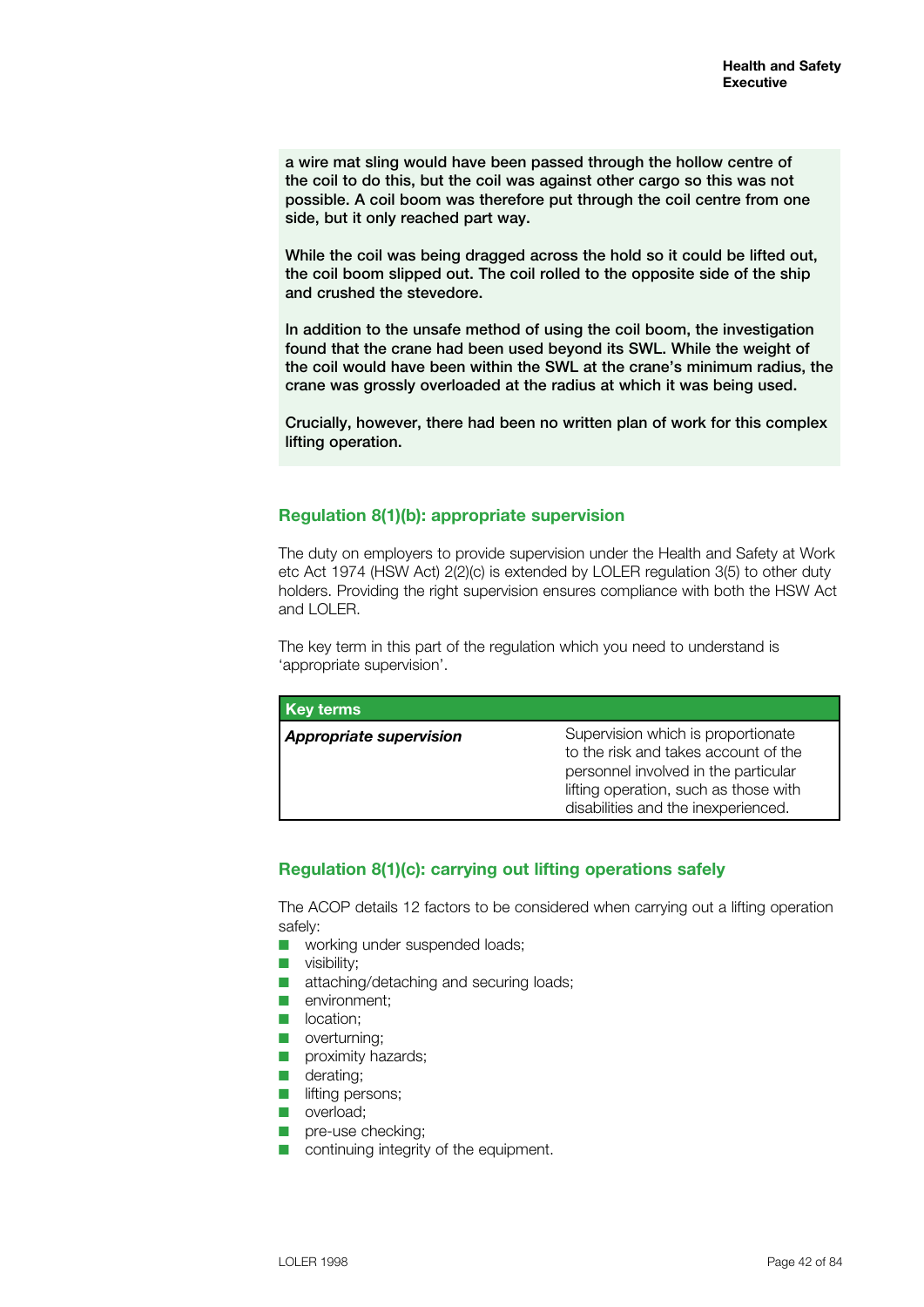**a wire mat sling would have been passed through the hollow centre of the coil to do this, but the coil was against other cargo so this was not possible. A coil boom was therefore put through the coil centre from one side, but it only reached part way.**

**While the coil was being dragged across the hold so it could be lifted out, the coil boom slipped out. The coil rolled to the opposite side of the ship and crushed the stevedore.**

**In addition to the unsafe method of using the coil boom, the investigation found that the crane had been used beyond its SWL. While the weight of the coil would have been within the SWL at the crane's minimum radius, the crane was grossly overloaded at the radius at which it was being used.**

**Crucially, however, there had been no written plan of work for this complex lifting operation.**

## Regulation 8(1)(b): appropriate supervision

The duty on employers to provide supervision under the Health and Safety at Work etc Act 1974 (HSW Act) 2(2)(c) is extended by LOLER regulation 3(5) to other duty holders. Providing the right supervision ensures compliance with both the HSW Act and LOLER.

The key term in this part of the regulation which you need to understand is 'appropriate supervision'.

| Key terms | |
|---|---|
| ***Appropriate supervision*** | Supervision which is proportionate to the risk and takes account of the personnel involved in the particular lifting operation, such as those with disabilities and the inexperienced. |

## Regulation 8(1)(c): carrying out lifting operations safely

The ACOP details 12 factors to be considered when carrying out a lifting operation safely:

- working under suspended loads;
- visibility;
- attaching/detaching and securing loads;
- environment;
- location;
- overturning;
- proximity hazards;
- derating;
- lifting persons;
- overload;
- pre-use checking;
- continuing integrity of the equipment.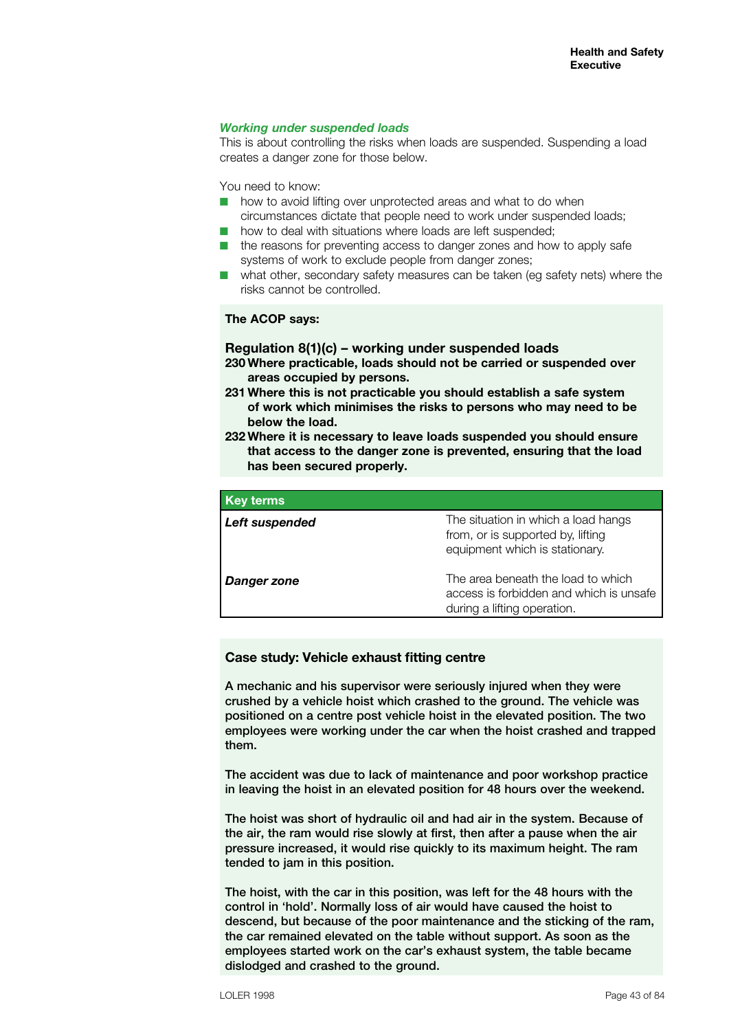### *Working under suspended loads*

This is about controlling the risks when loads are suspended. Suspending a load creates a danger zone for those below.

You need to know:

- how to avoid lifting over unprotected areas and what to do when circumstances dictate that people need to work under suspended loads;
- how to deal with situations where loads are left suspended;
- the reasons for preventing access to danger zones and how to apply safe systems of work to exclude people from danger zones;
- what other, secondary safety measures can be taken (eg safety nets) where the risks cannot be controlled.

**The ACOP says:**

**Regulation 8(1)(c) – working under suspended loads**

**230 Where practicable, loads should not be carried or suspended over areas occupied by persons.**

**231 Where this is not practicable you should establish a safe system of work which minimises the risks to persons who may need to be below the load.**

**232 Where it is necessary to leave loads suspended you should ensure that access to the danger zone is prevented, ensuring that the load has been secured properly.**

| Key terms | |
|---|---|
| ***Left suspended*** | The situation in which a load hangs from, or is supported by, lifting equipment which is stationary. |
| ***Danger zone*** | The area beneath the load to which access is forbidden and which is unsafe during a lifting operation. |

**Case study: Vehicle exhaust fitting centre**

A mechanic and his supervisor were seriously injured when they were crushed by a vehicle hoist which crashed to the ground. The vehicle was positioned on a centre post vehicle hoist in the elevated position. The two employees were working under the car when the hoist crashed and trapped them.

The accident was due to lack of maintenance and poor workshop practice in leaving the hoist in an elevated position for 48 hours over the weekend.

The hoist was short of hydraulic oil and had air in the system. Because of the air, the ram would rise slowly at first, then after a pause when the air pressure increased, it would rise quickly to its maximum height. The ram tended to jam in this position.

The hoist, with the car in this position, was left for the 48 hours with the control in 'hold'. Normally loss of air would have caused the hoist to descend, but because of the poor maintenance and the sticking of the ram, the car remained elevated on the table without support. As soon as the employees started work on the car's exhaust system, the table became dislodged and crashed to the ground.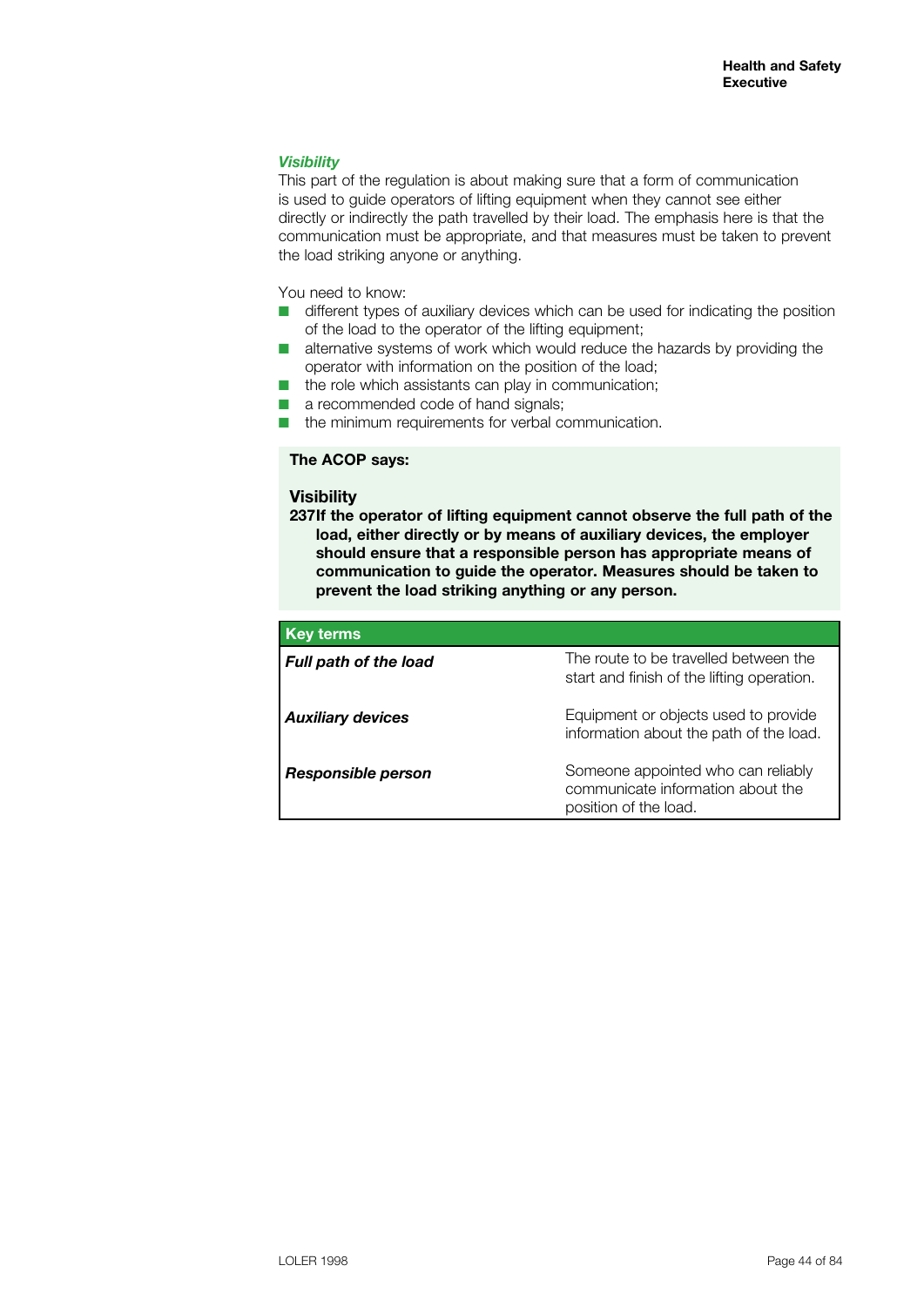### *Visibility*

This part of the regulation is about making sure that a form of communication is used to guide operators of lifting equipment when they cannot see either directly or indirectly the path travelled by their load. The emphasis here is that the communication must be appropriate, and that measures must be taken to prevent the load striking anyone or anything.

You need to know:

- different types of auxiliary devices which can be used for indicating the position of the load to the operator of the lifting equipment;
- alternative systems of work which would reduce the hazards by providing the operator with information on the position of the load;
- the role which assistants can play in communication;
- a recommended code of hand signals;
- the minimum requirements for verbal communication.

**The ACOP says:**

**Visibility**

**237 If the operator of lifting equipment cannot observe the full path of the load, either directly or by means of auxiliary devices, the employer should ensure that a responsible person has appropriate means of communication to guide the operator. Measures should be taken to prevent the load striking anything or any person.**

| Key terms | |
|---|---|
| ***Full path of the load*** | The route to be travelled between the start and finish of the lifting operation. |
| ***Auxiliary devices*** | Equipment or objects used to provide information about the path of the load. |
| ***Responsible person*** | Someone appointed who can reliably communicate information about the position of the load. |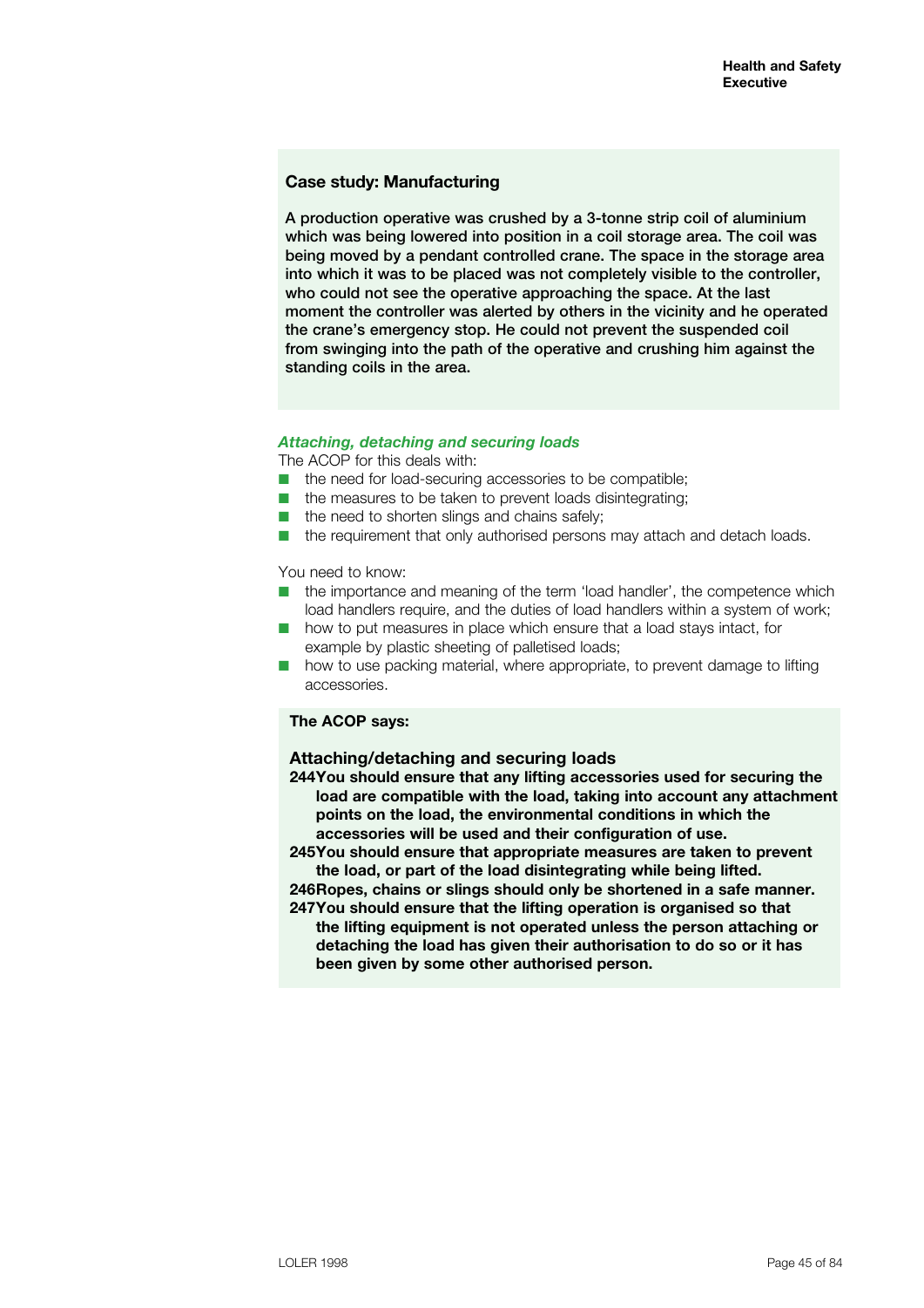**Case study: Manufacturing**

**A production operative was crushed by a 3-tonne strip coil of aluminium which was being lowered into position in a coil storage area. The coil was being moved by a pendant controlled crane. The space in the storage area into which it was to be placed was not completely visible to the controller, who could not see the operative approaching the space. At the last moment the controller was alerted by others in the vicinity and he operated the crane's emergency stop. He could not prevent the suspended coil from swinging into the path of the operative and crushing him against the standing coils in the area.**

### *Attaching, detaching and securing loads*

The ACOP for this deals with:

- the need for load-securing accessories to be compatible;
- the measures to be taken to prevent loads disintegrating;
- the need to shorten slings and chains safely;
- the requirement that only authorised persons may attach and detach loads.

You need to know:

- the importance and meaning of the term 'load handler', the competence which load handlers require, and the duties of load handlers within a system of work;
- how to put measures in place which ensure that a load stays intact, for example by plastic sheeting of palletised loads;
- how to use packing material, where appropriate, to prevent damage to lifting accessories.

**The ACOP says:**

**Attaching/detaching and securing loads**

**244 You should ensure that any lifting accessories used for securing the load are compatible with the load, taking into account any attachment points on the load, the environmental conditions in which the accessories will be used and their configuration of use.**

**245 You should ensure that appropriate measures are taken to prevent the load, or part of the load disintegrating while being lifted.**

**246 Ropes, chains or slings should only be shortened in a safe manner.**

**247 You should ensure that the lifting operation is organised so that the lifting equipment is not operated unless the person attaching or detaching the load has given their authorisation to do so or it has been given by some other authorised person.**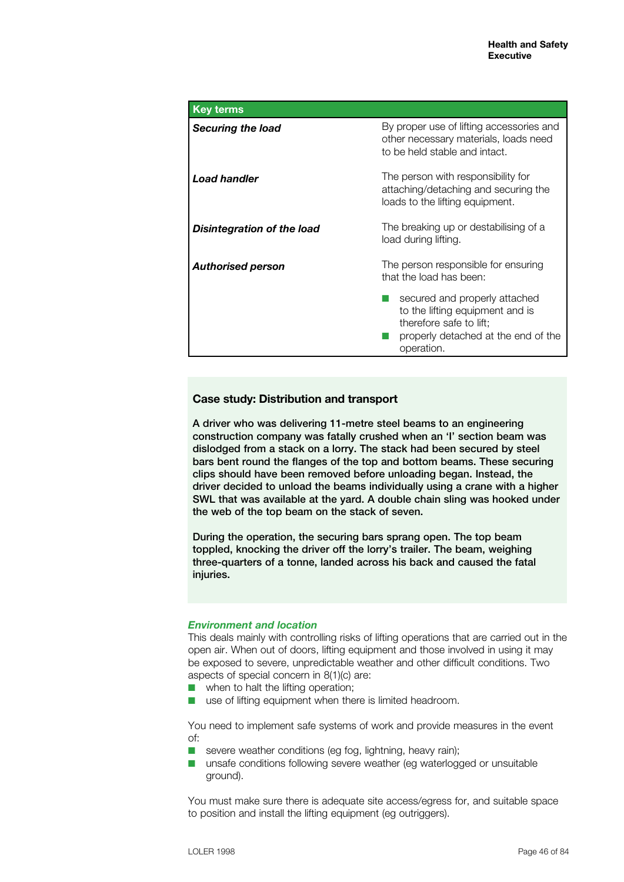| Key terms | |
|---|---|
| ***Securing the load*** | By proper use of lifting accessories and other necessary materials, loads need to be held stable and intact. |
| ***Load handler*** | The person with responsibility for attaching/detaching and securing the loads to the lifting equipment. |
| ***Disintegration of the load*** | The breaking up or destabilising of a load during lifting. |
| ***Authorised person*** | The person responsible for ensuring that the load has been: <br>■ secured and properly attached to the lifting equipment and is therefore safe to lift; <br>■ properly detached at the end of the operation. |

**Case study: Distribution and transport**

**A driver who was delivering 11-metre steel beams to an engineering construction company was fatally crushed when an 'I' section beam was dislodged from a stack on a lorry. The stack had been secured by steel bars bent round the flanges of the top and bottom beams. These securing clips should have been removed before unloading began. Instead, the driver decided to unload the beams individually using a crane with a higher SWL that was available at the yard. A double chain sling was hooked under the web of the top beam on the stack of seven.**

**During the operation, the securing bars sprang open. The top beam toppled, knocking the driver off the lorry's trailer. The beam, weighing three-quarters of a tonne, landed across his back and caused the fatal injuries.**

### *Environment and location*

This deals mainly with controlling risks of lifting operations that are carried out in the open air. When out of doors, lifting equipment and those involved in using it may be exposed to severe, unpredictable weather and other difficult conditions. Two aspects of special concern in 8(1)(c) are:

- when to halt the lifting operation;
- use of lifting equipment when there is limited headroom.

You need to implement safe systems of work and provide measures in the event of:

- severe weather conditions (eg fog, lightning, heavy rain);
- unsafe conditions following severe weather (eg waterlogged or unsuitable ground).

You must make sure there is adequate site access/egress for, and suitable space to position and install the lifting equipment (eg outriggers).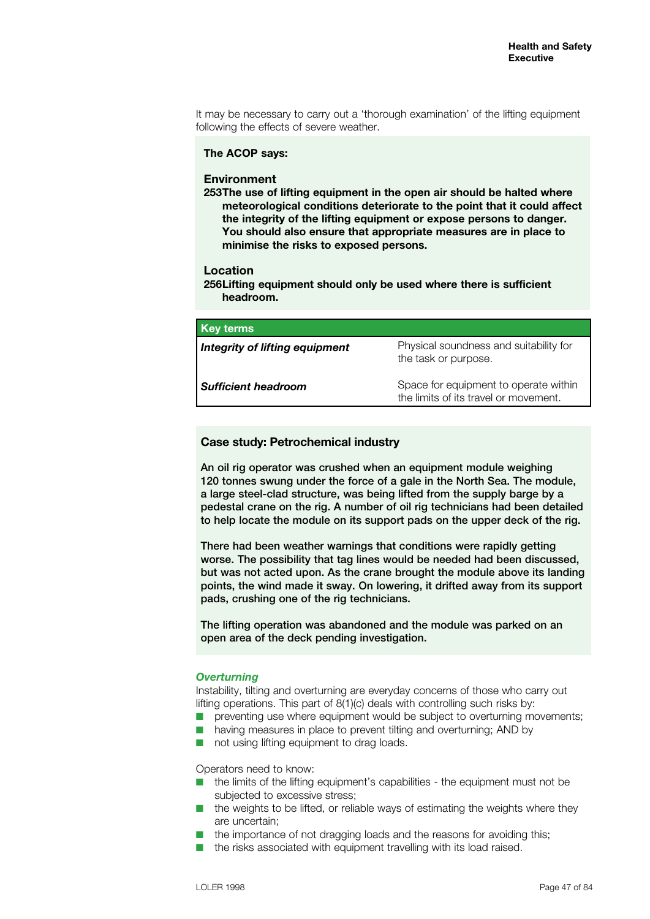It may be necessary to carry out a 'thorough examination' of the lifting equipment following the effects of severe weather.

**The ACOP says:**

**Environment**

**253 The use of lifting equipment in the open air should be halted where meteorological conditions deteriorate to the point that it could affect the integrity of the lifting equipment or expose persons to danger. You should also ensure that appropriate measures are in place to minimise the risks to exposed persons.**

**Location**

**256 Lifting equipment should only be used where there is sufficient headroom.**

| Key terms | |
|---|---|
| ***Integrity of lifting equipment*** | Physical soundness and suitability for the task or purpose. |
| ***Sufficient headroom*** | Space for equipment to operate within the limits of its travel or movement. |

**Case study: Petrochemical industry**

An oil rig operator was crushed when an equipment module weighing 120 tonnes swung under the force of a gale in the North Sea. The module, a large steel-clad structure, was being lifted from the supply barge by a pedestal crane on the rig. A number of oil rig technicians had been detailed to help locate the module on its support pads on the upper deck of the rig.

There had been weather warnings that conditions were rapidly getting worse. The possibility that tag lines would be needed had been discussed, but was not acted upon. As the crane brought the module above its landing points, the wind made it sway. On lowering, it drifted away from its support pads, crushing one of the rig technicians.

The lifting operation was abandoned and the module was parked on an open area of the deck pending investigation.

***Overturning***

Instability, tilting and overturning are everyday concerns of those who carry out lifting operations. This part of 8(1)(c) deals with controlling such risks by:

- preventing use where equipment would be subject to overturning movements;
- having measures in place to prevent tilting and overturning; AND by
- not using lifting equipment to drag loads.

Operators need to know:

- the limits of the lifting equipment's capabilities - the equipment must not be subjected to excessive stress;
- the weights to be lifted, or reliable ways of estimating the weights where they are uncertain;
- the importance of not dragging loads and the reasons for avoiding this;
- the risks associated with equipment travelling with its load raised.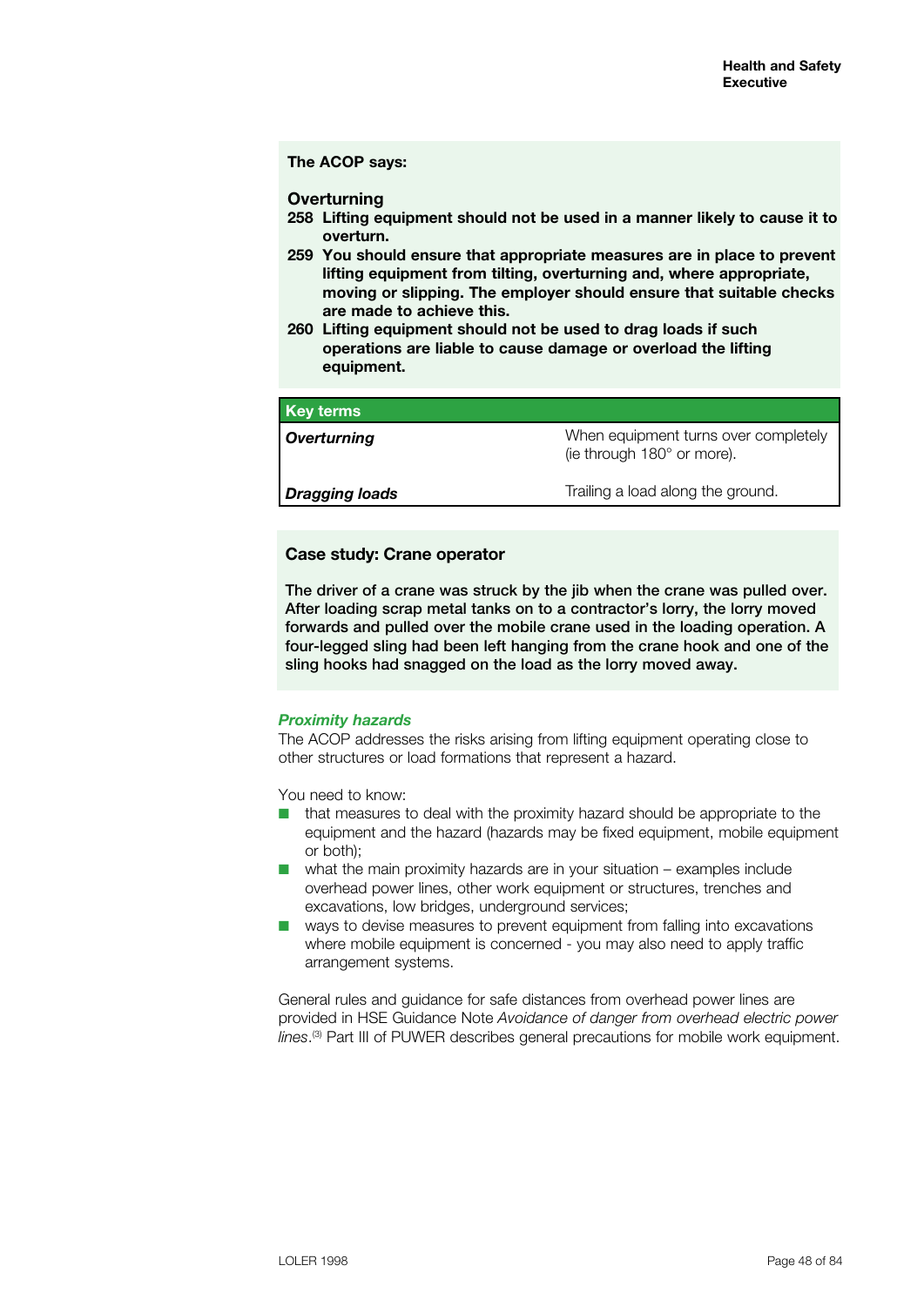**The ACOP says:**

### Overturning

**258 Lifting equipment should not be used in a manner likely to cause it to overturn.**

**259 You should ensure that appropriate measures are in place to prevent lifting equipment from tilting, overturning and, where appropriate, moving or slipping. The employer should ensure that suitable checks are made to achieve this.**

**260 Lifting equipment should not be used to drag loads if such operations are liable to cause damage or overload the lifting equipment.**

| Key terms | |
|---|---|
| ***Overturning*** | When equipment turns over completely (ie through 180° or more). |
| ***Dragging loads*** | Trailing a load along the ground. |

### Case study: Crane operator

**The driver of a crane was struck by the jib when the crane was pulled over. After loading scrap metal tanks on to a contractor's lorry, the lorry moved forwards and pulled over the mobile crane used in the loading operation. A four-legged sling had been left hanging from the crane hook and one of the sling hooks had snagged on the load as the lorry moved away.**

***Proximity hazards***

The ACOP addresses the risks arising from lifting equipment operating close to other structures or load formations that represent a hazard.

You need to know:

- that measures to deal with the proximity hazard should be appropriate to the equipment and the hazard (hazards may be fixed equipment, mobile equipment or both);
- what the main proximity hazards are in your situation – examples include overhead power lines, other work equipment or structures, trenches and excavations, low bridges, underground services;
- ways to devise measures to prevent equipment from falling into excavations where mobile equipment is concerned - you may also need to apply traffic arrangement systems.

General rules and guidance for safe distances from overhead power lines are provided in HSE Guidance Note *Avoidance of danger from overhead electric power lines*.[3] Part III of PUWER describes general precautions for mobile work equipment.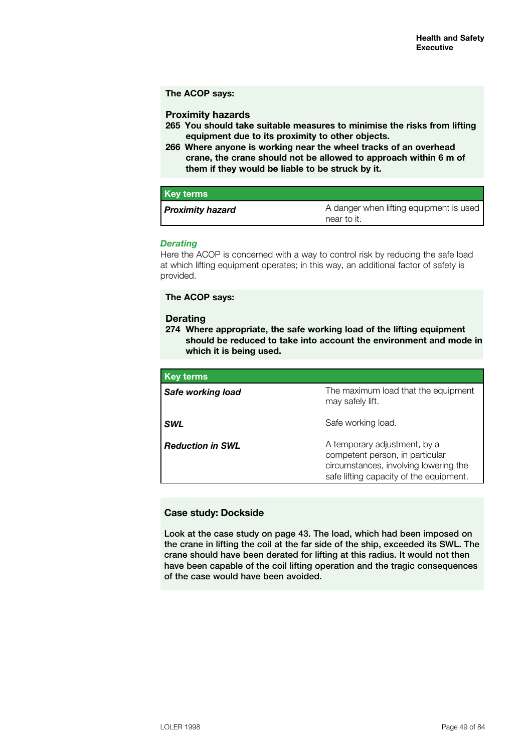**The ACOP says:**

### Proximity hazards

**265 You should take suitable measures to minimise the risks from lifting equipment due to its proximity to other objects.**

**266 Where anyone is working near the wheel tracks of an overhead crane, the crane should not be allowed to approach within 6 m of them if they would be liable to be struck by it.**

| Key terms | |
|---|---|
| ***Proximity hazard*** | A danger when lifting equipment is used near to it. |

### *Derating*

Here the ACOP is concerned with a way to control risk by reducing the safe load at which lifting equipment operates; in this way, an additional factor of safety is provided.

**The ACOP says:**

### Derating

**274 Where appropriate, the safe working load of the lifting equipment should be reduced to take into account the environment and mode in which it is being used.**

| Key terms | |
|---|---|
| ***Safe working load*** | The maximum load that the equipment may safely lift. |
| ***SWL*** | Safe working load. |
| ***Reduction in SWL*** | A temporary adjustment, by a competent person, in particular circumstances, involving lowering the safe lifting capacity of the equipment. |

### Case study: Dockside

**Look at the case study on page 43. The load, which had been imposed on the crane in lifting the coil at the far side of the ship, exceeded its SWL. The crane should have been derated for lifting at this radius. It would not then have been capable of the coil lifting operation and the tragic consequences of the case would have been avoided.**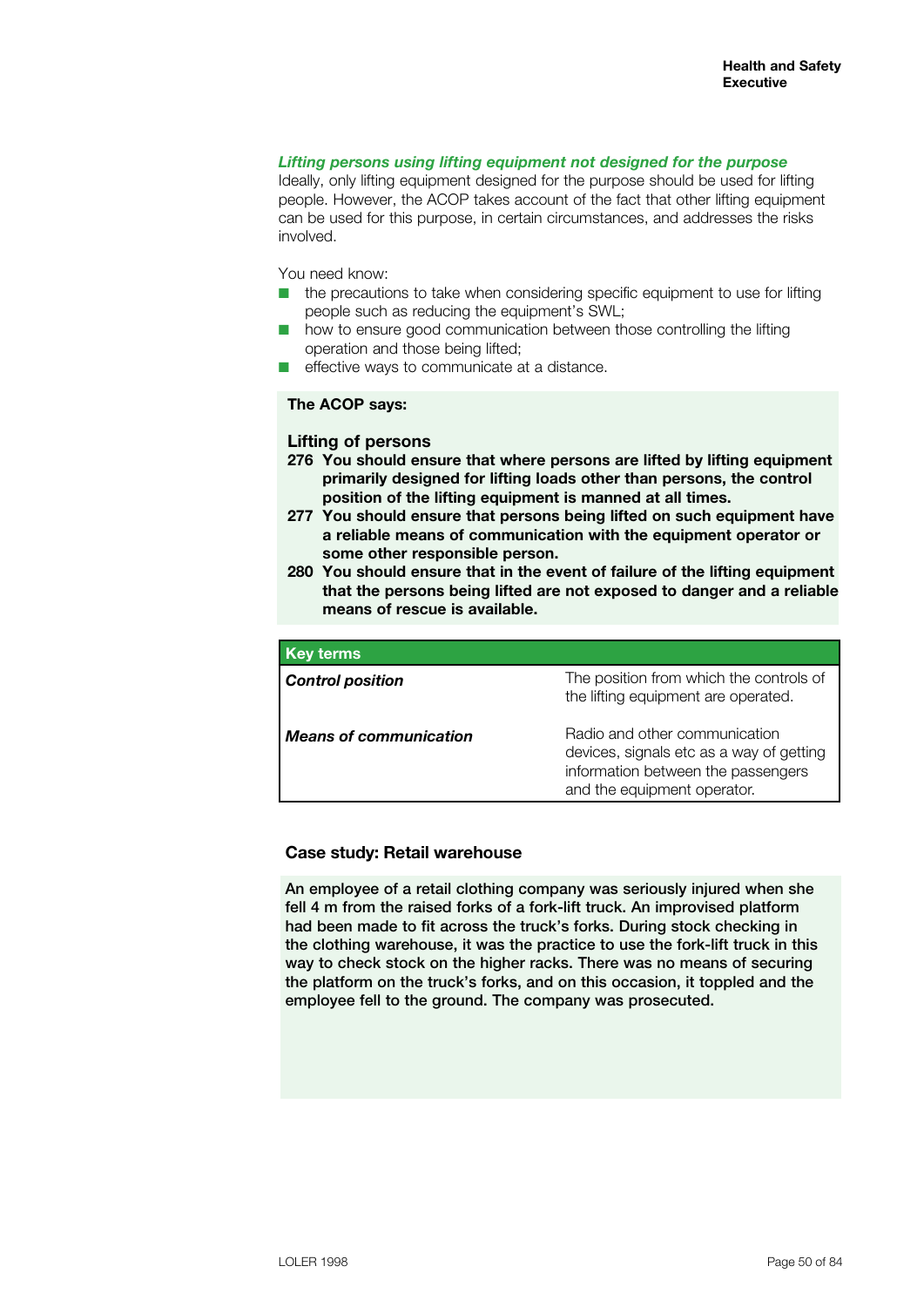### *Lifting persons using lifting equipment not designed for the purpose*

Ideally, only lifting equipment designed for the purpose should be used for lifting people. However, the ACOP takes account of the fact that other lifting equipment can be used for this purpose, in certain circumstances, and addresses the risks involved.

You need know:

- the precautions to take when considering specific equipment to use for lifting people such as reducing the equipment's SWL;
- how to ensure good communication between those controlling the lifting operation and those being lifted;
- effective ways to communicate at a distance.

**The ACOP says:**

**Lifting of persons**

**276 You should ensure that where persons are lifted by lifting equipment primarily designed for lifting loads other than persons, the control position of the lifting equipment is manned at all times.**

**277 You should ensure that persons being lifted on such equipment have a reliable means of communication with the equipment operator or some other responsible person.**

**280 You should ensure that in the event of failure of the lifting equipment that the persons being lifted are not exposed to danger and a reliable means of rescue is available.**

| Key terms | |
|---|---|
| ***Control position*** | The position from which the controls of the lifting equipment are operated. |
| ***Means of communication*** | Radio and other communication devices, signals etc as a way of getting information between the passengers and the equipment operator. |

**Case study: Retail warehouse**

An employee of a retail clothing company was seriously injured when she fell 4 m from the raised forks of a fork-lift truck. An improvised platform had been made to fit across the truck's forks. During stock checking in the clothing warehouse, it was the practice to use the fork-lift truck in this way to check stock on the higher racks. There was no means of securing the platform on the truck's forks, and on this occasion, it toppled and the employee fell to the ground. The company was prosecuted.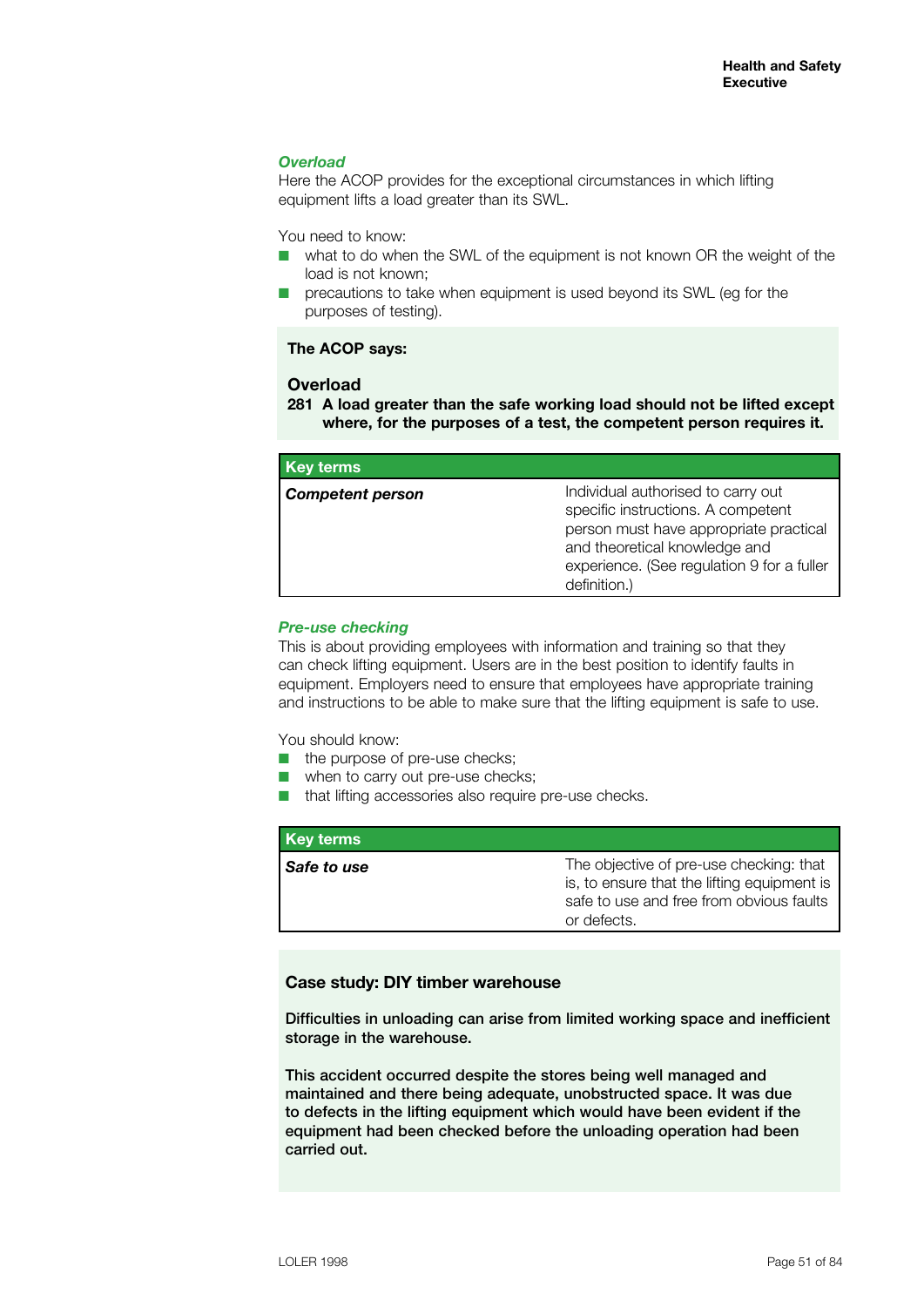### *Overload*

Here the ACOP provides for the exceptional circumstances in which lifting equipment lifts a load greater than its SWL.

You need to know:

- what to do when the SWL of the equipment is not known OR the weight of the load is not known;
- precautions to take when equipment is used beyond its SWL (eg for the purposes of testing).

**The ACOP says:**

**Overload**

**281 A load greater than the safe working load should not be lifted except where, for the purposes of a test, the competent person requires it.**

| Key terms | |
|---|---|
| ***Competent person*** | Individual authorised to carry out specific instructions. A competent person must have appropriate practical and theoretical knowledge and experience. (See regulation 9 for a fuller definition.) |

### *Pre-use checking*

This is about providing employees with information and training so that they can check lifting equipment. Users are in the best position to identify faults in equipment. Employers need to ensure that employees have appropriate training and instructions to be able to make sure that the lifting equipment is safe to use.

You should know:

- the purpose of pre-use checks;
- when to carry out pre-use checks;
- that lifting accessories also require pre-use checks.

| Key terms | |
|---|---|
| ***Safe to use*** | The objective of pre-use checking: that is, to ensure that the lifting equipment is safe to use and free from obvious faults or defects. |

**Case study: DIY timber warehouse**

Difficulties in unloading can arise from limited working space and inefficient storage in the warehouse.

This accident occurred despite the stores being well managed and maintained and there being adequate, unobstructed space. It was due to defects in the lifting equipment which would have been evident if the equipment had been checked before the unloading operation had been carried out.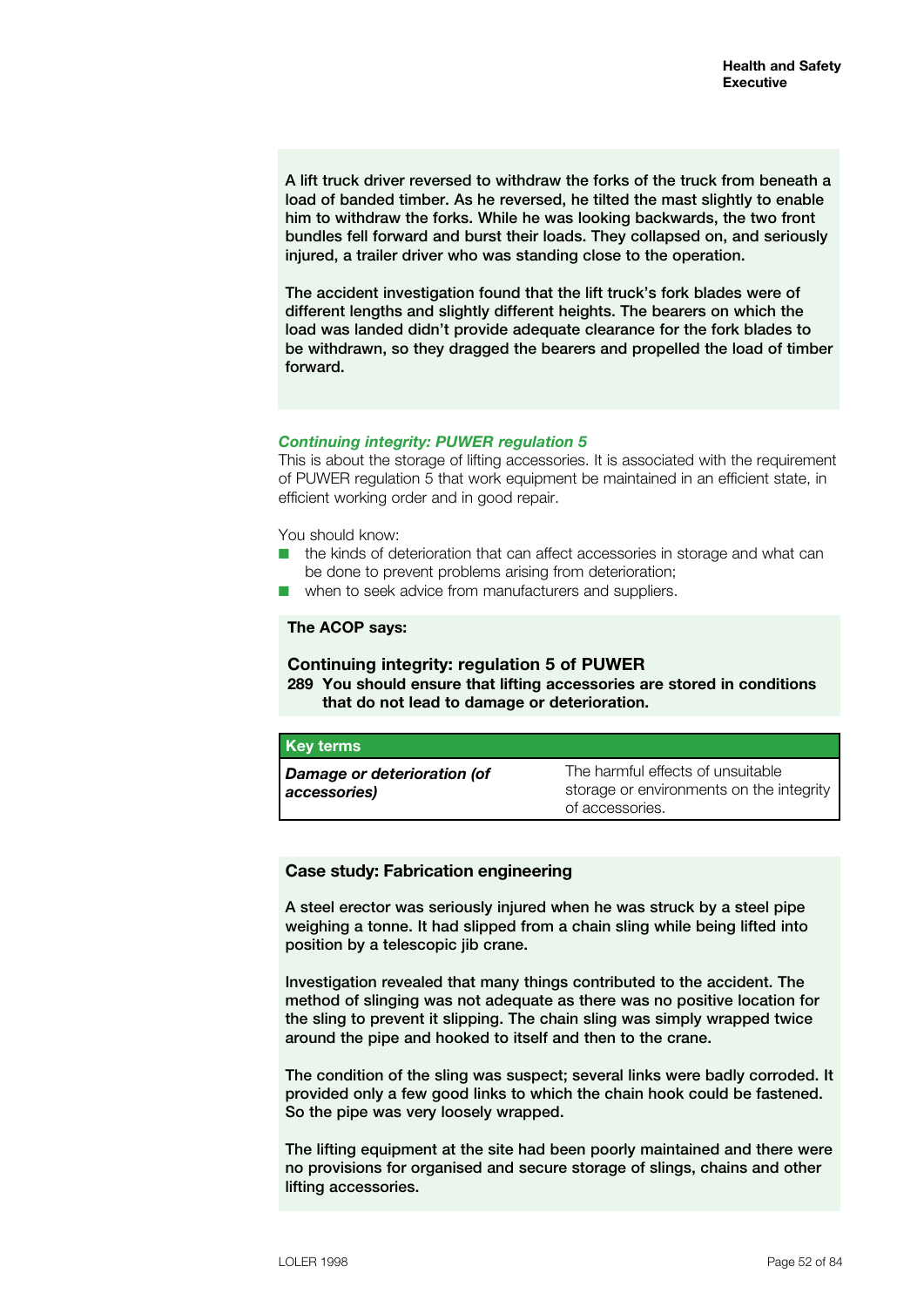**A lift truck driver reversed to withdraw the forks of the truck from beneath a load of banded timber. As he reversed, he tilted the mast slightly to enable him to withdraw the forks. While he was looking backwards, the two front bundles fell forward and burst their loads. They collapsed on, and seriously injured, a trailer driver who was standing close to the operation.**

**The accident investigation found that the lift truck's fork blades were of different lengths and slightly different heights. The bearers on which the load was landed didn't provide adequate clearance for the fork blades to be withdrawn, so they dragged the bearers and propelled the load of timber forward.**

### *Continuing integrity: PUWER regulation 5*

This is about the storage of lifting accessories. It is associated with the requirement of PUWER regulation 5 that work equipment be maintained in an efficient state, in efficient working order and in good repair.

You should know:

- the kinds of deterioration that can affect accessories in storage and what can be done to prevent problems arising from deterioration;
- when to seek advice from manufacturers and suppliers.

**The ACOP says:**

**Continuing integrity: regulation 5 of PUWER**

**289 You should ensure that lifting accessories are stored in conditions that do not lead to damage or deterioration.**

| Key terms | |
|---|---|
| ***Damage or deterioration (of accessories)*** | The harmful effects of unsuitable storage or environments on the integrity of accessories. |

**Case study: Fabrication engineering**

**A steel erector was seriously injured when he was struck by a steel pipe weighing a tonne. It had slipped from a chain sling while being lifted into position by a telescopic jib crane.**

**Investigation revealed that many things contributed to the accident. The method of slinging was not adequate as there was no positive location for the sling to prevent it slipping. The chain sling was simply wrapped twice around the pipe and hooked to itself and then to the crane.**

**The condition of the sling was suspect; several links were badly corroded. It provided only a few good links to which the chain hook could be fastened. So the pipe was very loosely wrapped.**

**The lifting equipment at the site had been poorly maintained and there were no provisions for organised and secure storage of slings, chains and other lifting accessories.**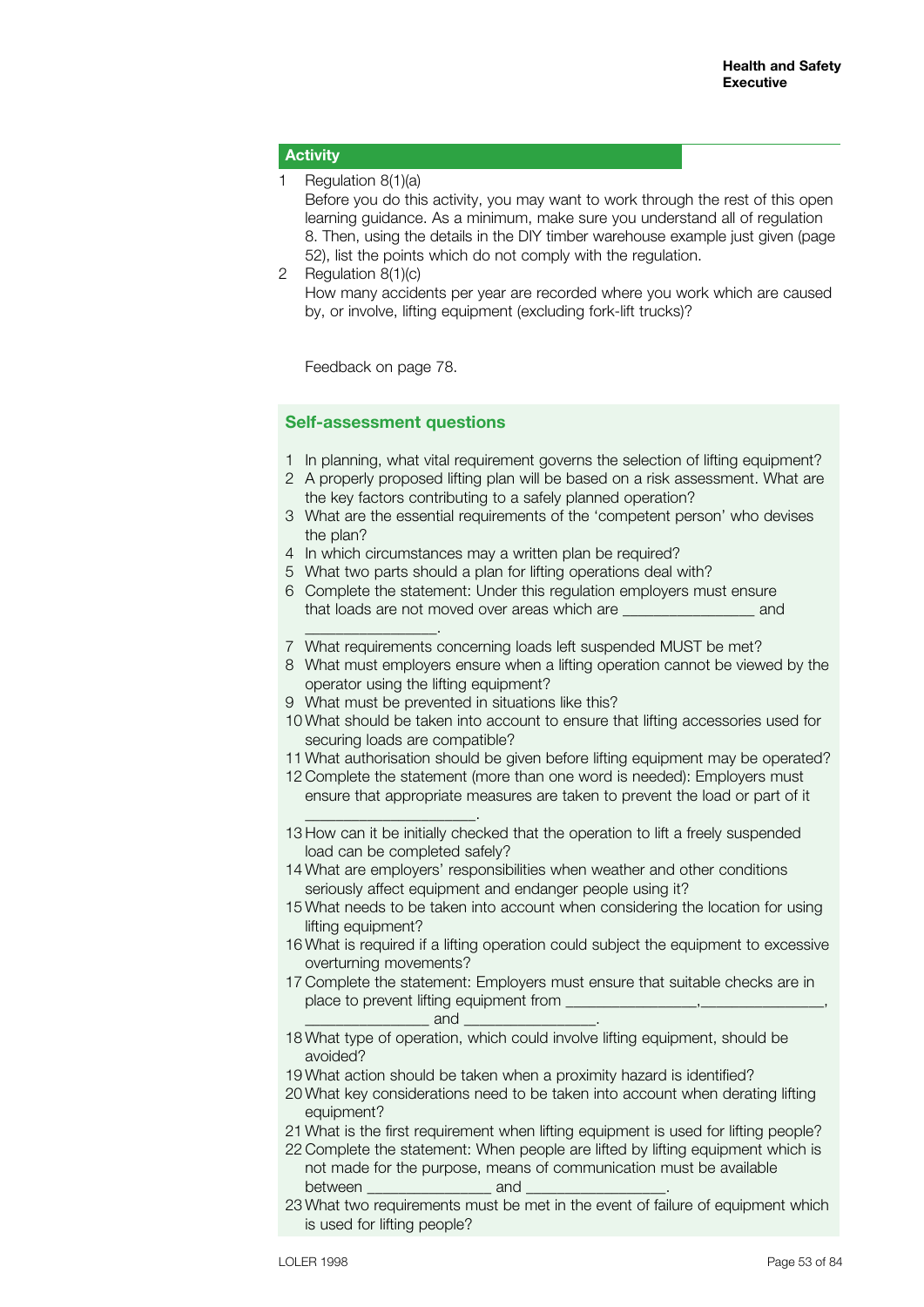## Activity

1. Regulation 8(1)(a)
   Before you do this activity, you may want to work through the rest of this open learning guidance. As a minimum, make sure you understand all of regulation 8. Then, using the details in the DIY timber warehouse example just given (page 52), list the points which do not comply with the regulation.
2. Regulation 8(1)(c)
   How many accidents per year are recorded where you work which are caused by, or involve, lifting equipment (excluding fork-lift trucks)?

Feedback on page 78.

## Self-assessment questions

1. In planning, what vital requirement governs the selection of lifting equipment?
2. A properly proposed lifting plan will be based on a risk assessment. What are the key factors contributing to a safely planned operation?
3. What are the essential requirements of the 'competent person' who devises the plan?
4. In which circumstances may a written plan be required?
5. What two parts should a plan for lifting operations deal with?
6. Complete the statement: Under this regulation employers must ensure that loads are not moved over areas which are ________________ and ________________.
7. What requirements concerning loads left suspended MUST be met?
8. What must employers ensure when a lifting operation cannot be viewed by the operator using the lifting equipment?
9. What must be prevented in situations like this?
10. What should be taken into account to ensure that lifting accessories used for securing loads are compatible?
11. What authorisation should be given before lifting equipment may be operated?
12. Complete the statement (more than one word is needed): Employers must ensure that appropriate measures are taken to prevent the load or part of it ____________________.
13. How can it be initially checked that the operation to lift a freely suspended load can be completed safely?
14. What are employers' responsibilities when weather and other conditions seriously affect equipment and endanger people using it?
15. What needs to be taken into account when considering the location for using lifting equipment?
16. What is required if a lifting operation could subject the equipment to excessive overturning movements?
17. Complete the statement: Employers must ensure that suitable checks are in place to prevent lifting equipment from _______________,_______________, _______________ and ________________.
18. What type of operation, which could involve lifting equipment, should be avoided?
19. What action should be taken when a proximity hazard is identified?
20. What key considerations need to be taken into account when derating lifting equipment?
21. What is the first requirement when lifting equipment is used for lifting people?
22. Complete the statement: When people are lifted by lifting equipment which is not made for the purpose, means of communication must be available between _______________ and _________________.
23. What two requirements must be met in the event of failure of equipment which is used for lifting people?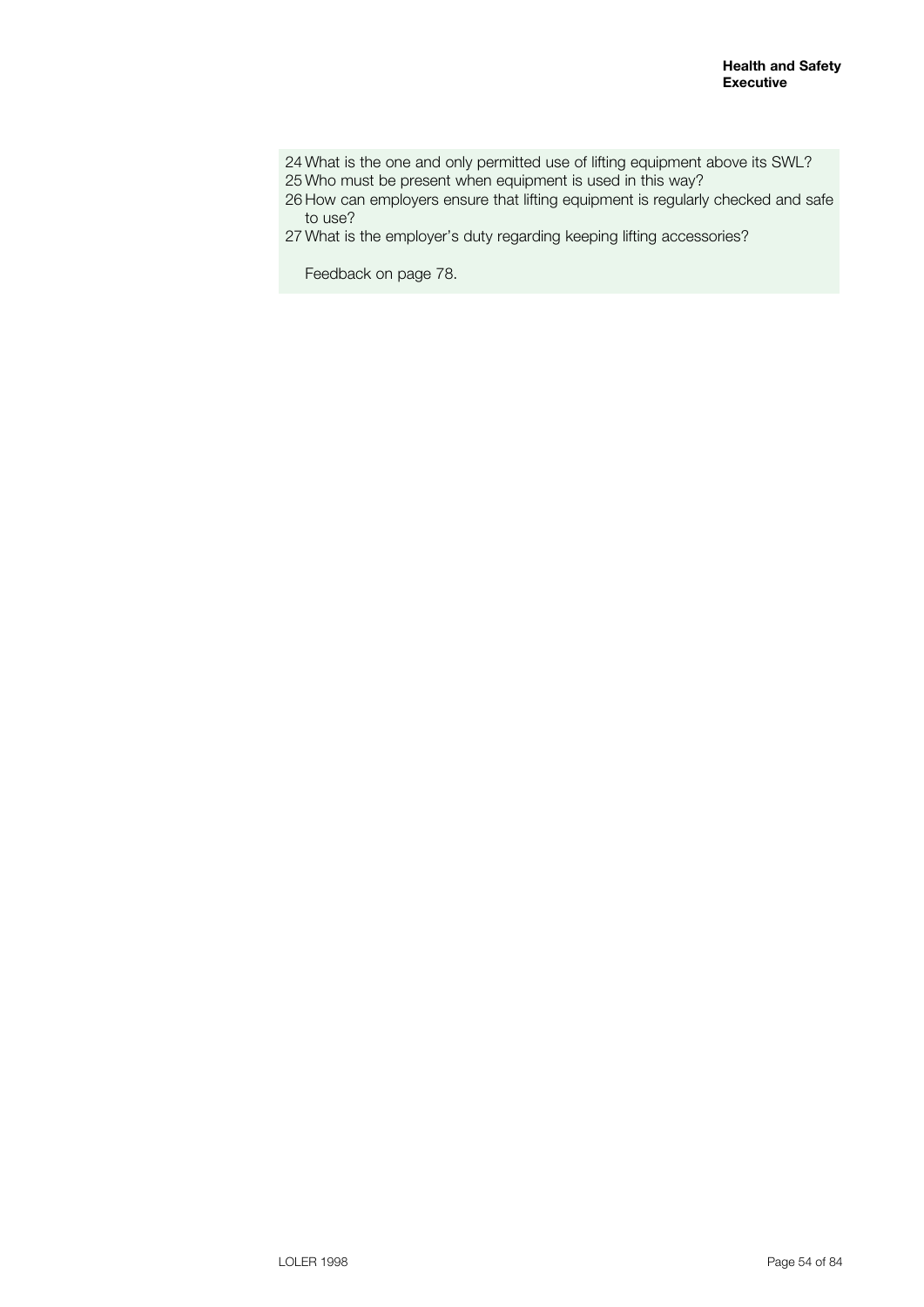24 What is the one and only permitted use of lifting equipment above its SWL?
25 Who must be present when equipment is used in this way?
26 How can employers ensure that lifting equipment is regularly checked and safe to use?
27 What is the employer's duty regarding keeping lifting accessories?

Feedback on page 78.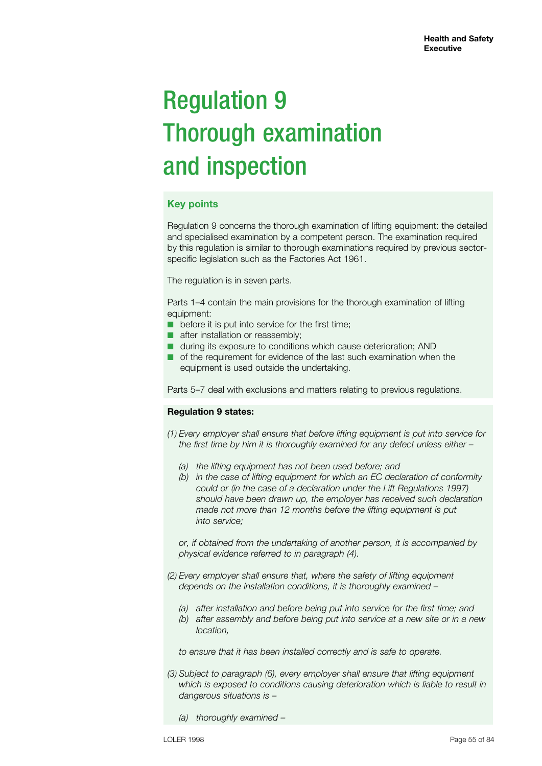# Regulation 9 Thorough examination and inspection

## Key points

Regulation 9 concerns the thorough examination of lifting equipment: the detailed and specialised examination by a competent person. The examination required by this regulation is similar to thorough examinations required by previous sector-specific legislation such as the Factories Act 1961.

The regulation is in seven parts.

Parts 1–4 contain the main provisions for the thorough examination of lifting equipment:

- before it is put into service for the first time;
- after installation or reassembly;
- during its exposure to conditions which cause deterioration; AND
- of the requirement for evidence of the last such examination when the equipment is used outside the undertaking.

Parts 5–7 deal with exclusions and matters relating to previous regulations.

**Regulation 9 states:**

*(1) Every employer shall ensure that before lifting equipment is put into service for the first time by him it is thoroughly examined for any defect unless either –*

*(a) the lifting equipment has not been used before; and*

*(b) in the case of lifting equipment for which an EC declaration of conformity could or (in the case of a declaration under the Lift Regulations 1997) should have been drawn up, the employer has received such declaration made not more than 12 months before the lifting equipment is put into service;*

*or, if obtained from the undertaking of another person, it is accompanied by physical evidence referred to in paragraph (4).*

*(2) Every employer shall ensure that, where the safety of lifting equipment depends on the installation conditions, it is thoroughly examined –*

*(a) after installation and before being put into service for the first time; and*

*(b) after assembly and before being put into service at a new site or in a new location,*

*to ensure that it has been installed correctly and is safe to operate.*

*(3) Subject to paragraph (6), every employer shall ensure that lifting equipment which is exposed to conditions causing deterioration which is liable to result in dangerous situations is –*

*(a) thoroughly examined –*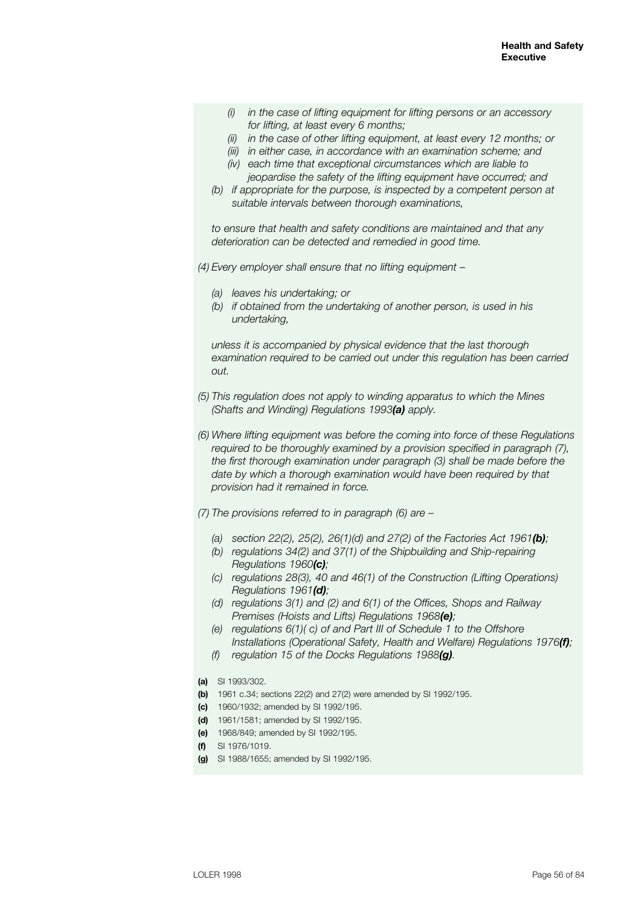*(i) in the case of lifting equipment for lifting persons or an accessory for lifting, at least every 6 months;*

*(ii) in the case of other lifting equipment, at least every 12 months; or*

*(iii) in either case, in accordance with an examination scheme; and*

*(iv) each time that exceptional circumstances which are liable to jeopardise the safety of the lifting equipment have occurred; and*

*(b) if appropriate for the purpose, is inspected by a competent person at suitable intervals between thorough examinations,*

*to ensure that health and safety conditions are maintained and that any deterioration can be detected and remedied in good time.*

*(4) Every employer shall ensure that no lifting equipment –*

*(a) leaves his undertaking; or*

*(b) if obtained from the undertaking of another person, is used in his undertaking,*

*unless it is accompanied by physical evidence that the last thorough examination required to be carried out under this regulation has been carried out.*

*(5) This regulation does not apply to winding apparatus to which the Mines (Shafts and Winding) Regulations 1993**(a)** apply.*

*(6) Where lifting equipment was before the coming into force of these Regulations required to be thoroughly examined by a provision specified in paragraph (7), the first thorough examination under paragraph (3) shall be made before the date by which a thorough examination would have been required by that provision had it remained in force.*

*(7) The provisions referred to in paragraph (6) are –*

*(a) section 22(2), 25(2), 26(1)(d) and 27(2) of the Factories Act 1961**(b)**;*

*(b) regulations 34(2) and 37(1) of the Shipbuilding and Ship-repairing Regulations 1960**(c)**;*

*(c) regulations 28(3), 40 and 46(1) of the Construction (Lifting Operations) Regulations 1961**(d)**;*

*(d) regulations 3(1) and (2) and 6(1) of the Offices, Shops and Railway Premises (Hoists and Lifts) Regulations 1968**(e)**;*

*(e) regulations 6(1)( c) of and Part III of Schedule 1 to the Offshore Installations (Operational Safety, Health and Welfare) Regulations 1976**(f)**;*

*(f) regulation 15 of the Docks Regulations 1988**(g)**.*

**(a)** SI 1993/302.

**(b)** 1961 c.34; sections 22(2) and 27(2) were amended by SI 1992/195.

**(c)** 1960/1932; amended by SI 1992/195.

**(d)** 1961/1581; amended by SI 1992/195.

**(e)** 1968/849; amended by SI 1992/195.

**(f)** SI 1976/1019.

**(g)** SI 1988/1655; amended by SI 1992/195.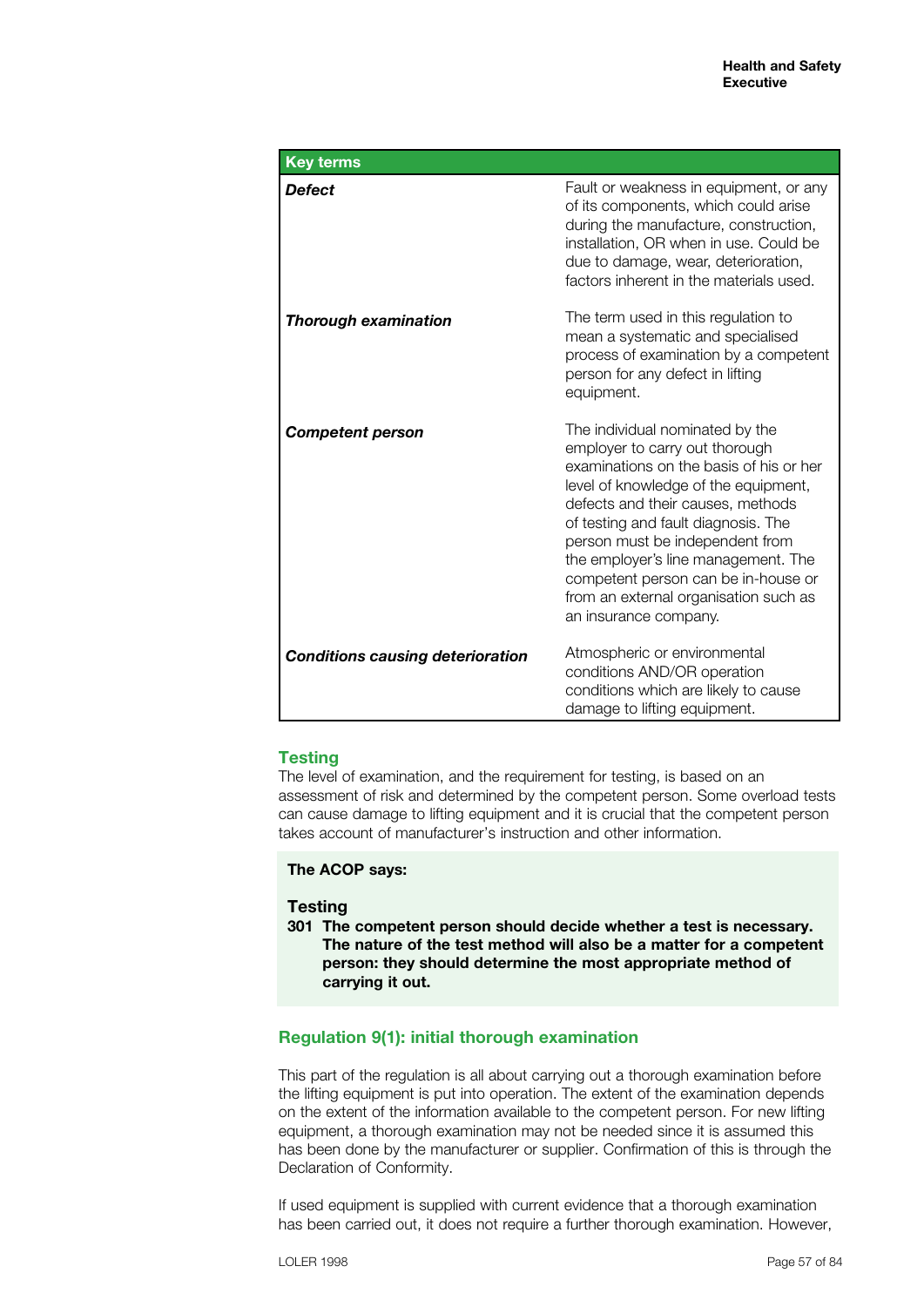| Key terms | |
|---|---|
| ***Defect*** | Fault or weakness in equipment, or any of its components, which could arise during the manufacture, construction, installation, OR when in use. Could be due to damage, wear, deterioration, factors inherent in the materials used. |
| ***Thorough examination*** | The term used in this regulation to mean a systematic and specialised process of examination by a competent person for any defect in lifting equipment. |
| ***Competent person*** | The individual nominated by the employer to carry out thorough examinations on the basis of his or her level of knowledge of the equipment, defects and their causes, methods of testing and fault diagnosis. The person must be independent from the employer's line management. The competent person can be in-house or from an external organisation such as an insurance company. |
| ***Conditions causing deterioration*** | Atmospheric or environmental conditions AND/OR operation conditions which are likely to cause damage to lifting equipment. |

## Testing

The level of examination, and the requirement for testing, is based on an assessment of risk and determined by the competent person. Some overload tests can cause damage to lifting equipment and it is crucial that the competent person takes account of manufacturer's instruction and other information.

**The ACOP says:**

### Testing

**301 The competent person should decide whether a test is necessary. The nature of the test method will also be a matter for a competent person: they should determine the most appropriate method of carrying it out.**

## Regulation 9(1): initial thorough examination

This part of the regulation is all about carrying out a thorough examination before the lifting equipment is put into operation. The extent of the examination depends on the extent of the information available to the competent person. For new lifting equipment, a thorough examination may not be needed since it is assumed this has been done by the manufacturer or supplier. Confirmation of this is through the Declaration of Conformity.

If used equipment is supplied with current evidence that a thorough examination has been carried out, it does not require a further thorough examination. However,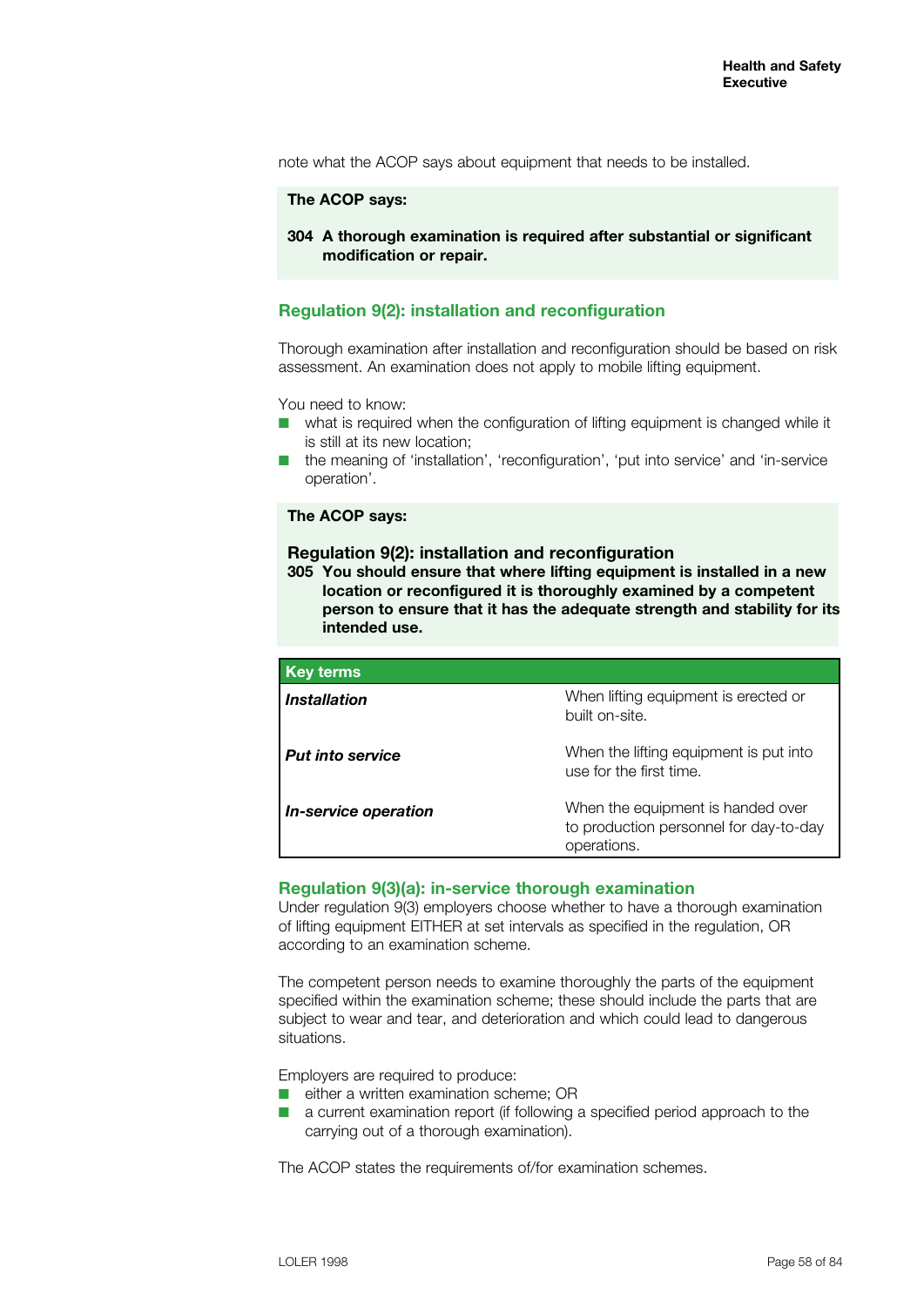note what the ACOP says about equipment that needs to be installed.

**The ACOP says:**

**304 A thorough examination is required after substantial or significant modification or repair.**

## Regulation 9(2): installation and reconfiguration

Thorough examination after installation and reconfiguration should be based on risk assessment. An examination does not apply to mobile lifting equipment.

You need to know:

- what is required when the configuration of lifting equipment is changed while it is still at its new location;
- the meaning of 'installation', 'reconfiguration', 'put into service' and 'in-service operation'.

**The ACOP says:**

### Regulation 9(2): installation and reconfiguration

**305 You should ensure that where lifting equipment is installed in a new location or reconfigured it is thoroughly examined by a competent person to ensure that it has the adequate strength and stability for its intended use.**

| Key terms | |
|---|---|
| ***Installation*** | When lifting equipment is erected or built on-site. |
| ***Put into service*** | When the lifting equipment is put into use for the first time. |
| ***In-service operation*** | When the equipment is handed over to production personnel for day-to-day operations. |

## Regulation 9(3)(a): in-service thorough examination

Under regulation 9(3) employers choose whether to have a thorough examination of lifting equipment EITHER at set intervals as specified in the regulation, OR according to an examination scheme.

The competent person needs to examine thoroughly the parts of the equipment specified within the examination scheme; these should include the parts that are subject to wear and tear, and deterioration and which could lead to dangerous situations.

Employers are required to produce:

- either a written examination scheme; OR
- a current examination report (if following a specified period approach to the carrying out of a thorough examination).

The ACOP states the requirements of/for examination schemes.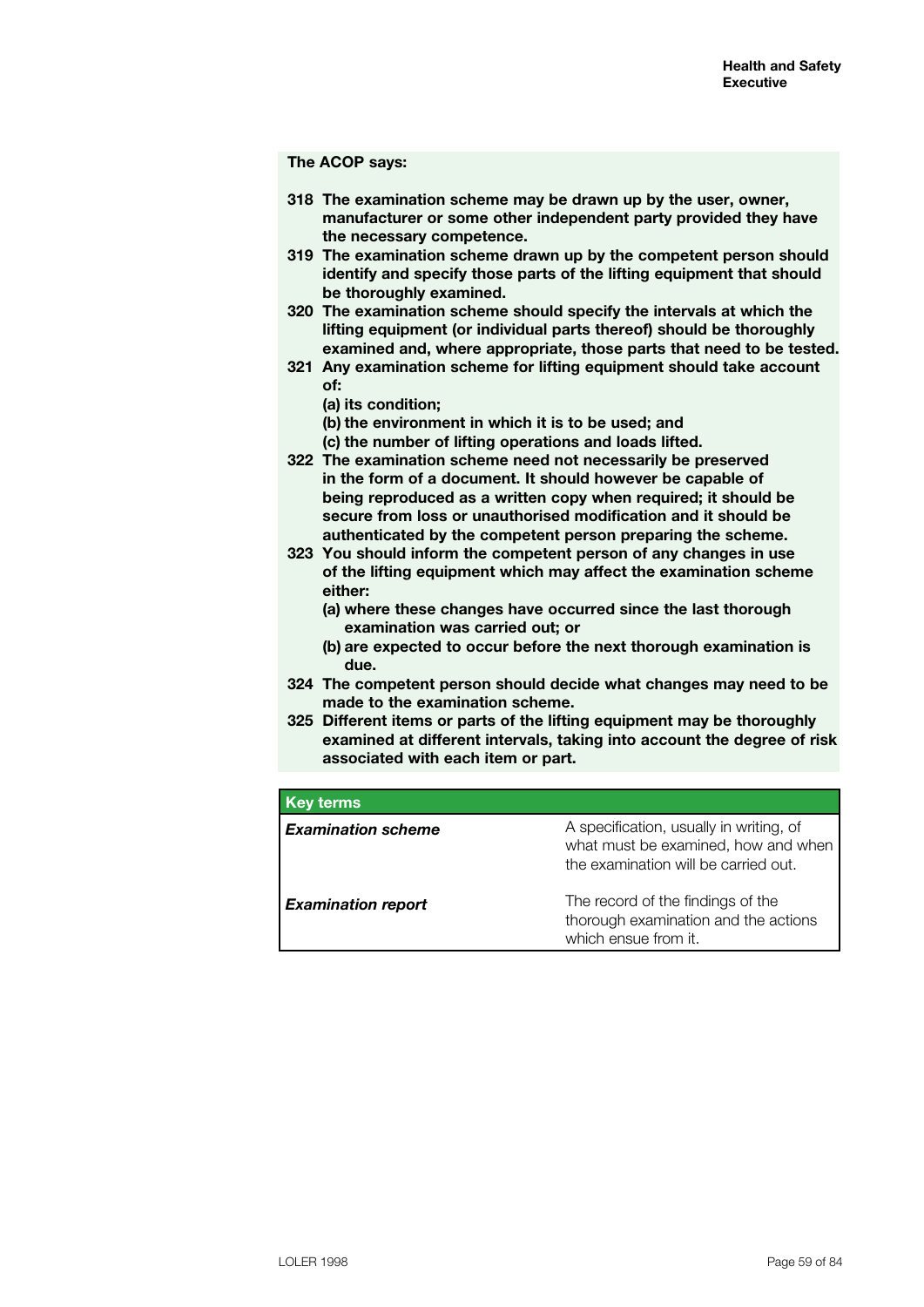**The ACOP says:**

**318** **The examination scheme may be drawn up by the user, owner, manufacturer or some other independent party provided they have the necessary competence.**

**319** **The examination scheme drawn up by the competent person should identify and specify those parts of the lifting equipment that should be thoroughly examined.**

**320** **The examination scheme should specify the intervals at which the lifting equipment (or individual parts thereof) should be thoroughly examined and, where appropriate, those parts that need to be tested.**

**321** **Any examination scheme for lifting equipment should take account of:**

- **(a) its condition;**
- **(b) the environment in which it is to be used; and**
- **(c) the number of lifting operations and loads lifted.**

**322** **The examination scheme need not necessarily be preserved in the form of a document. It should however be capable of being reproduced as a written copy when required; it should be secure from loss or unauthorised modification and it should be authenticated by the competent person preparing the scheme.**

**323** **You should inform the competent person of any changes in use of the lifting equipment which may affect the examination scheme either:**

- **(a) where these changes have occurred since the last thorough examination was carried out; or**
- **(b) are expected to occur before the next thorough examination is due.**

**324** **The competent person should decide what changes may need to be made to the examination scheme.**

**325** **Different items or parts of the lifting equipment may be thoroughly examined at different intervals, taking into account the degree of risk associated with each item or part.**

| Key terms | |
|---|---|
| ***Examination scheme*** | A specification, usually in writing, of what must be examined, how and when the examination will be carried out. |
| ***Examination report*** | The record of the findings of the thorough examination and the actions which ensue from it. |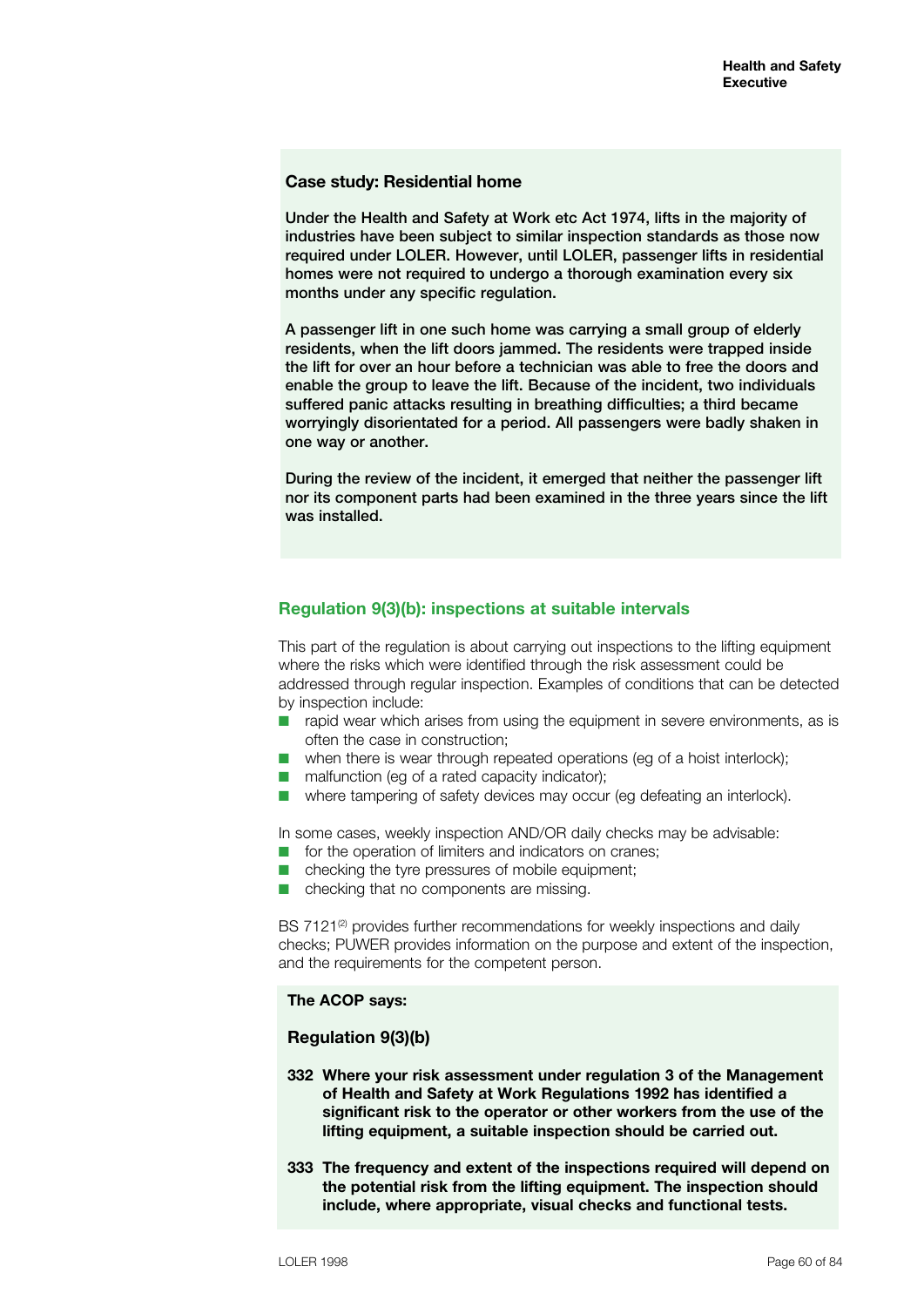**Case study: Residential home**

**Under the Health and Safety at Work etc Act 1974, lifts in the majority of industries have been subject to similar inspection standards as those now required under LOLER. However, until LOLER, passenger lifts in residential homes were not required to undergo a thorough examination every six months under any specific regulation.**

**A passenger lift in one such home was carrying a small group of elderly residents, when the lift doors jammed. The residents were trapped inside the lift for over an hour before a technician was able to free the doors and enable the group to leave the lift. Because of the incident, two individuals suffered panic attacks resulting in breathing difficulties; a third became worryingly disorientated for a period. All passengers were badly shaken in one way or another.**

**During the review of the incident, it emerged that neither the passenger lift nor its component parts had been examined in the three years since the lift was installed.**

## Regulation 9(3)(b): inspections at suitable intervals

This part of the regulation is about carrying out inspections to the lifting equipment where the risks which were identified through the risk assessment could be addressed through regular inspection. Examples of conditions that can be detected by inspection include:

- rapid wear which arises from using the equipment in severe environments, as is often the case in construction;
- when there is wear through repeated operations (eg of a hoist interlock);
- malfunction (eg of a rated capacity indicator);
- where tampering of safety devices may occur (eg defeating an interlock).

In some cases, weekly inspection AND/OR daily checks may be advisable:

- for the operation of limiters and indicators on cranes;
- checking the tyre pressures of mobile equipment;
- checking that no components are missing.

BS 7121[2] provides further recommendations for weekly inspections and daily checks; PUWER provides information on the purpose and extent of the inspection, and the requirements for the competent person.

**The ACOP says:**

### Regulation 9(3)(b)

**332 Where your risk assessment under regulation 3 of the Management of Health and Safety at Work Regulations 1992 has identified a significant risk to the operator or other workers from the use of the lifting equipment, a suitable inspection should be carried out.**

**333 The frequency and extent of the inspections required will depend on the potential risk from the lifting equipment. The inspection should include, where appropriate, visual checks and functional tests.**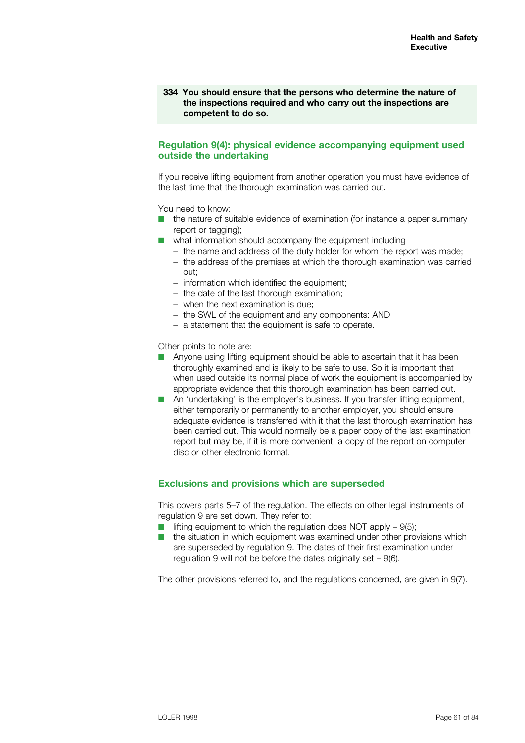**334 You should ensure that the persons who determine the nature of the inspections required and who carry out the inspections are competent to do so.**

## Regulation 9(4): physical evidence accompanying equipment used outside the undertaking

If you receive lifting equipment from another operation you must have evidence of the last time that the thorough examination was carried out.

You need to know:

- the nature of suitable evidence of examination (for instance a paper summary report or tagging);
- what information should accompany the equipment including
  - the name and address of the duty holder for whom the report was made;
  - the address of the premises at which the thorough examination was carried out;
  - information which identified the equipment;
  - the date of the last thorough examination;
  - when the next examination is due;
  - the SWL of the equipment and any components; AND
  - a statement that the equipment is safe to operate.

Other points to note are:

- Anyone using lifting equipment should be able to ascertain that it has been thoroughly examined and is likely to be safe to use. So it is important that when used outside its normal place of work the equipment is accompanied by appropriate evidence that this thorough examination has been carried out.
- An 'undertaking' is the employer's business. If you transfer lifting equipment, either temporarily or permanently to another employer, you should ensure adequate evidence is transferred with it that the last thorough examination has been carried out. This would normally be a paper copy of the last examination report but may be, if it is more convenient, a copy of the report on computer disc or other electronic format.

## Exclusions and provisions which are superseded

This covers parts 5–7 of the regulation. The effects on other legal instruments of regulation 9 are set down. They refer to:

- lifting equipment to which the regulation does NOT apply – 9(5);
- the situation in which equipment was examined under other provisions which are superseded by regulation 9. The dates of their first examination under regulation 9 will not be before the dates originally set – 9(6).

The other provisions referred to, and the regulations concerned, are given in 9(7).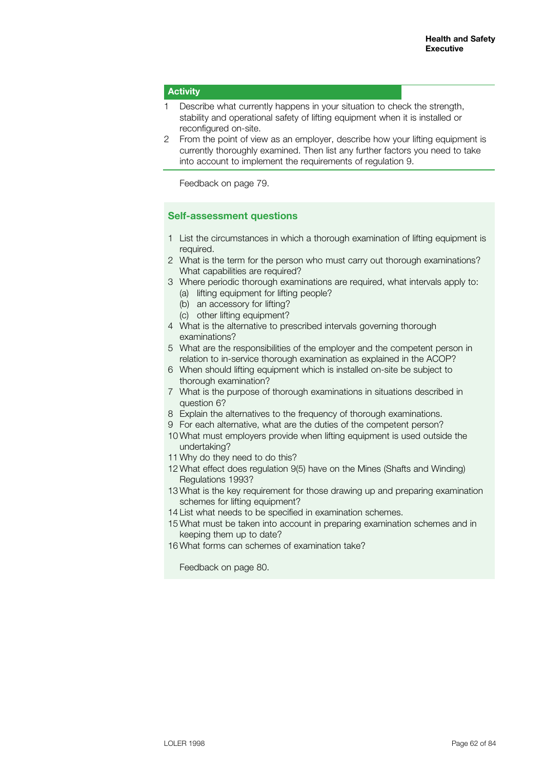## Activity

1. Describe what currently happens in your situation to check the strength, stability and operational safety of lifting equipment when it is installed or reconfigured on-site.
2. From the point of view as an employer, describe how your lifting equipment is currently thoroughly examined. Then list any further factors you need to take into account to implement the requirements of regulation 9.

Feedback on page 79.

## Self-assessment questions

1. List the circumstances in which a thorough examination of lifting equipment is required.
2. What is the term for the person who must carry out thorough examinations? What capabilities are required?
3. Where periodic thorough examinations are required, what intervals apply to:
   (a) lifting equipment for lifting people?
   (b) an accessory for lifting?
   (c) other lifting equipment?
4. What is the alternative to prescribed intervals governing thorough examinations?
5. What are the responsibilities of the employer and the competent person in relation to in-service thorough examination as explained in the ACOP?
6. When should lifting equipment which is installed on-site be subject to thorough examination?
7. What is the purpose of thorough examinations in situations described in question 6?
8. Explain the alternatives to the frequency of thorough examinations.
9. For each alternative, what are the duties of the competent person?
10. What must employers provide when lifting equipment is used outside the undertaking?
11. Why do they need to do this?
12. What effect does regulation 9(5) have on the Mines (Shafts and Winding) Regulations 1993?
13. What is the key requirement for those drawing up and preparing examination schemes for lifting equipment?
14. List what needs to be specified in examination schemes.
15. What must be taken into account in preparing examination schemes and in keeping them up to date?
16. What forms can schemes of examination take?

Feedback on page 80.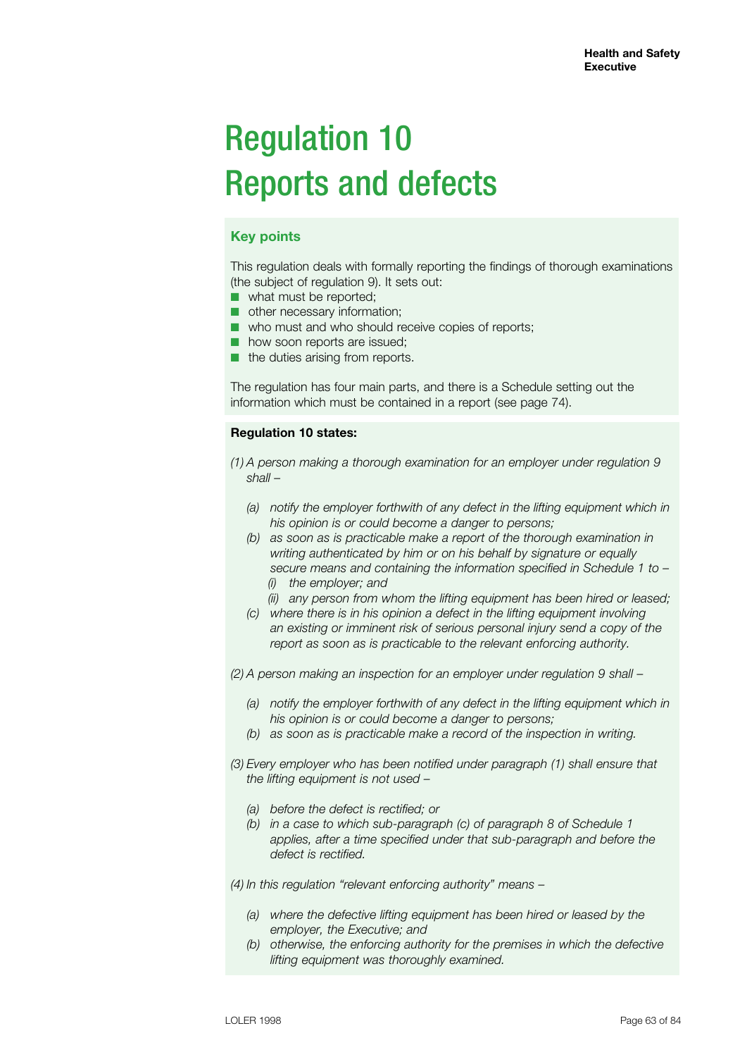# Regulation 10
# Reports and defects

### Key points

This regulation deals with formally reporting the findings of thorough examinations (the subject of regulation 9). It sets out:

- what must be reported;
- other necessary information;
- who must and who should receive copies of reports;
- how soon reports are issued;
- the duties arising from reports.

The regulation has four main parts, and there is a Schedule setting out the information which must be contained in a report (see page 74).

**Regulation 10 states:**

*(1) A person making a thorough examination for an employer under regulation 9 shall –*

*(a) notify the employer forthwith of any defect in the lifting equipment which in his opinion is or could become a danger to persons;*

*(b) as soon as is practicable make a report of the thorough examination in writing authenticated by him or on his behalf by signature or equally secure means and containing the information specified in Schedule 1 to –*

*(i) the employer; and*

*(ii) any person from whom the lifting equipment has been hired or leased;*

*(c) where there is in his opinion a defect in the lifting equipment involving an existing or imminent risk of serious personal injury send a copy of the report as soon as is practicable to the relevant enforcing authority.*

*(2) A person making an inspection for an employer under regulation 9 shall –*

*(a) notify the employer forthwith of any defect in the lifting equipment which in his opinion is or could become a danger to persons;*

*(b) as soon as is practicable make a record of the inspection in writing.*

*(3) Every employer who has been notified under paragraph (1) shall ensure that the lifting equipment is not used –*

*(a) before the defect is rectified; or*

*(b) in a case to which sub-paragraph (c) of paragraph 8 of Schedule 1 applies, after a time specified under that sub-paragraph and before the defect is rectified.*

*(4) In this regulation "relevant enforcing authority" means –*

*(a) where the defective lifting equipment has been hired or leased by the employer, the Executive; and*

*(b) otherwise, the enforcing authority for the premises in which the defective lifting equipment was thoroughly examined.*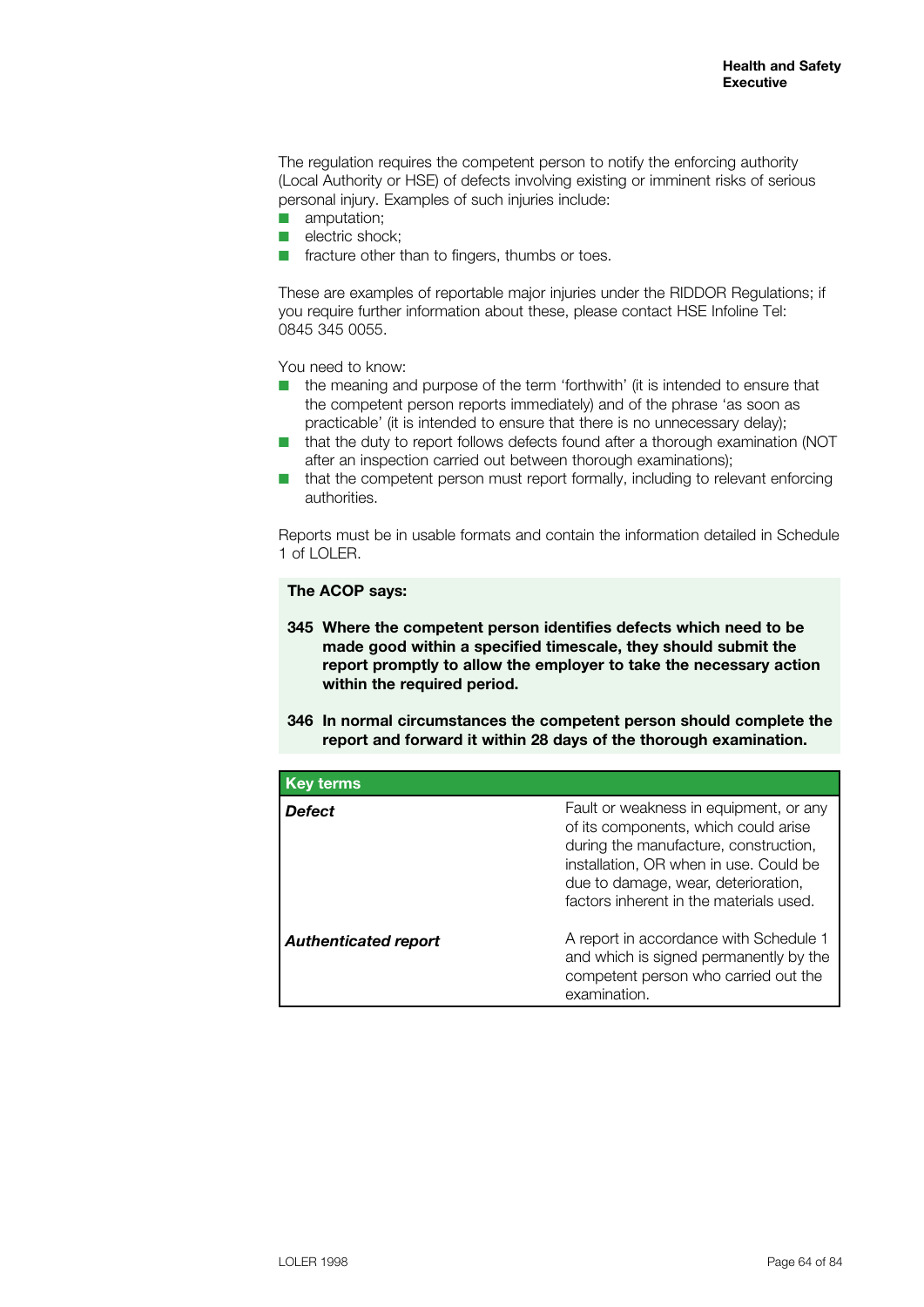The regulation requires the competent person to notify the enforcing authority (Local Authority or HSE) of defects involving existing or imminent risks of serious personal injury. Examples of such injuries include:

- amputation;
- electric shock;
- fracture other than to fingers, thumbs or toes.

These are examples of reportable major injuries under the RIDDOR Regulations; if you require further information about these, please contact HSE Infoline Tel: 0845 345 0055.

You need to know:

- the meaning and purpose of the term 'forthwith' (it is intended to ensure that the competent person reports immediately) and of the phrase 'as soon as practicable' (it is intended to ensure that there is no unnecessary delay);
- that the duty to report follows defects found after a thorough examination (NOT after an inspection carried out between thorough examinations);
- that the competent person must report formally, including to relevant enforcing authorities.

Reports must be in usable formats and contain the information detailed in Schedule 1 of LOLER.

**The ACOP says:**

**345 Where the competent person identifies defects which need to be made good within a specified timescale, they should submit the report promptly to allow the employer to take the necessary action within the required period.**

**346 In normal circumstances the competent person should complete the report and forward it within 28 days of the thorough examination.**

| Key terms | |
|---|---|
| ***Defect*** | Fault or weakness in equipment, or any of its components, which could arise during the manufacture, construction, installation, OR when in use. Could be due to damage, wear, deterioration, factors inherent in the materials used. |
| ***Authenticated report*** | A report in accordance with Schedule 1 and which is signed permanently by the competent person who carried out the examination. |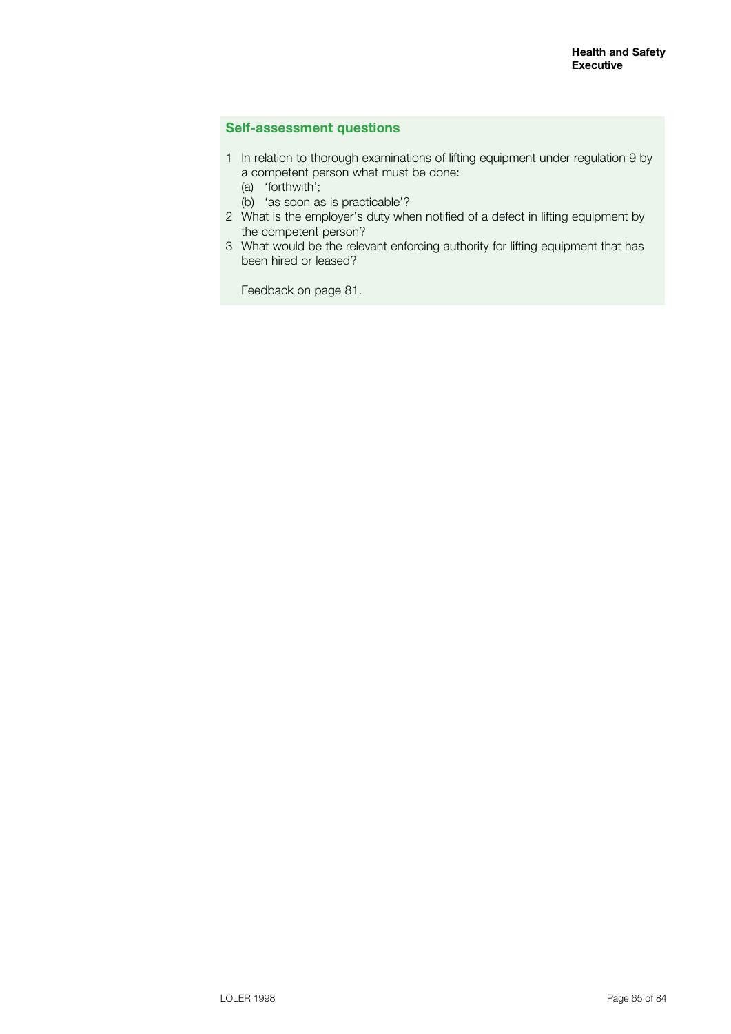## Self-assessment questions

1. In relation to thorough examinations of lifting equipment under regulation 9 by a competent person what must be done:
   (a) 'forthwith';
   (b) 'as soon as is practicable'?
2. What is the employer's duty when notified of a defect in lifting equipment by the competent person?
3. What would be the relevant enforcing authority for lifting equipment that has been hired or leased?

   Feedback on page 81.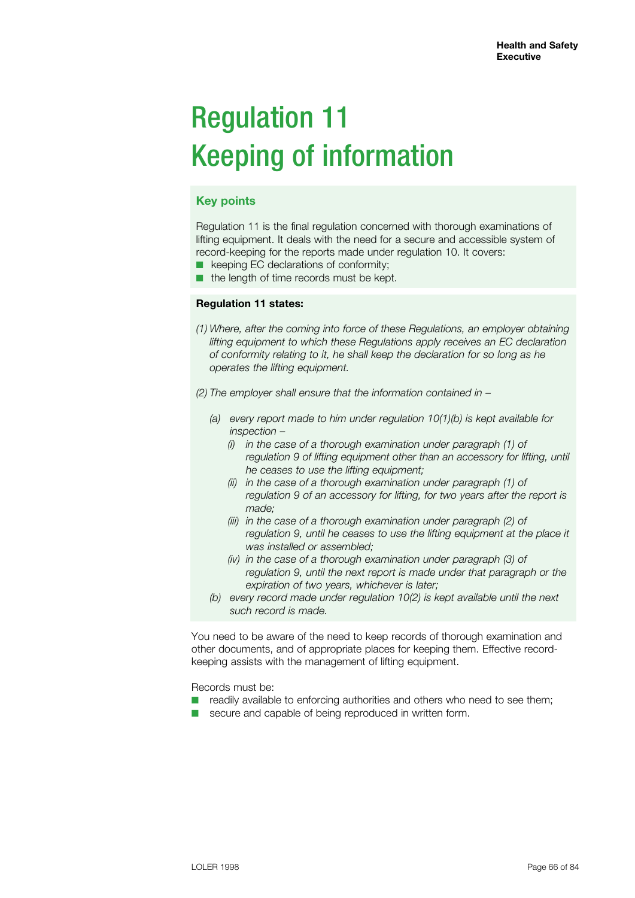# Regulation 11
# Keeping of information

### Key points

Regulation 11 is the final regulation concerned with thorough examinations of lifting equipment. It deals with the need for a secure and accessible system of record-keeping for the reports made under regulation 10. It covers:

- keeping EC declarations of conformity;
- the length of time records must be kept.

**Regulation 11 states:**

*(1) Where, after the coming into force of these Regulations, an employer obtaining lifting equipment to which these Regulations apply receives an EC declaration of conformity relating to it, he shall keep the declaration for so long as he operates the lifting equipment.*

*(2) The employer shall ensure that the information contained in –*

*(a) every report made to him under regulation 10(1)(b) is kept available for inspection –*

*(i) in the case of a thorough examination under paragraph (1) of regulation 9 of lifting equipment other than an accessory for lifting, until he ceases to use the lifting equipment;*

*(ii) in the case of a thorough examination under paragraph (1) of regulation 9 of an accessory for lifting, for two years after the report is made;*

*(iii) in the case of a thorough examination under paragraph (2) of regulation 9, until he ceases to use the lifting equipment at the place it was installed or assembled;*

*(iv) in the case of a thorough examination under paragraph (3) of regulation 9, until the next report is made under that paragraph or the expiration of two years, whichever is later;*

*(b) every record made under regulation 10(2) is kept available until the next such record is made.*

You need to be aware of the need to keep records of thorough examination and other documents, and of appropriate places for keeping them. Effective record-keeping assists with the management of lifting equipment.

Records must be:

- readily available to enforcing authorities and others who need to see them;
- secure and capable of being reproduced in written form.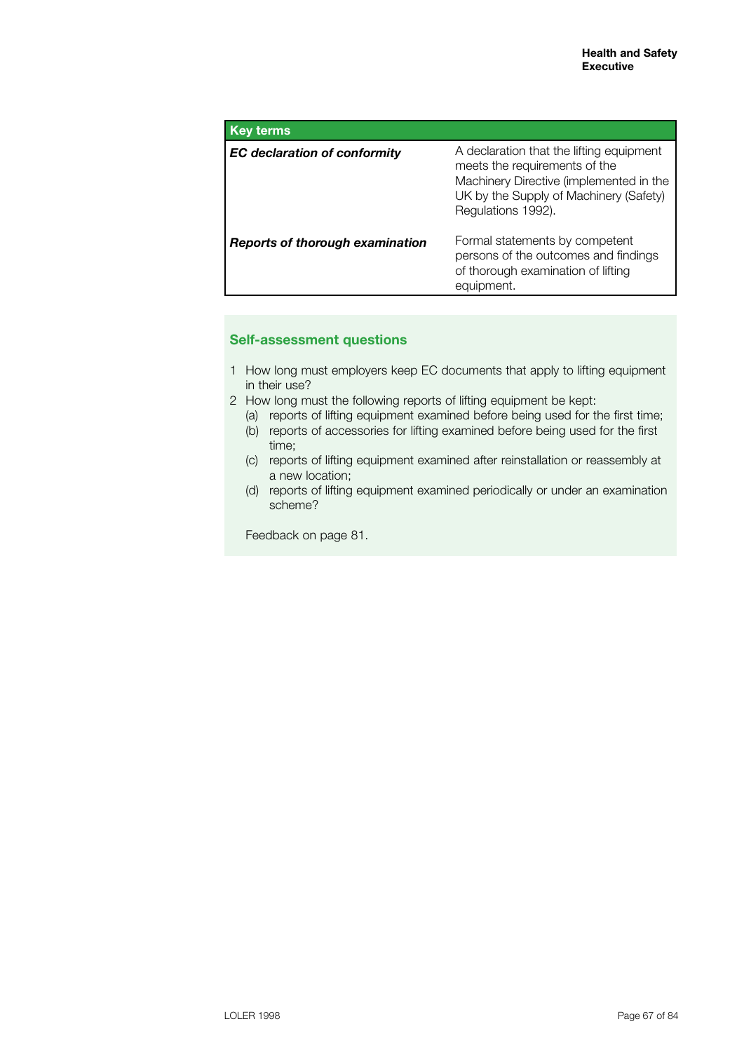| Key terms | |
|---|---|
| ***EC declaration of conformity*** | A declaration that the lifting equipment meets the requirements of the Machinery Directive (implemented in the UK by the Supply of Machinery (Safety) Regulations 1992). |
| ***Reports of thorough examination*** | Formal statements by competent persons of the outcomes and findings of thorough examination of lifting equipment. |

## Self-assessment questions

1 How long must employers keep EC documents that apply to lifting equipment in their use?

2 How long must the following reports of lifting equipment be kept:
  (a) reports of lifting equipment examined before being used for the first time;
  (b) reports of accessories for lifting examined before being used for the first time;
  (c) reports of lifting equipment examined after reinstallation or reassembly at a new location;
  (d) reports of lifting equipment examined periodically or under an examination scheme?

Feedback on page 81.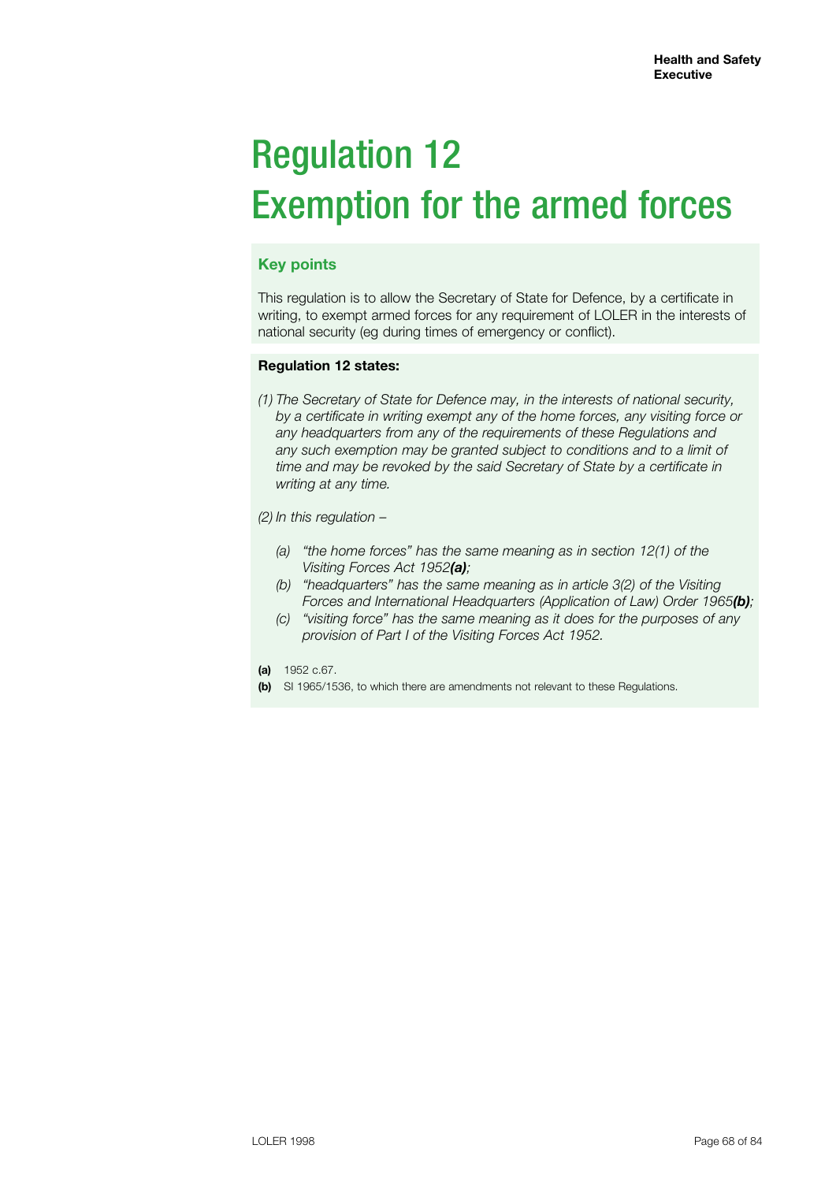# Regulation 12 Exemption for the armed forces

### Key points

This regulation is to allow the Secretary of State for Defence, by a certificate in writing, to exempt armed forces for any requirement of LOLER in the interests of national security (eg during times of emergency or conflict).

**Regulation 12 states:**

*(1) The Secretary of State for Defence may, in the interests of national security, by a certificate in writing exempt any of the home forces, any visiting force or any headquarters from any of the requirements of these Regulations and any such exemption may be granted subject to conditions and to a limit of time and may be revoked by the said Secretary of State by a certificate in writing at any time.*

*(2) In this regulation –*

*(a) "the home forces" has the same meaning as in section 12(1) of the Visiting Forces Act 1952**(a)**;*

*(b) "headquarters" has the same meaning as in article 3(2) of the Visiting Forces and International Headquarters (Application of Law) Order 1965**(b)**;*

*(c) "visiting force" has the same meaning as it does for the purposes of any provision of Part I of the Visiting Forces Act 1952.*

**(a)** 1952 c.67.

**(b)** SI 1965/1536, to which there are amendments not relevant to these Regulations.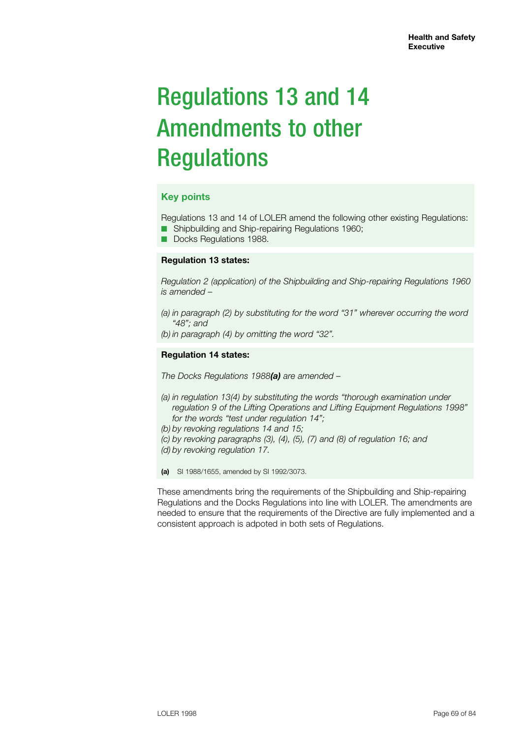# Regulations 13 and 14 Amendments to other Regulations

### Key points

Regulations 13 and 14 of LOLER amend the following other existing Regulations:

- Shipbuilding and Ship-repairing Regulations 1960;
- Docks Regulations 1988.

**Regulation 13 states:**

*Regulation 2 (application) of the Shipbuilding and Ship-repairing Regulations 1960 is amended –*

*(a) in paragraph (2) by substituting for the word "31" wherever occurring the word "48"; and*

*(b) in paragraph (4) by omitting the word "32".*

**Regulation 14 states:**

*The Docks Regulations 1988**(a)** are amended –*

*(a) in regulation 13(4) by substituting the words "thorough examination under regulation 9 of the Lifting Operations and Lifting Equipment Regulations 1998" for the words "test under regulation 14";*

*(b) by revoking regulations 14 and 15;*

*(c) by revoking paragraphs (3), (4), (5), (7) and (8) of regulation 16; and*

*(d) by revoking regulation 17.*

**(a)** SI 1988/1655, amended by SI 1992/3073.

These amendments bring the requirements of the Shipbuilding and Ship-repairing Regulations and the Docks Regulations into line with LOLER. The amendments are needed to ensure that the requirements of the Directive are fully implemented and a consistent approach is adpoted in both sets of Regulations.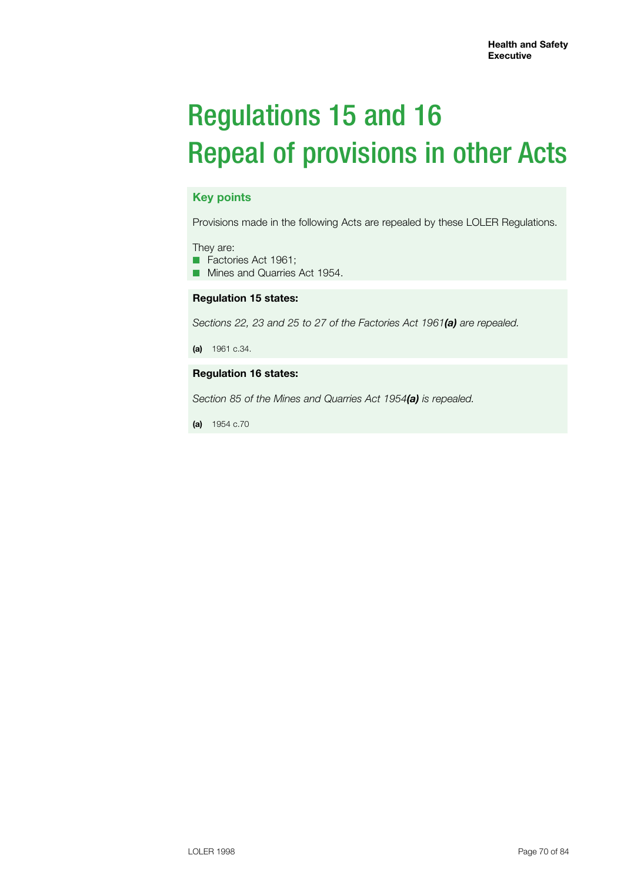# Regulations 15 and 16
# Repeal of provisions in other Acts

### Key points

Provisions made in the following Acts are repealed by these LOLER Regulations.

They are:
- Factories Act 1961;
- Mines and Quarries Act 1954.

**Regulation 15 states:**

*Sections 22, 23 and 25 to 27 of the Factories Act 1961**(a)** are repealed.*

**(a)** 1961 c.34.

**Regulation 16 states:**

*Section 85 of the Mines and Quarries Act 1954**(a)** is repealed.*

**(a)** 1954 c.70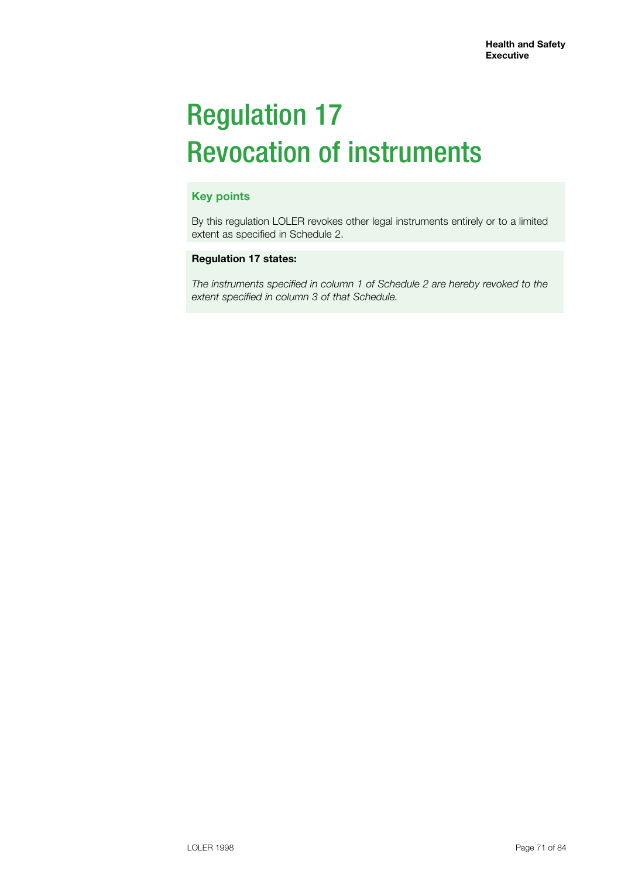# Regulation 17
# Revocation of instruments

### Key points

By this regulation LOLER revokes other legal instruments entirely or to a limited extent as specified in Schedule 2.

**Regulation 17 states:**

*The instruments specified in column 1 of Schedule 2 are hereby revoked to the extent specified in column 3 of that Schedule.*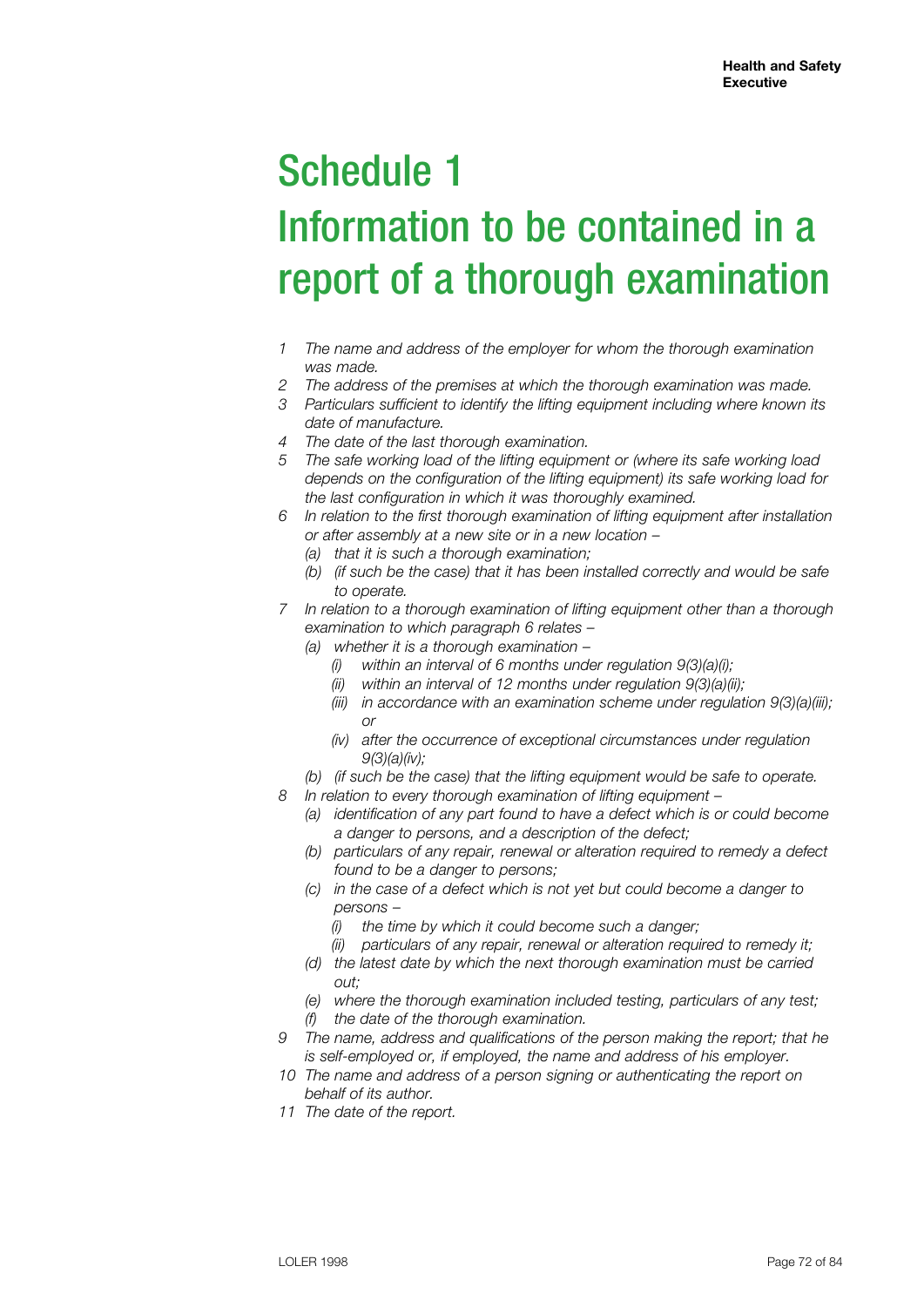# Schedule 1

# Information to be contained in a report of a thorough examination

*1 The name and address of the employer for whom the thorough examination was made.*

*2 The address of the premises at which the thorough examination was made.*

*3 Particulars sufficient to identify the lifting equipment including where known its date of manufacture.*

*4 The date of the last thorough examination.*

*5 The safe working load of the lifting equipment or (where its safe working load depends on the configuration of the lifting equipment) its safe working load for the last configuration in which it was thoroughly examined.*

*6 In relation to the first thorough examination of lifting equipment after installation or after assembly at a new site or in a new location –*

- *(a) that it is such a thorough examination;*
- *(b) (if such be the case) that it has been installed correctly and would be safe to operate.*

*7 In relation to a thorough examination of lifting equipment other than a thorough examination to which paragraph 6 relates –*

- *(a) whether it is a thorough examination –*
  - *(i) within an interval of 6 months under regulation 9(3)(a)(i);*
  - *(ii) within an interval of 12 months under regulation 9(3)(a)(ii);*
  - *(iii) in accordance with an examination scheme under regulation 9(3)(a)(iii); or*
  - *(iv) after the occurrence of exceptional circumstances under regulation 9(3)(a)(iv);*
- *(b) (if such be the case) that the lifting equipment would be safe to operate.*

*8 In relation to every thorough examination of lifting equipment –*

- *(a) identification of any part found to have a defect which is or could become a danger to persons, and a description of the defect;*
- *(b) particulars of any repair, renewal or alteration required to remedy a defect found to be a danger to persons;*
- *(c) in the case of a defect which is not yet but could become a danger to persons –*
  - *(i) the time by which it could become such a danger;*
  - *(ii) particulars of any repair, renewal or alteration required to remedy it;*
- *(d) the latest date by which the next thorough examination must be carried out;*
- *(e) where the thorough examination included testing, particulars of any test;*
- *(f) the date of the thorough examination.*

*9 The name, address and qualifications of the person making the report; that he is self-employed or, if employed, the name and address of his employer.*

*10 The name and address of a person signing or authenticating the report on behalf of its author.*

*11 The date of the report.*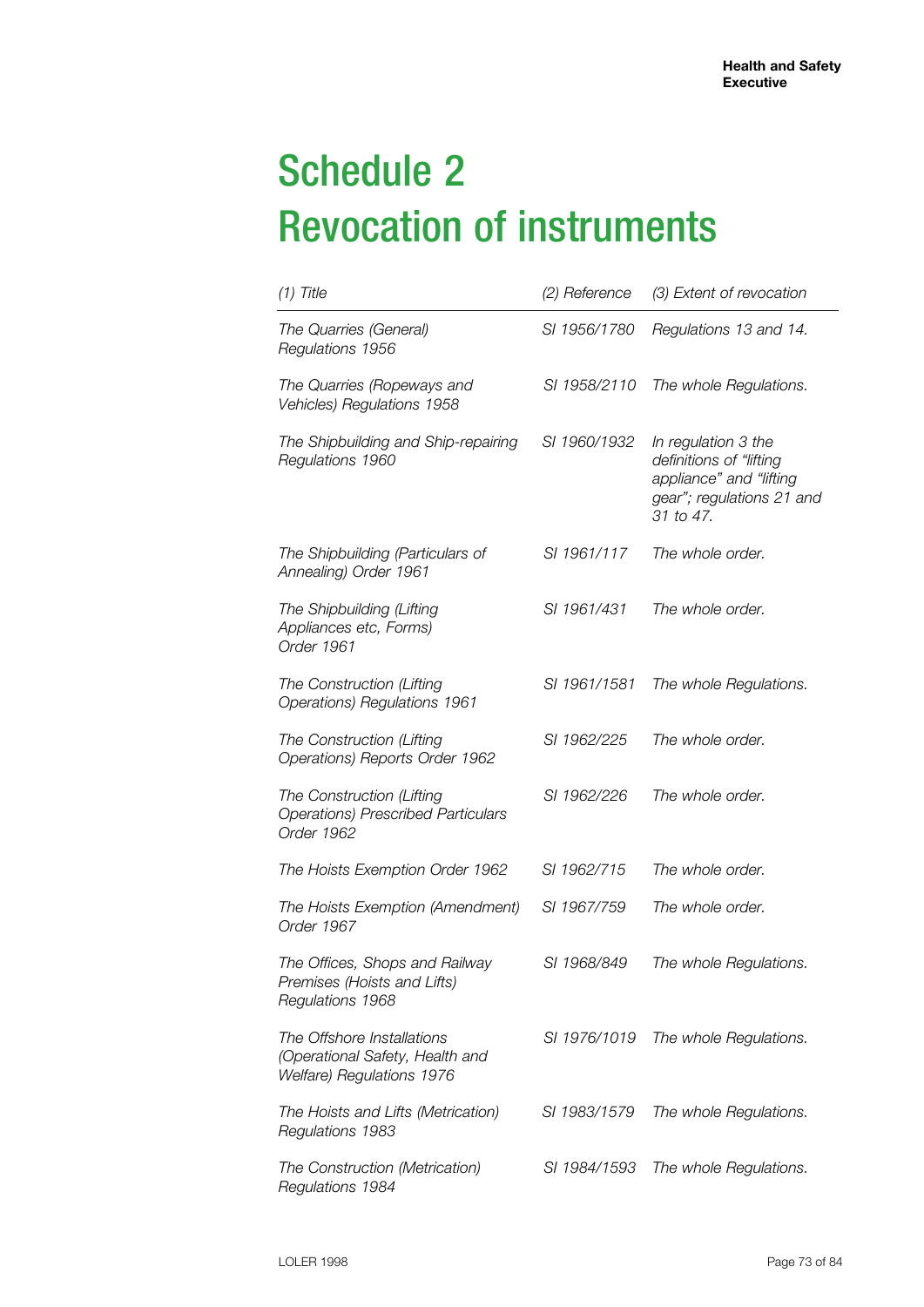# Schedule 2
# Revocation of instruments

| *(1) Title* | *(2) Reference* | *(3) Extent of revocation* |
|---|---|---|
| *The Quarries (General) Regulations 1956* | *SI 1956/1780* | *Regulations 13 and 14.* |
| *The Quarries (Ropeways and Vehicles) Regulations 1958* | *SI 1958/2110* | *The whole Regulations.* |
| *The Shipbuilding and Ship-repairing Regulations 1960* | *SI 1960/1932* | *In regulation 3 the definitions of "lifting appliance" and "lifting gear"; regulations 21 and 31 to 47.* |
| *The Shipbuilding (Particulars of Annealing) Order 1961* | *SI 1961/117* | *The whole order.* |
| *The Shipbuilding (Lifting Appliances etc, Forms) Order 1961* | *SI 1961/431* | *The whole order.* |
| *The Construction (Lifting Operations) Regulations 1961* | *SI 1961/1581* | *The whole Regulations.* |
| *The Construction (Lifting Operations) Reports Order 1962* | *SI 1962/225* | *The whole order.* |
| *The Construction (Lifting Operations) Prescribed Particulars Order 1962* | *SI 1962/226* | *The whole order.* |
| *The Hoists Exemption Order 1962* | *SI 1962/715* | *The whole order.* |
| *The Hoists Exemption (Amendment) Order 1967* | *SI 1967/759* | *The whole order.* |
| *The Offices, Shops and Railway Premises (Hoists and Lifts) Regulations 1968* | *SI 1968/849* | *The whole Regulations.* |
| *The Offshore Installations (Operational Safety, Health and Welfare) Regulations 1976* | *SI 1976/1019* | *The whole Regulations.* |
| *The Hoists and Lifts (Metrication) Regulations 1983* | *SI 1983/1579* | *The whole Regulations.* |
| *The Construction (Metrication) Regulations 1984* | *SI 1984/1593* | *The whole Regulations.* |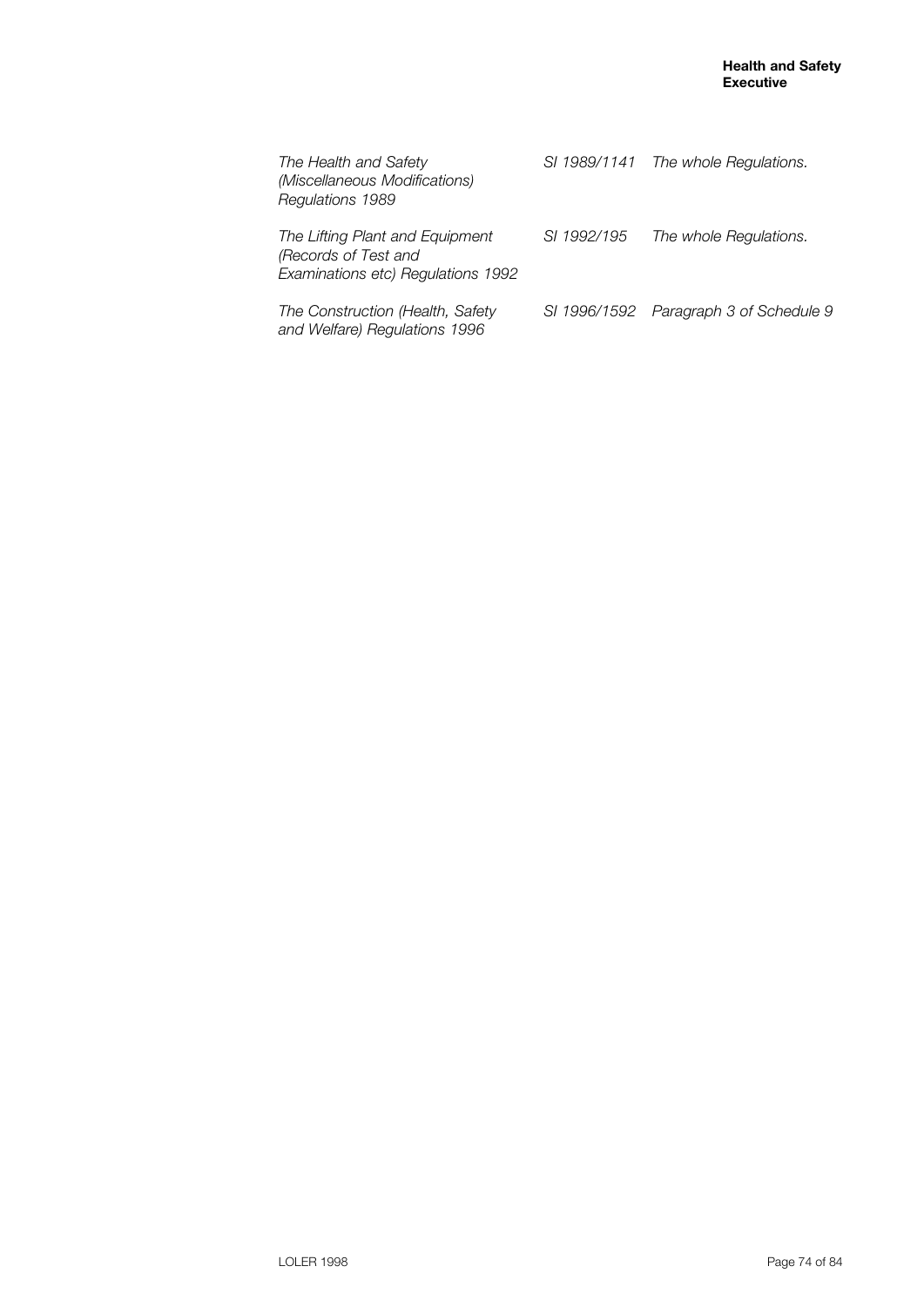| | | |
|---|---|---|
| *The Health and Safety (Miscellaneous Modifications) Regulations 1989* | *SI 1989/1141* | *The whole Regulations.* |
| *The Lifting Plant and Equipment (Records of Test and Examinations etc) Regulations 1992* | *SI 1992/195* | *The whole Regulations.* |
| *The Construction (Health, Safety and Welfare) Regulations 1996* | *SI 1996/1592* | *Paragraph 3 of Schedule 9* |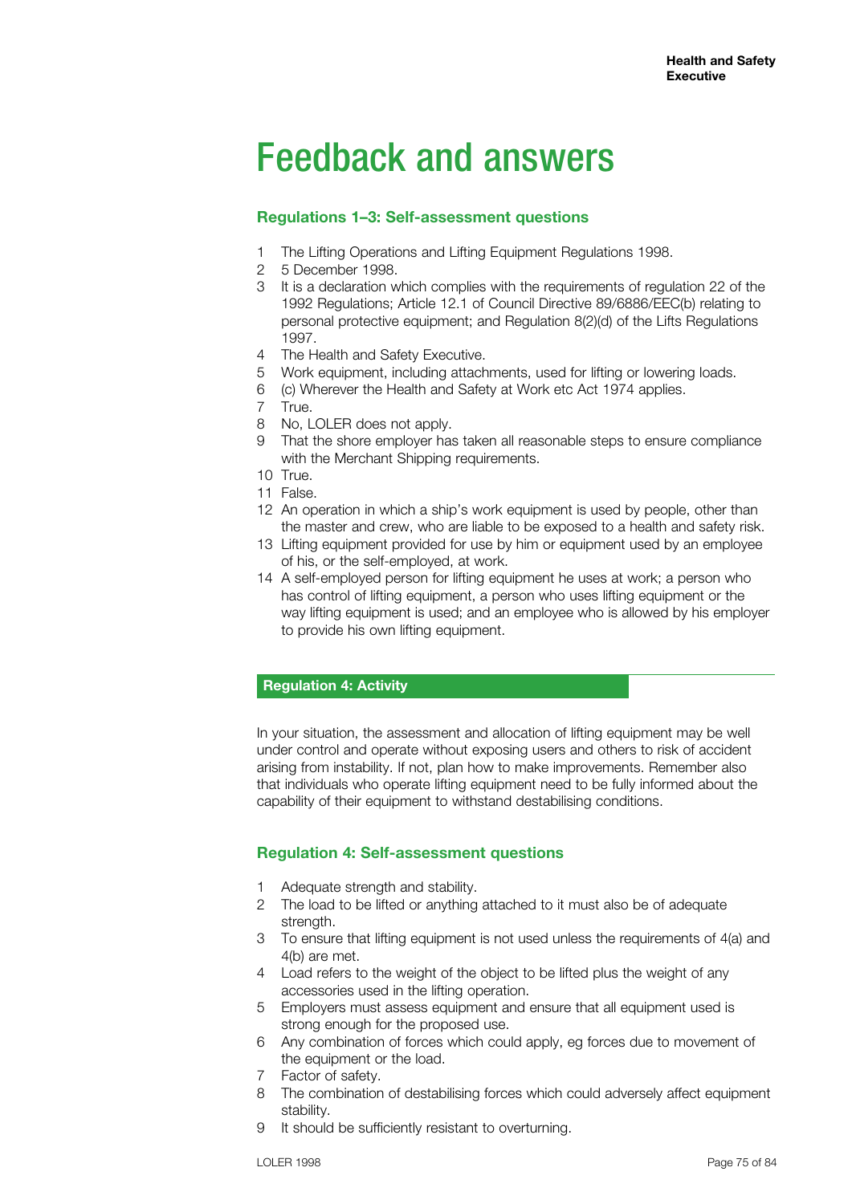# Feedback and answers

### Regulations 1–3: Self-assessment questions

1. The Lifting Operations and Lifting Equipment Regulations 1998.
2. 5 December 1998.
3. It is a declaration which complies with the requirements of regulation 22 of the 1992 Regulations; Article 12.1 of Council Directive 89/6886/EEC(b) relating to personal protective equipment; and Regulation 8(2)(d) of the Lifts Regulations 1997.
4. The Health and Safety Executive.
5. Work equipment, including attachments, used for lifting or lowering loads.
6. (c) Wherever the Health and Safety at Work etc Act 1974 applies.
7. True.
8. No, LOLER does not apply.
9. That the shore employer has taken all reasonable steps to ensure compliance with the Merchant Shipping requirements.
10. True.
11. False.
12. An operation in which a ship's work equipment is used by people, other than the master and crew, who are liable to be exposed to a health and safety risk.
13. Lifting equipment provided for use by him or equipment used by an employee of his, or the self-employed, at work.
14. A self-employed person for lifting equipment he uses at work; a person who has control of lifting equipment, a person who uses lifting equipment or the way lifting equipment is used; and an employee who is allowed by his employer to provide his own lifting equipment.

### Regulation 4: Activity

In your situation, the assessment and allocation of lifting equipment may be well under control and operate without exposing users and others to risk of accident arising from instability. If not, plan how to make improvements. Remember also that individuals who operate lifting equipment need to be fully informed about the capability of their equipment to withstand destabilising conditions.

### Regulation 4: Self-assessment questions

1. Adequate strength and stability.
2. The load to be lifted or anything attached to it must also be of adequate strength.
3. To ensure that lifting equipment is not used unless the requirements of 4(a) and 4(b) are met.
4. Load refers to the weight of the object to be lifted plus the weight of any accessories used in the lifting operation.
5. Employers must assess equipment and ensure that all equipment used is strong enough for the proposed use.
6. Any combination of forces which could apply, eg forces due to movement of the equipment or the load.
7. Factor of safety.
8. The combination of destabilising forces which could adversely affect equipment stability.
9. It should be sufficiently resistant to overturning.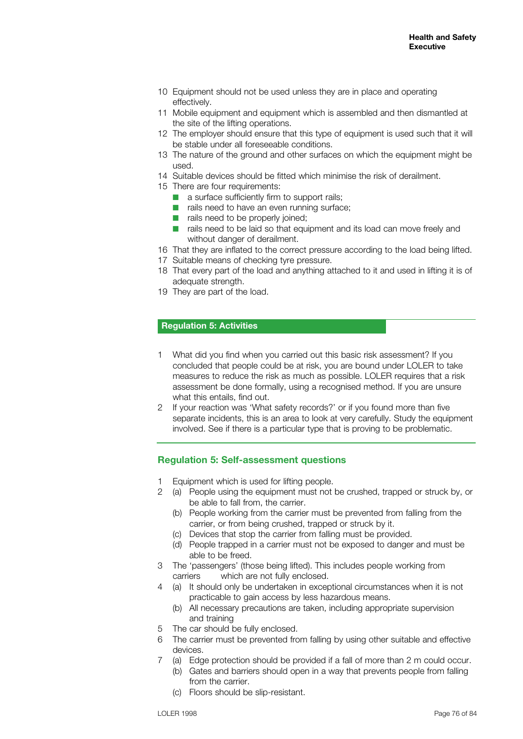10 Equipment should not be used unless they are in place and operating effectively.
11 Mobile equipment and equipment which is assembled and then dismantled at the site of the lifting operations.
12 The employer should ensure that this type of equipment is used such that it will be stable under all foreseeable conditions.
13 The nature of the ground and other surfaces on which the equipment might be used.
14 Suitable devices should be fitted which minimise the risk of derailment.
15 There are four requirements:
    - a surface sufficiently firm to support rails;
    - rails need to have an even running surface;
    - rails need to be properly joined;
    - rails need to be laid so that equipment and its load can move freely and without danger of derailment.
16 That they are inflated to the correct pressure according to the load being lifted.
17 Suitable means of checking tyre pressure.
18 That every part of the load and anything attached to it and used in lifting it is of adequate strength.
19 They are part of the load.

## Regulation 5: Activities

1 What did you find when you carried out this basic risk assessment? If you concluded that people could be at risk, you are bound under LOLER to take measures to reduce the risk as much as possible. LOLER requires that a risk assessment be done formally, using a recognised method. If you are unsure what this entails, find out.
2 If your reaction was 'What safety records?' or if you found more than five separate incidents, this is an area to look at very carefully. Study the equipment involved. See if there is a particular type that is proving to be problematic.

## Regulation 5: Self-assessment questions

1 Equipment which is used for lifting people.
2 (a) People using the equipment must not be crushed, trapped or struck by, or be able to fall from, the carrier.
   (b) People working from the carrier must be prevented from falling from the carrier, or from being crushed, trapped or struck by it.
   (c) Devices that stop the carrier from falling must be provided.
   (d) People trapped in a carrier must not be exposed to danger and must be able to be freed.
3 The 'passengers' (those being lifted). This includes people working from carriers which are not fully enclosed.
4 (a) It should only be undertaken in exceptional circumstances when it is not practicable to gain access by less hazardous means.
   (b) All necessary precautions are taken, including appropriate supervision and training
5 The car should be fully enclosed.
6 The carrier must be prevented from falling by using other suitable and effective devices.
7 (a) Edge protection should be provided if a fall of more than 2 m could occur.
   (b) Gates and barriers should open in a way that prevents people from falling from the carrier.
   (c) Floors should be slip-resistant.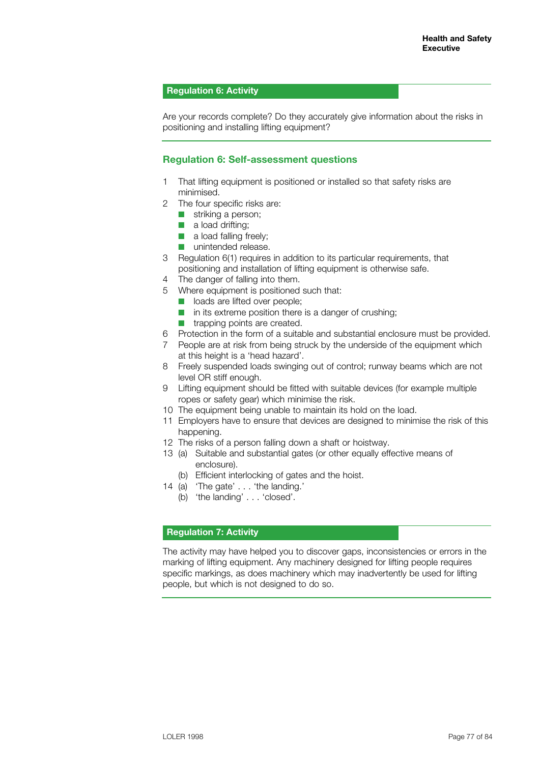## Regulation 6: Activity

Are your records complete? Do they accurately give information about the risks in positioning and installing lifting equipment?

## Regulation 6: Self-assessment questions

1. That lifting equipment is positioned or installed so that safety risks are minimised.
2. The four specific risks are:
   - striking a person;
   - a load drifting;
   - a load falling freely;
   - unintended release.
3. Regulation 6(1) requires in addition to its particular requirements, that positioning and installation of lifting equipment is otherwise safe.
4. The danger of falling into them.
5. Where equipment is positioned such that:
   - loads are lifted over people;
   - in its extreme position there is a danger of crushing;
   - trapping points are created.
6. Protection in the form of a suitable and substantial enclosure must be provided.
7. People are at risk from being struck by the underside of the equipment which at this height is a 'head hazard'.
8. Freely suspended loads swinging out of control; runway beams which are not level OR stiff enough.
9. Lifting equipment should be fitted with suitable devices (for example multiple ropes or safety gear) which minimise the risk.
10. The equipment being unable to maintain its hold on the load.
11. Employers have to ensure that devices are designed to minimise the risk of this happening.
12. The risks of a person falling down a shaft or hoistway.
13. (a) Suitable and substantial gates (or other equally effective means of enclosure).
    (b) Efficient interlocking of gates and the hoist.
14. (a) 'The gate' . . . 'the landing.'
    (b) 'the landing' . . . 'closed'.

## Regulation 7: Activity

The activity may have helped you to discover gaps, inconsistencies or errors in the marking of lifting equipment. Any machinery designed for lifting people requires specific markings, as does machinery which may inadvertently be used for lifting people, but which is not designed to do so.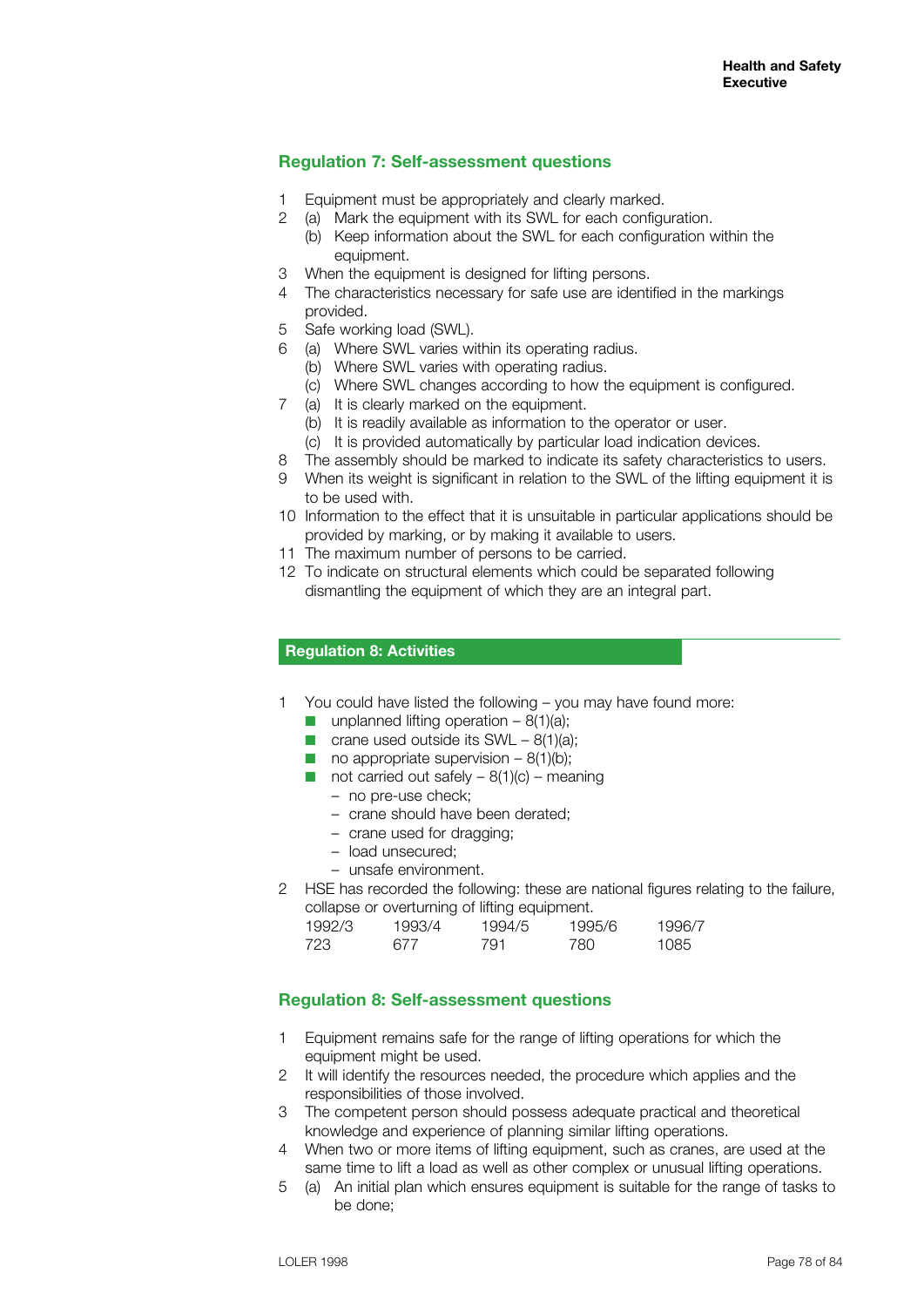## Regulation 7: Self-assessment questions

1. Equipment must be appropriately and clearly marked.
2. (a) Mark the equipment with its SWL for each configuration.
   (b) Keep information about the SWL for each configuration within the equipment.
3. When the equipment is designed for lifting persons.
4. The characteristics necessary for safe use are identified in the markings provided.
5. Safe working load (SWL).
6. (a) Where SWL varies within its operating radius.
   (b) Where SWL varies with operating radius.
   (c) Where SWL changes according to how the equipment is configured.
7. (a) It is clearly marked on the equipment.
   (b) It is readily available as information to the operator or user.
   (c) It is provided automatically by particular load indication devices.
8. The assembly should be marked to indicate its safety characteristics to users.
9. When its weight is significant in relation to the SWL of the lifting equipment it is to be used with.
10. Information to the effect that it is unsuitable in particular applications should be provided by marking, or by making it available to users.
11. The maximum number of persons to be carried.
12. To indicate on structural elements which could be separated following dismantling the equipment of which they are an integral part.

## Regulation 8: Activities

1. You could have listed the following – you may have found more:
   - unplanned lifting operation – 8(1)(a);
   - crane used outside its SWL – 8(1)(a);
   - no appropriate supervision – 8(1)(b);
   - not carried out safely – 8(1)(c) – meaning
     - no pre-use check;
     - crane should have been derated;
     - crane used for dragging;
     - load unsecured;
     - unsafe environment.
2. HSE has recorded the following: these are national figures relating to the failure, collapse or overturning of lifting equipment.

| 1992/3 | 1993/4 | 1994/5 | 1995/6 | 1996/7 |
|---|---|---|---|---|
| 723 | 677 | 791 | 780 | 1085 |

## Regulation 8: Self-assessment questions

1. Equipment remains safe for the range of lifting operations for which the equipment might be used.
2. It will identify the resources needed, the procedure which applies and the responsibilities of those involved.
3. The competent person should possess adequate practical and theoretical knowledge and experience of planning similar lifting operations.
4. When two or more items of lifting equipment, such as cranes, are used at the same time to lift a load as well as other complex or unusual lifting operations.
5. (a) An initial plan which ensures equipment is suitable for the range of tasks to be done;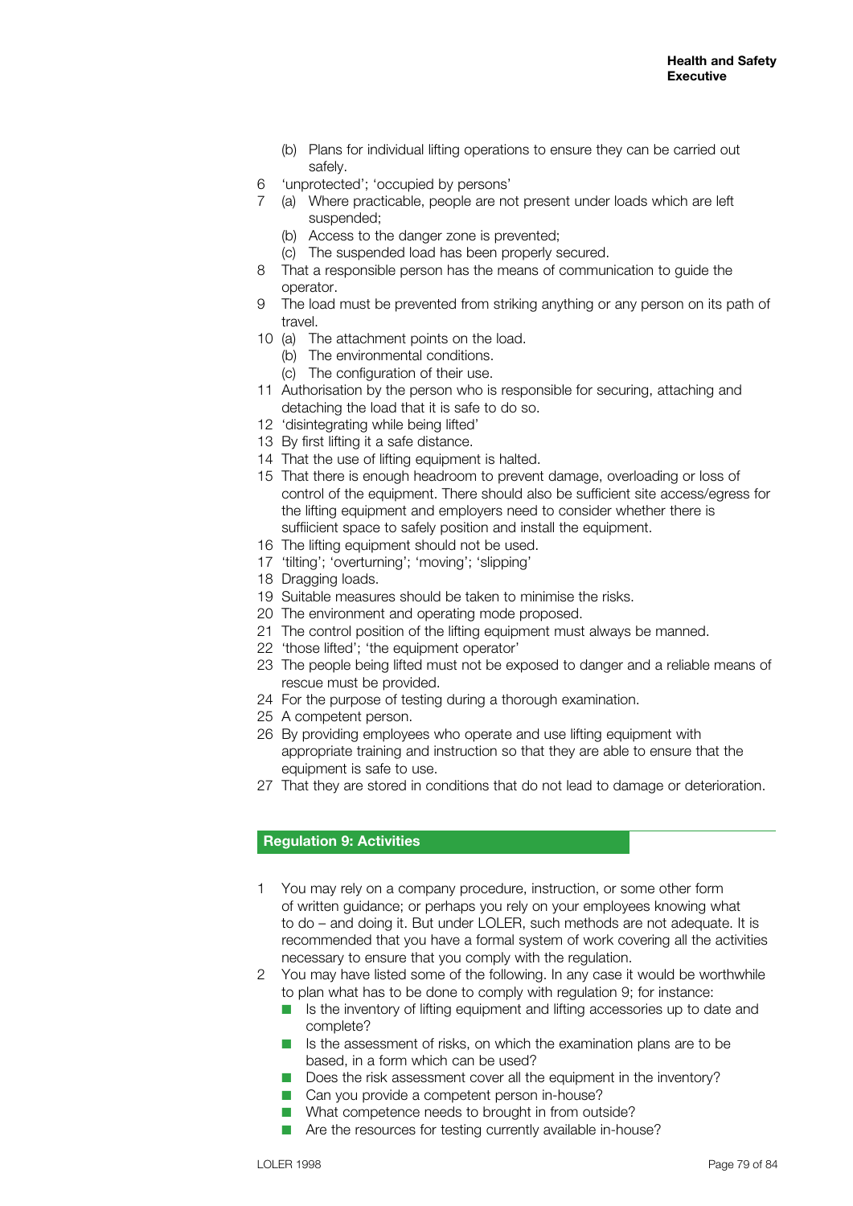(b) Plans for individual lifting operations to ensure they can be carried out safely.

6 'unprotected'; 'occupied by persons'

7 (a) Where practicable, people are not present under loads which are left suspended;
  (b) Access to the danger zone is prevented;
  (c) The suspended load has been properly secured.

8 That a responsible person has the means of communication to guide the operator.

9 The load must be prevented from striking anything or any person on its path of travel.

10 (a) The attachment points on the load.
  (b) The environmental conditions.
  (c) The configuration of their use.

11 Authorisation by the person who is responsible for securing, attaching and detaching the load that it is safe to do so.

12 'disintegrating while being lifted'

13 By first lifting it a safe distance.

14 That the use of lifting equipment is halted.

15 That there is enough headroom to prevent damage, overloading or loss of control of the equipment. There should also be sufficient site access/egress for the lifting equipment and employers need to consider whether there is suffiicient space to safely position and install the equipment.

16 The lifting equipment should not be used.

17 'tilting'; 'overturning'; 'moving'; 'slipping'

18 Dragging loads.

19 Suitable measures should be taken to minimise the risks.

20 The environment and operating mode proposed.

21 The control position of the lifting equipment must always be manned.

22 'those lifted'; 'the equipment operator'

23 The people being lifted must not be exposed to danger and a reliable means of rescue must be provided.

24 For the purpose of testing during a thorough examination.

25 A competent person.

26 By providing employees who operate and use lifting equipment with appropriate training and instruction so that they are able to ensure that the equipment is safe to use.

27 That they are stored in conditions that do not lead to damage or deterioration.

## Regulation 9: Activities

1 You may rely on a company procedure, instruction, or some other form of written guidance; or perhaps you rely on your employees knowing what to do – and doing it. But under LOLER, such methods are not adequate. It is recommended that you have a formal system of work covering all the activities necessary to ensure that you comply with the regulation.

2 You may have listed some of the following. In any case it would be worthwhile to plan what has to be done to comply with regulation 9; for instance:

- Is the inventory of lifting equipment and lifting accessories up to date and complete?
- Is the assessment of risks, on which the examination plans are to be based, in a form which can be used?
- Does the risk assessment cover all the equipment in the inventory?
- Can you provide a competent person in-house?
- What competence needs to brought in from outside?
- Are the resources for testing currently available in-house?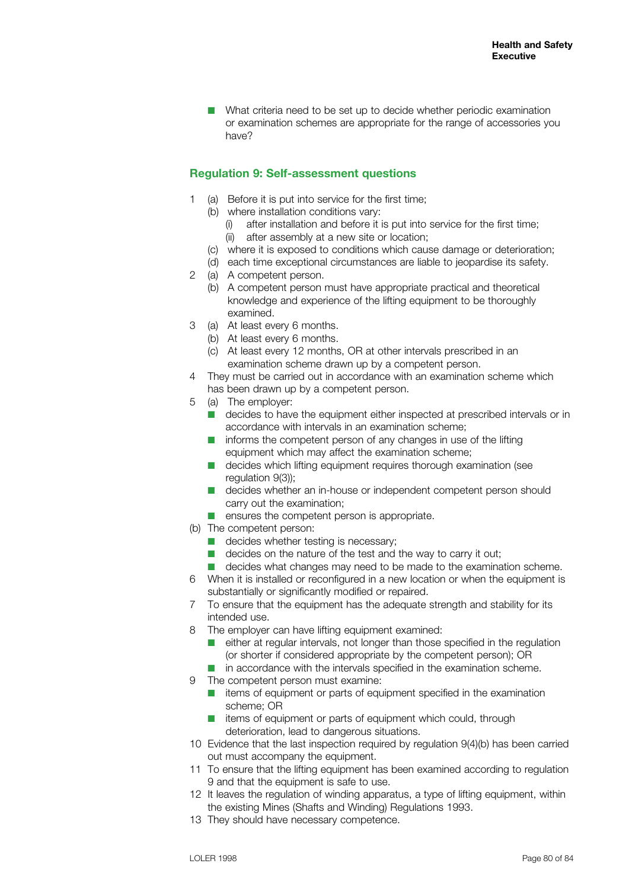- What criteria need to be set up to decide whether periodic examination or examination schemes are appropriate for the range of accessories you have?

## Regulation 9: Self-assessment questions

1. (a) Before it is put into service for the first time;
   (b) where installation conditions vary:
      (i) after installation and before it is put into service for the first time;
      (ii) after assembly at a new site or location;
   (c) where it is exposed to conditions which cause damage or deterioration;
   (d) each time exceptional circumstances are liable to jeopardise its safety.
2. (a) A competent person.
   (b) A competent person must have appropriate practical and theoretical knowledge and experience of the lifting equipment to be thoroughly examined.
3. (a) At least every 6 months.
   (b) At least every 6 months.
   (c) At least every 12 months, OR at other intervals prescribed in an examination scheme drawn up by a competent person.
4. They must be carried out in accordance with an examination scheme which has been drawn up by a competent person.
5. (a) The employer:
   - decides to have the equipment either inspected at prescribed intervals or in accordance with intervals in an examination scheme;
   - informs the competent person of any changes in use of the lifting equipment which may affect the examination scheme;
   - decides which lifting equipment requires thorough examination (see regulation 9(3));
   - decides whether an in-house or independent competent person should carry out the examination;
   - ensures the competent person is appropriate.

   (b) The competent person:
   - decides whether testing is necessary;
   - decides on the nature of the test and the way to carry it out;
   - decides what changes may need to be made to the examination scheme.
6. When it is installed or reconfigured in a new location or when the equipment is substantially or significantly modified or repaired.
7. To ensure that the equipment has the adequate strength and stability for its intended use.
8. The employer can have lifting equipment examined:
   - either at regular intervals, not longer than those specified in the regulation (or shorter if considered appropriate by the competent person); OR
   - in accordance with the intervals specified in the examination scheme.
9. The competent person must examine:
   - items of equipment or parts of equipment specified in the examination scheme; OR
   - items of equipment or parts of equipment which could, through deterioration, lead to dangerous situations.
10. Evidence that the last inspection required by regulation 9(4)(b) has been carried out must accompany the equipment.
11. To ensure that the lifting equipment has been examined according to regulation 9 and that the equipment is safe to use.
12. It leaves the regulation of winding apparatus, a type of lifting equipment, within the existing Mines (Shafts and Winding) Regulations 1993.
13. They should have necessary competence.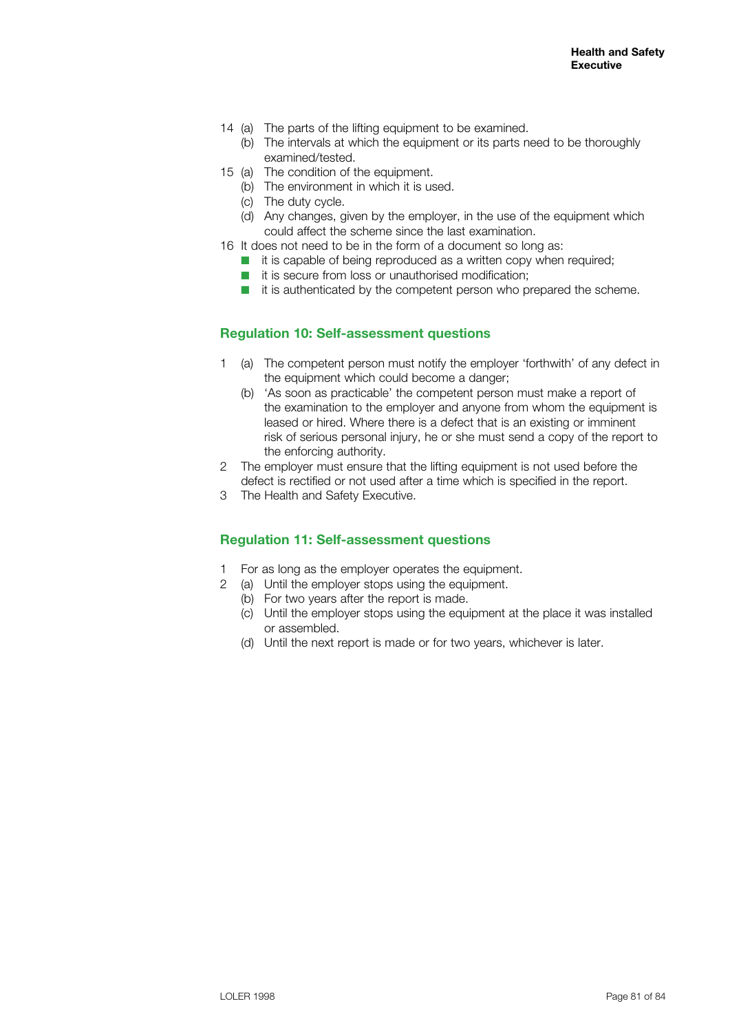14 (a) The parts of the lifting equipment to be examined.
   (b) The intervals at which the equipment or its parts need to be thoroughly examined/tested.

15 (a) The condition of the equipment.
   (b) The environment in which it is used.
   (c) The duty cycle.
   (d) Any changes, given by the employer, in the use of the equipment which could affect the scheme since the last examination.

16 It does not need to be in the form of a document so long as:
- it is capable of being reproduced as a written copy when required;
- it is secure from loss or unauthorised modification;
- it is authenticated by the competent person who prepared the scheme.

## Regulation 10: Self-assessment questions

1 (a) The competent person must notify the employer 'forthwith' of any defect in the equipment which could become a danger;
  (b) 'As soon as practicable' the competent person must make a report of the examination to the employer and anyone from whom the equipment is leased or hired. Where there is a defect that is an existing or imminent risk of serious personal injury, he or she must send a copy of the report to the enforcing authority.

2 The employer must ensure that the lifting equipment is not used before the defect is rectified or not used after a time which is specified in the report.

3 The Health and Safety Executive.

## Regulation 11: Self-assessment questions

1 For as long as the employer operates the equipment.

2 (a) Until the employer stops using the equipment.
  (b) For two years after the report is made.
  (c) Until the employer stops using the equipment at the place it was installed or assembled.
  (d) Until the next report is made or for two years, whichever is later.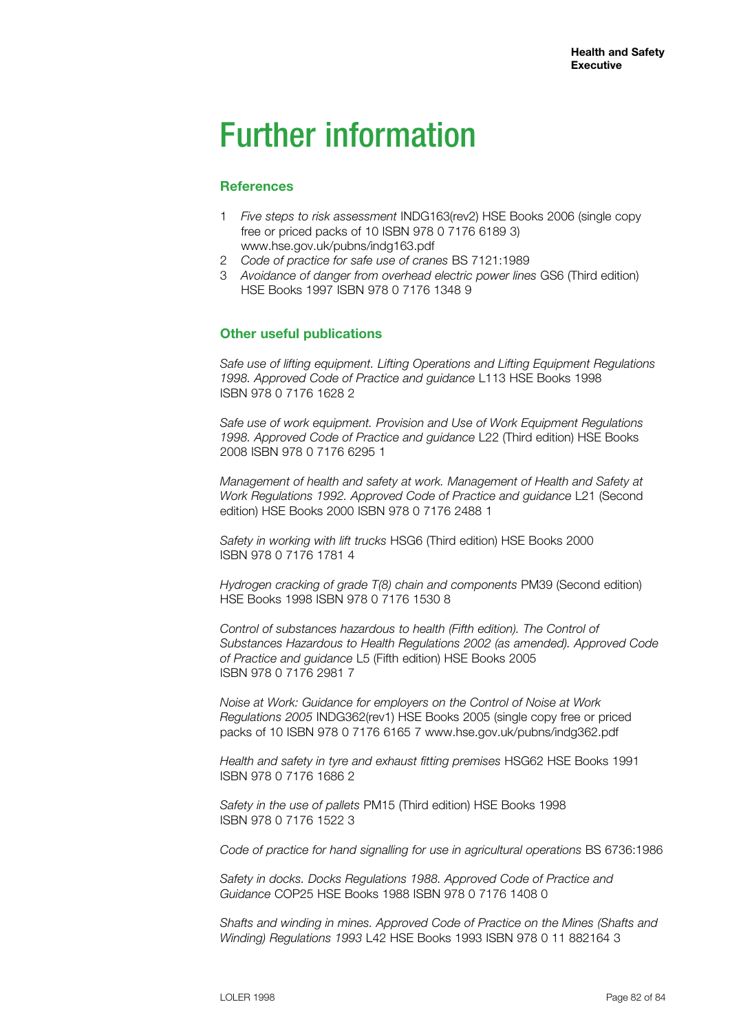# Further information

## References

1. *Five steps to risk assessment* INDG163(rev2) HSE Books 2006 (single copy free or priced packs of 10 ISBN 978 0 7176 6189 3) www.hse.gov.uk/pubns/indg163.pdf
2. *Code of practice for safe use of cranes* BS 7121:1989
3. *Avoidance of danger from overhead electric power lines* GS6 (Third edition) HSE Books 1997 ISBN 978 0 7176 1348 9

## Other useful publications

*Safe use of lifting equipment. Lifting Operations and Lifting Equipment Regulations 1998. Approved Code of Practice and guidance* L113 HSE Books 1998 ISBN 978 0 7176 1628 2

*Safe use of work equipment. Provision and Use of Work Equipment Regulations 1998. Approved Code of Practice and guidance* L22 (Third edition) HSE Books 2008 ISBN 978 0 7176 6295 1

*Management of health and safety at work. Management of Health and Safety at Work Regulations 1992. Approved Code of Practice and guidance* L21 (Second edition) HSE Books 2000 ISBN 978 0 7176 2488 1

*Safety in working with lift trucks* HSG6 (Third edition) HSE Books 2000 ISBN 978 0 7176 1781 4

*Hydrogen cracking of grade T(8) chain and components* PM39 (Second edition) HSE Books 1998 ISBN 978 0 7176 1530 8

*Control of substances hazardous to health (Fifth edition). The Control of Substances Hazardous to Health Regulations 2002 (as amended). Approved Code of Practice and guidance* L5 (Fifth edition) HSE Books 2005 ISBN 978 0 7176 2981 7

*Noise at Work: Guidance for employers on the Control of Noise at Work Regulations 2005* INDG362(rev1) HSE Books 2005 (single copy free or priced packs of 10 ISBN 978 0 7176 6165 7 www.hse.gov.uk/pubns/indg362.pdf

*Health and safety in tyre and exhaust fitting premises* HSG62 HSE Books 1991 ISBN 978 0 7176 1686 2

*Safety in the use of pallets* PM15 (Third edition) HSE Books 1998 ISBN 978 0 7176 1522 3

*Code of practice for hand signalling for use in agricultural operations* BS 6736:1986

*Safety in docks. Docks Regulations 1988. Approved Code of Practice and Guidance* COP25 HSE Books 1988 ISBN 978 0 7176 1408 0

*Shafts and winding in mines. Approved Code of Practice on the Mines (Shafts and Winding) Regulations 1993* L42 HSE Books 1993 ISBN 978 0 11 882164 3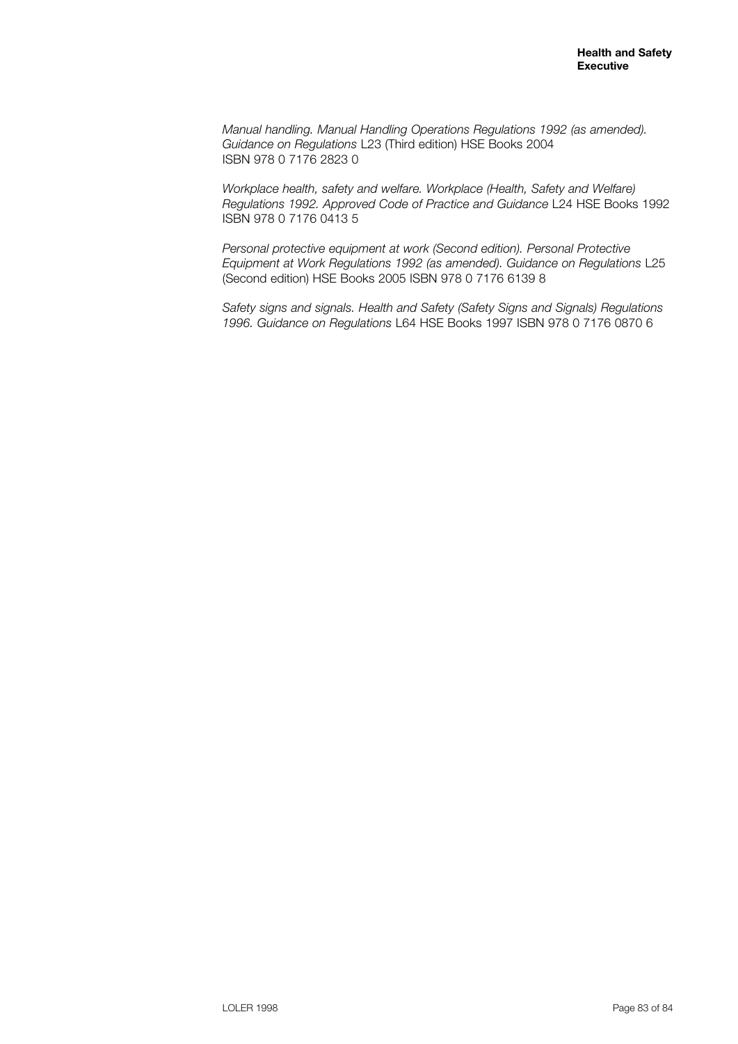*Manual handling. Manual Handling Operations Regulations 1992 (as amended). Guidance on Regulations* L23 (Third edition) HSE Books 2004 ISBN 978 0 7176 2823 0

*Workplace health, safety and welfare. Workplace (Health, Safety and Welfare) Regulations 1992. Approved Code of Practice and Guidance* L24 HSE Books 1992 ISBN 978 0 7176 0413 5

*Personal protective equipment at work (Second edition). Personal Protective Equipment at Work Regulations 1992 (as amended). Guidance on Regulations* L25 (Second edition) HSE Books 2005 ISBN 978 0 7176 6139 8

*Safety signs and signals. Health and Safety (Safety Signs and Signals) Regulations 1996. Guidance on Regulations* L64 HSE Books 1997 ISBN 978 0 7176 0870 6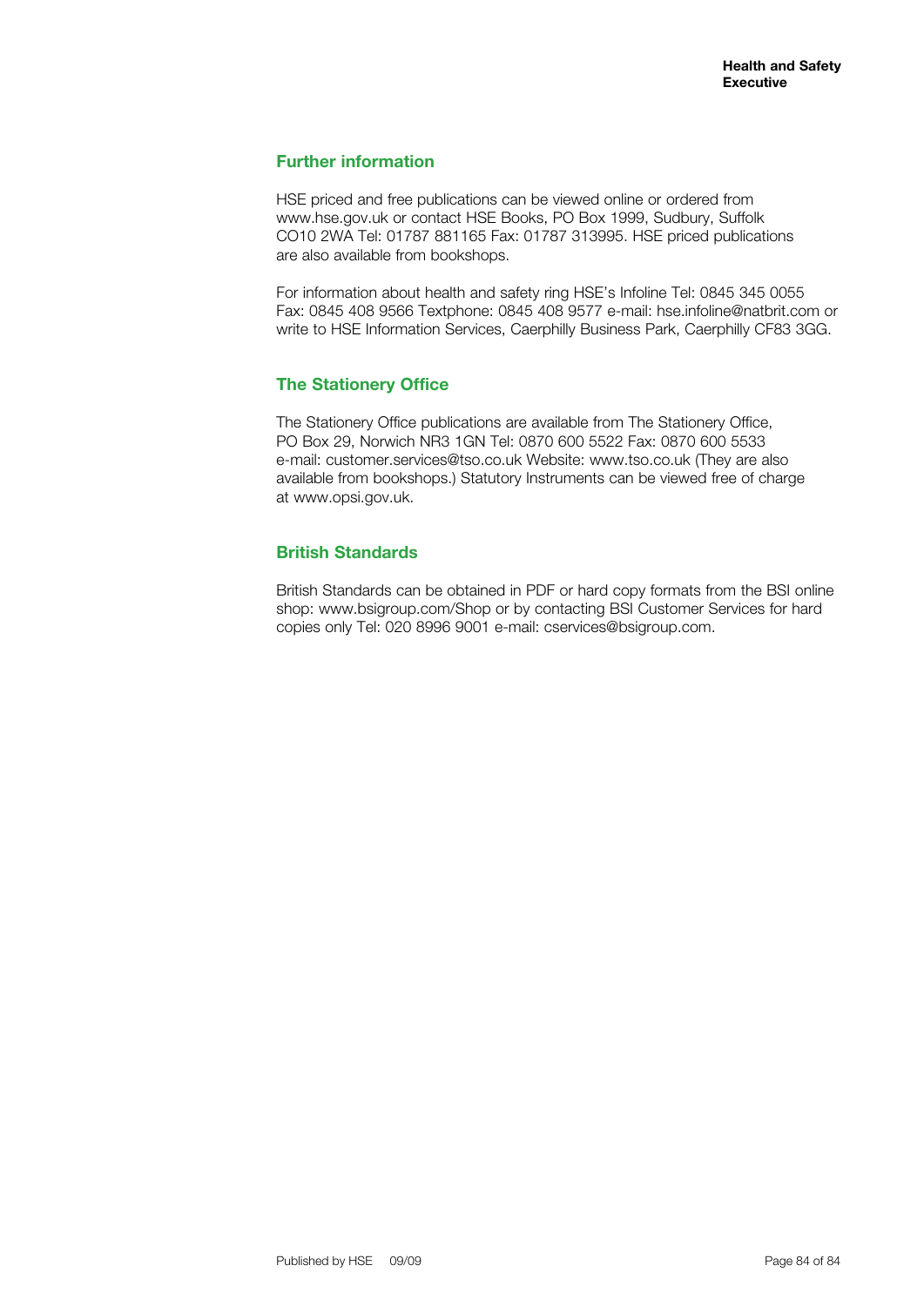## Further information

HSE priced and free publications can be viewed online or ordered from www.hse.gov.uk or contact HSE Books, PO Box 1999, Sudbury, Suffolk CO10 2WA Tel: 01787 881165 Fax: 01787 313995. HSE priced publications are also available from bookshops.

For information about health and safety ring HSE's Infoline Tel: 0845 345 0055 Fax: 0845 408 9566 Textphone: 0845 408 9577 e-mail: hse.infoline@natbrit.com or write to HSE Information Services, Caerphilly Business Park, Caerphilly CF83 3GG.

## The Stationery Office

The Stationery Office publications are available from The Stationery Office, PO Box 29, Norwich NR3 1GN Tel: 0870 600 5522 Fax: 0870 600 5533 e-mail: customer.services@tso.co.uk Website: www.tso.co.uk (They are also available from bookshops.) Statutory Instruments can be viewed free of charge at www.opsi.gov.uk.

## British Standards

British Standards can be obtained in PDF or hard copy formats from the BSI online shop: www.bsigroup.com/Shop or by contacting BSI Customer Services for hard copies only Tel: 020 8996 9001 e-mail: cservices@bsigroup.com.

Published by HSE 09/09